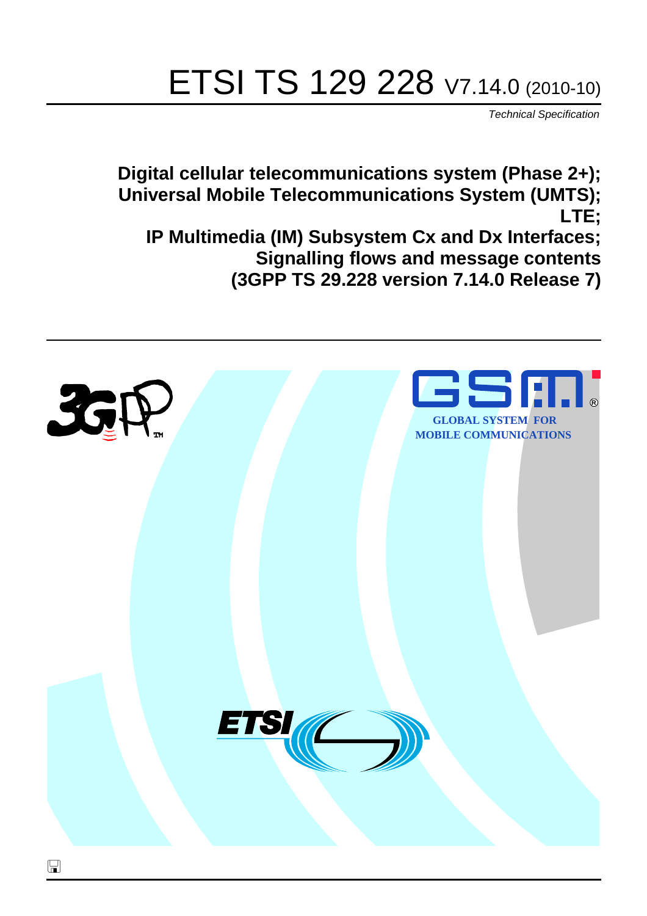# ETSI TS 129 228 V7.14.0 (2010-10)

*Technical Specification*

**Digital cellular telecommunications system (Phase 2+);
Universal Mobile Telecommunications System (UMTS);
LTE;
IP Multimedia (IM) Subsystem Cx and Dx Interfaces;
Signalling flows and message contents
(3GPP TS 29.228 version 7.14.0 Release 7)**

GLOBAL SYSTEM FOR MOBILE COMMUNICATIONS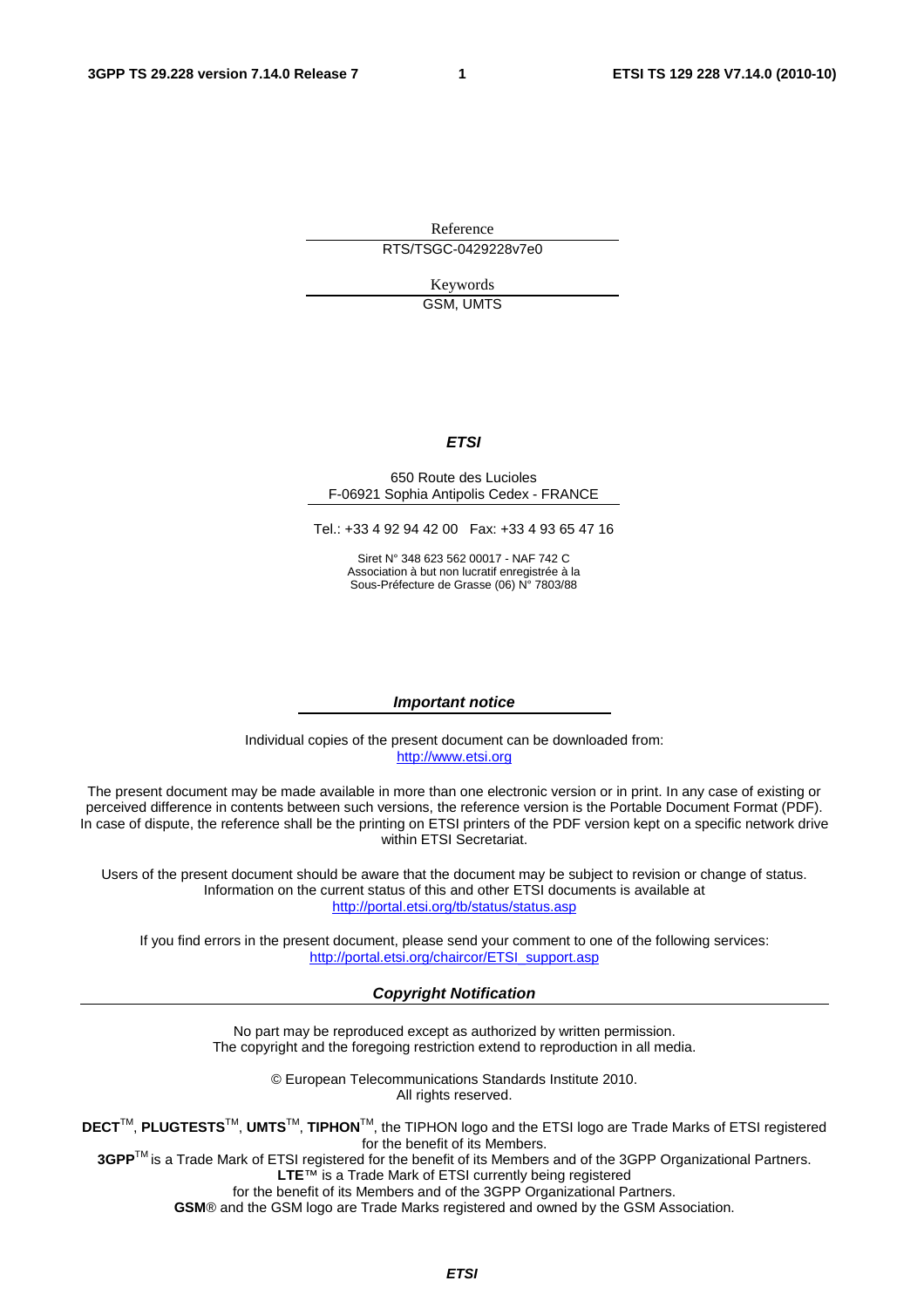Reference

RTS/TSGC-0429228v7e0

Keywords

GSM, UMTS

***ETSI***

650 Route des Lucioles
F-06921 Sophia Antipolis Cedex - FRANCE

Tel.: +33 4 92 94 42 00 Fax: +33 4 93 65 47 16

Siret N° 348 623 562 00017 - NAF 742 C
Association à but non lucratif enregistrée à la
Sous-Préfecture de Grasse (06) N° 7803/88

***Important notice***

Individual copies of the present document can be downloaded from:
http://www.etsi.org

The present document may be made available in more than one electronic version or in print. In any case of existing or perceived difference in contents between such versions, the reference version is the Portable Document Format (PDF). In case of dispute, the reference shall be the printing on ETSI printers of the PDF version kept on a specific network drive within ETSI Secretariat.

Users of the present document should be aware that the document may be subject to revision or change of status. Information on the current status of this and other ETSI documents is available at
http://portal.etsi.org/tb/status/status.asp

If you find errors in the present document, please send your comment to one of the following services:
http://portal.etsi.org/chaircor/ETSI_support.asp

***Copyright Notification***

No part may be reproduced except as authorized by written permission.
The copyright and the foregoing restriction extend to reproduction in all media.

© European Telecommunications Standards Institute 2010.
All rights reserved.

**DECT**™, **PLUGTESTS**™, **UMTS**™, **TIPHON**™, the TIPHON logo and the ETSI logo are Trade Marks of ETSI registered for the benefit of its Members.
**3GPP**™ is a Trade Mark of ETSI registered for the benefit of its Members and of the 3GPP Organizational Partners.
**LTE**™ is a Trade Mark of ETSI currently being registered
for the benefit of its Members and of the 3GPP Organizational Partners.
**GSM**® and the GSM logo are Trade Marks registered and owned by the GSM Association.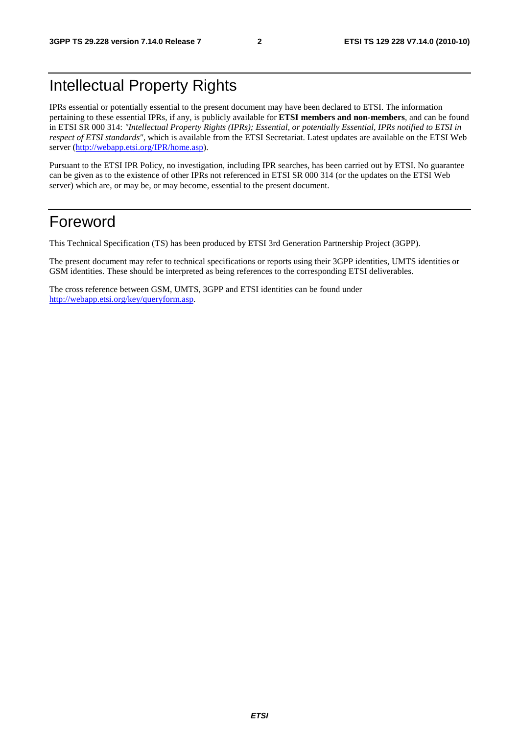# Intellectual Property Rights

IPRs essential or potentially essential to the present document may have been declared to ETSI. The information pertaining to these essential IPRs, if any, is publicly available for **ETSI members and non-members**, and can be found in ETSI SR 000 314: *"Intellectual Property Rights (IPRs); Essential, or potentially Essential, IPRs notified to ETSI in respect of ETSI standards"*, which is available from the ETSI Secretariat. Latest updates are available on the ETSI Web server (http://webapp.etsi.org/IPR/home.asp).

Pursuant to the ETSI IPR Policy, no investigation, including IPR searches, has been carried out by ETSI. No guarantee can be given as to the existence of other IPRs not referenced in ETSI SR 000 314 (or the updates on the ETSI Web server) which are, or may be, or may become, essential to the present document.

# Foreword

This Technical Specification (TS) has been produced by ETSI 3rd Generation Partnership Project (3GPP).

The present document may refer to technical specifications or reports using their 3GPP identities, UMTS identities or GSM identities. These should be interpreted as being references to the corresponding ETSI deliverables.

The cross reference between GSM, UMTS, 3GPP and ETSI identities can be found under http://webapp.etsi.org/key/queryform.asp.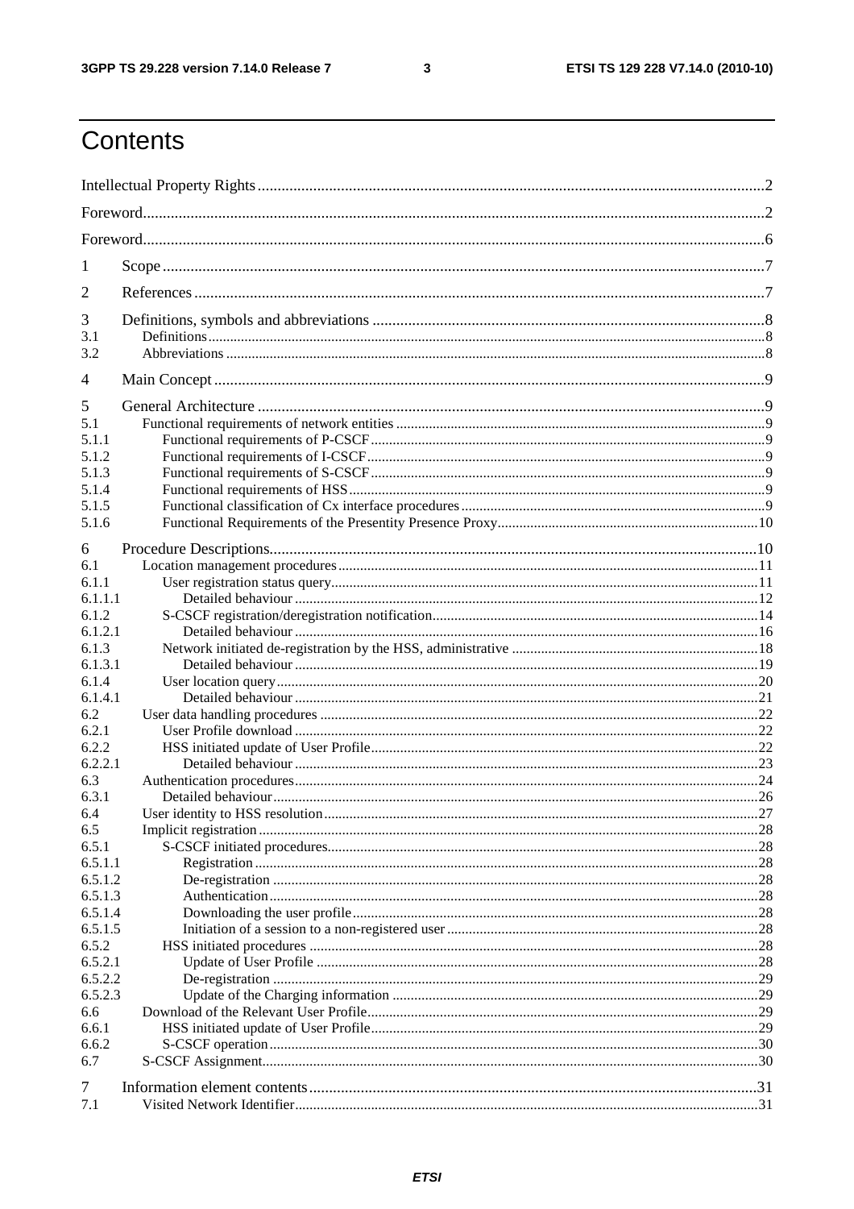# Contents

Intellectual Property Rights ............................................................ 2

Foreword ............................................................ 2

Foreword ............................................................ 6

1 Scope ............................................................ 7

2 References ............................................................ 7

3 Definitions, symbols and abbreviations ............................................................ 8

3.1 Definitions ............................................................ 8

3.2 Abbreviations ............................................................ 8

4 Main Concept ............................................................ 9

5 General Architecture ............................................................ 9

5.1 Functional requirements of network entities ............................................................ 9

5.1.1 Functional requirements of P-CSCF ............................................................ 9

5.1.2 Functional requirements of I-CSCF ............................................................ 9

5.1.3 Functional requirements of S-CSCF ............................................................ 9

5.1.4 Functional requirements of HSS ............................................................ 9

5.1.5 Functional classification of Cx interface procedures ............................................................ 9

5.1.6 Functional Requirements of the Presentity Presence Proxy ............................................................ 10

6 Procedure Descriptions ............................................................ 10

6.1 Location management procedures ............................................................ 11

6.1.1 User registration status query ............................................................ 11

6.1.1.1 Detailed behaviour ............................................................ 12

6.1.2 S-CSCF registration/deregistration notification ............................................................ 14

6.1.2.1 Detailed behaviour ............................................................ 16

6.1.3 Network initiated de-registration by the HSS, administrative ............................................................ 18

6.1.3.1 Detailed behaviour ............................................................ 19

6.1.4 User location query ............................................................ 20

6.1.4.1 Detailed behaviour ............................................................ 21

6.2 User data handling procedures ............................................................ 22

6.2.1 User Profile download ............................................................ 22

6.2.2 HSS initiated update of User Profile ............................................................ 22

6.2.2.1 Detailed behaviour ............................................................ 23

6.3 Authentication procedures ............................................................ 24

6.3.1 Detailed behaviour ............................................................ 26

6.4 User identity to HSS resolution ............................................................ 27

6.5 Implicit registration ............................................................ 28

6.5.1 S-CSCF initiated procedures ............................................................ 28

6.5.1.1 Registration ............................................................ 28

6.5.1.2 De-registration ............................................................ 28

6.5.1.3 Authentication ............................................................ 28

6.5.1.4 Downloading the user profile ............................................................ 28

6.5.1.5 Initiation of a session to a non-registered user ............................................................ 28

6.5.2 HSS initiated procedures ............................................................ 28

6.5.2.1 Update of User Profile ............................................................ 28

6.5.2.2 De-registration ............................................................ 29

6.5.2.3 Update of the Charging information ............................................................ 29

6.6 Download of the Relevant User Profile ............................................................ 29

6.6.1 HSS initiated update of User Profile ............................................................ 29

6.6.2 S-CSCF operation ............................................................ 30

6.7 S-CSCF Assignment ............................................................ 30

7 Information element contents ............................................................ 31

7.1 Visited Network Identifier ............................................................ 31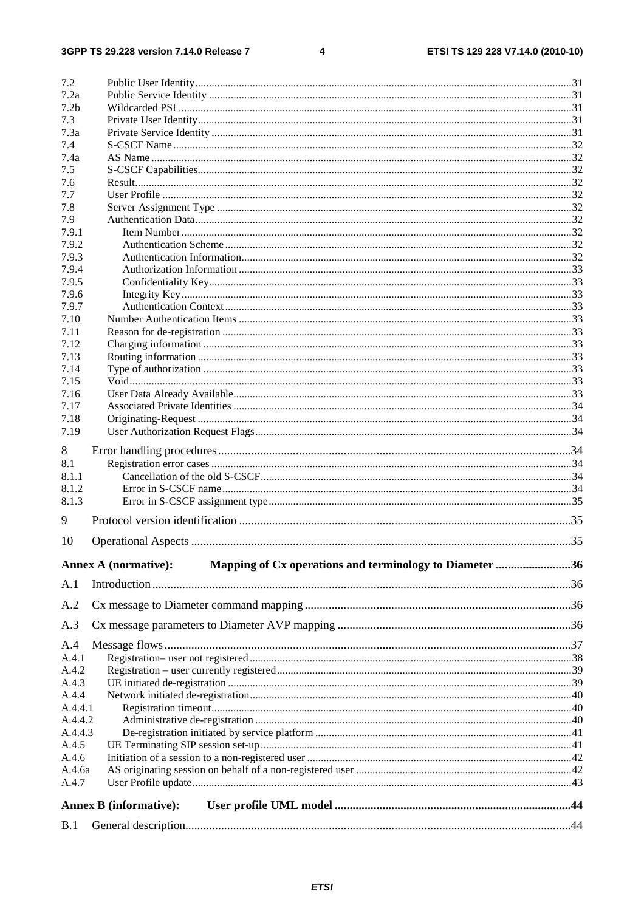7.2 Public User Identity ........................................................................................................................................31
7.2a Public Service Identity ...................................................................................................................................31
7.2b Wildcarded PSI ..............................................................................................................................................31
7.3 Private User Identity........................................................................................................................................31
7.3a Private Service Identity ..................................................................................................................................31
7.4 S-CSCF Name .................................................................................................................................................32
7.4a AS Name .........................................................................................................................................................32
7.5 S-CSCF Capabilities........................................................................................................................................32
7.6 Result...............................................................................................................................................................32
7.7 User Profile .....................................................................................................................................................32
7.8 Server Assignment Type .................................................................................................................................32
7.9 Authentication Data.........................................................................................................................................32
7.9.1 Item Number..............................................................................................................................................32
7.9.2 Authentication Scheme..............................................................................................................................32
7.9.3 Authentication Information........................................................................................................................32
7.9.4 Authorization Information .........................................................................................................................33
7.9.5 Confidentiality Key....................................................................................................................................33
7.9.6 Integrity Key..............................................................................................................................................33
7.9.7 Authentication Context..............................................................................................................................33
7.10 Number Authentication Items .........................................................................................................................33
7.11 Reason for de-registration ...............................................................................................................................33
7.12 Charging information ......................................................................................................................................33
7.13 Routing information ........................................................................................................................................33
7.14 Type of authorization ......................................................................................................................................33
7.15 Void.................................................................................................................................................................33
7.16 User Data Already Available...........................................................................................................................33
7.17 Associated Private Identities ...........................................................................................................................34
7.18 Originating-Request ........................................................................................................................................34
7.19 User Authorization Request Flags...................................................................................................................34

8 Error handling procedures.....................................................................................................................34
8.1 Registration error cases ...................................................................................................................................34
8.1.1 Cancellation of the old S-CSCF.................................................................................................................34
8.1.2 Error in S-CSCF name...............................................................................................................................34
8.1.3 Error in S-CSCF assignment type..............................................................................................................35

9 Protocol version identification ..............................................................................................................35

10 Operational Aspects ..............................................................................................................................35

**Annex A (normative): Mapping of Cx operations and terminology to Diameter .........................36**

A.1 Introduction...........................................................................................................................................36

A.2 Cx message to Diameter command mapping.........................................................................................36

A.3 Cx message parameters to Diameter AVP mapping ..............................................................................36

A.4 Message flows.......................................................................................................................................37
A.4.1 Registration– user not registered.....................................................................................................................38
A.4.2 Registration – user currently registered...........................................................................................................39
A.4.3 UE initiated de-registration .............................................................................................................................39
A.4.4 Network initiated de-registration.....................................................................................................................40
A.4.4.1 Registration timeout...................................................................................................................................40
A.4.4.2 Administrative de-registration ...................................................................................................................40
A.4.4.3 De-registration initiated by service platform .............................................................................................41
A.4.5 UE Terminating SIP session set-up.................................................................................................................41
A.4.6 Initiation of a session to a non-registered user ................................................................................................42
A.4.6a AS originating session on behalf of a non-registered user ..............................................................................42
A.4.7 User Profile update..........................................................................................................................................43

**Annex B (informative): User profile UML model ..............................................................................44**

B.1 General description...............................................................................................................................44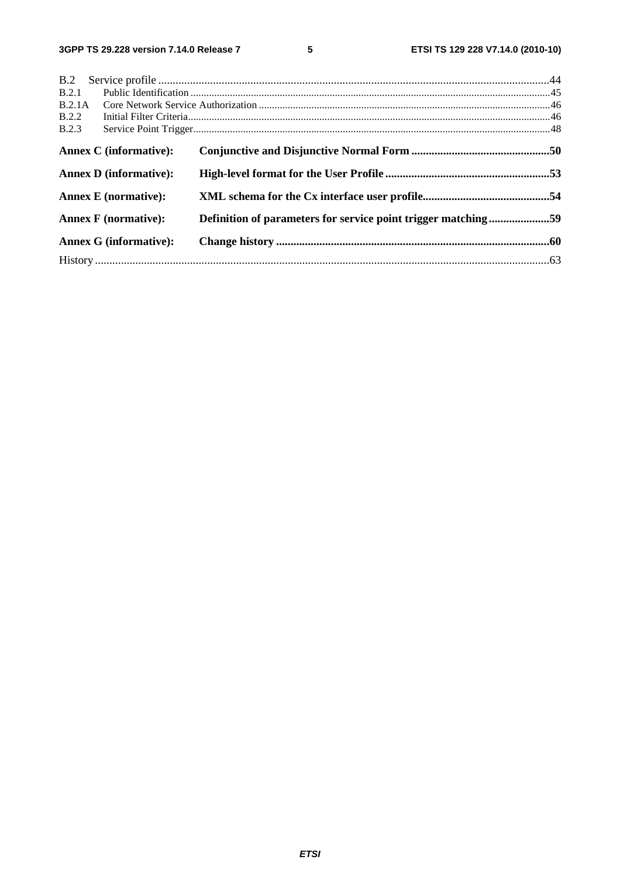B.2 Service profile ....................................................................................................................................44
B.2.1 Public Identification ...........................................................................................................................45
B.2.1A Core Network Service Authorization ................................................................................................46
B.2.2 Initial Filter Criteria............................................................................................................................46
B.2.3 Service Point Trigger..........................................................................................................................48

**Annex C (informative): Conjunctive and Disjunctive Normal Form ................................................50**

**Annex D (informative): High-level format for the User Profile .........................................................53**

**Annex E (normative): XML schema for the Cx interface user profile............................................54**

**Annex F (normative): Definition of parameters for service point trigger matching .....................59**

**Annex G (informative): Change history ..............................................................................................60**

History ..............................................................................................................................................................63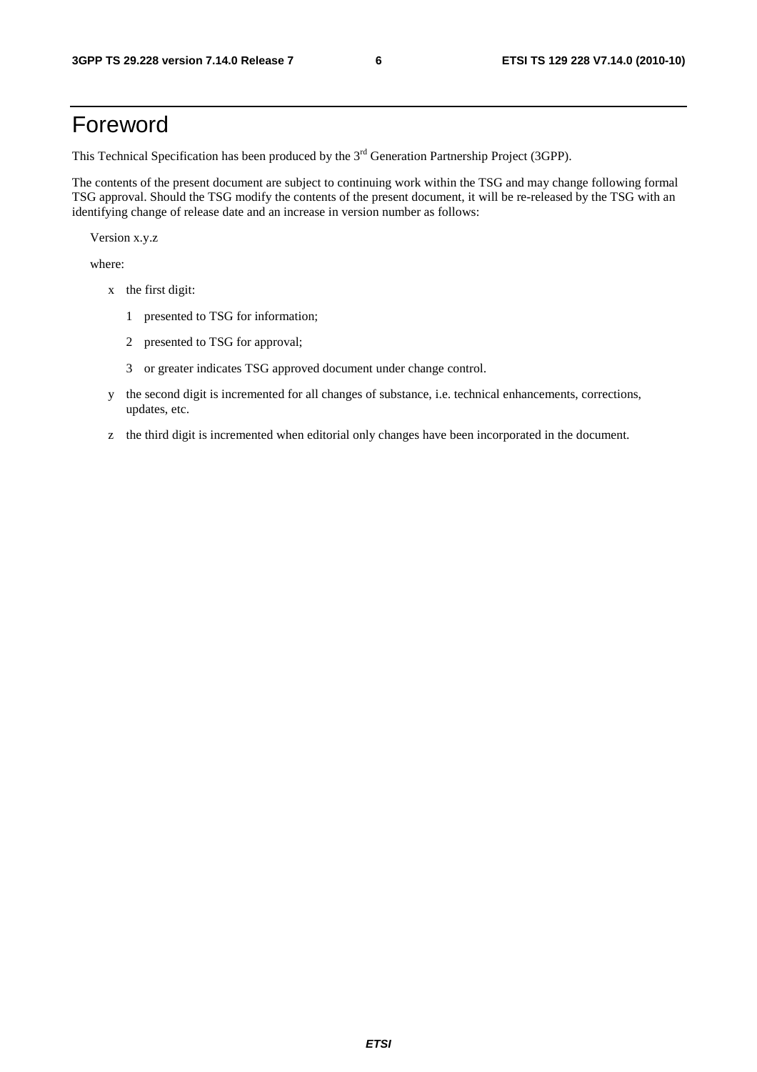# Foreword

This Technical Specification has been produced by the 3rd Generation Partnership Project (3GPP).

The contents of the present document are subject to continuing work within the TSG and may change following formal TSG approval. Should the TSG modify the contents of the present document, it will be re-released by the TSG with an identifying change of release date and an increase in version number as follows:

Version x.y.z

where:

- x the first digit:
  - 1 presented to TSG for information;
  - 2 presented to TSG for approval;
  - 3 or greater indicates TSG approved document under change control.
- y the second digit is incremented for all changes of substance, i.e. technical enhancements, corrections, updates, etc.
- z the third digit is incremented when editorial only changes have been incorporated in the document.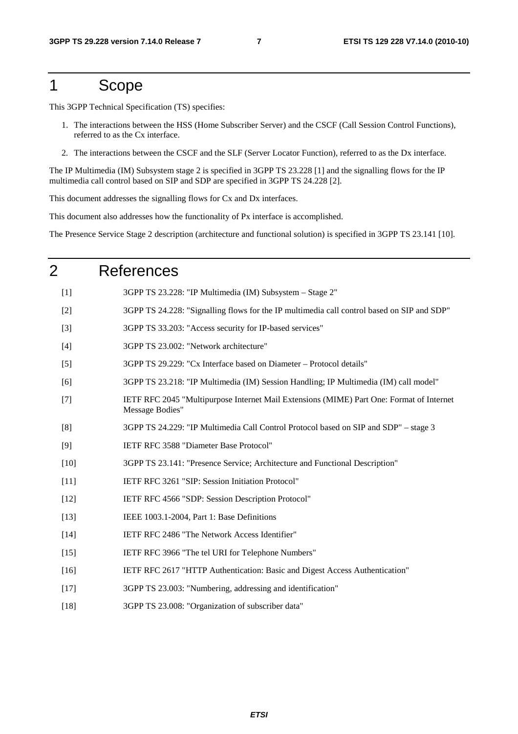# 1 Scope

This 3GPP Technical Specification (TS) specifies:

1. The interactions between the HSS (Home Subscriber Server) and the CSCF (Call Session Control Functions), referred to as the Cx interface.
2. The interactions between the CSCF and the SLF (Server Locator Function), referred to as the Dx interface.

The IP Multimedia (IM) Subsystem stage 2 is specified in 3GPP TS 23.228 [1] and the signalling flows for the IP multimedia call control based on SIP and SDP are specified in 3GPP TS 24.228 [2].

This document addresses the signalling flows for Cx and Dx interfaces.

This document also addresses how the functionality of Px interface is accomplished.

The Presence Service Stage 2 description (architecture and functional solution) is specified in 3GPP TS 23.141 [10].

# 2 References

[1] 3GPP TS 23.228: "IP Multimedia (IM) Subsystem – Stage 2"

[2] 3GPP TS 24.228: "Signalling flows for the IP multimedia call control based on SIP and SDP"

[3] 3GPP TS 33.203: "Access security for IP-based services"

[4] 3GPP TS 23.002: "Network architecture"

[5] 3GPP TS 29.229: "Cx Interface based on Diameter – Protocol details"

[6] 3GPP TS 23.218: "IP Multimedia (IM) Session Handling; IP Multimedia (IM) call model"

[7] IETF RFC 2045 "Multipurpose Internet Mail Extensions (MIME) Part One: Format of Internet Message Bodies"

[8] 3GPP TS 24.229: "IP Multimedia Call Control Protocol based on SIP and SDP" – stage 3

[9] IETF RFC 3588 "Diameter Base Protocol"

[10] 3GPP TS 23.141: "Presence Service; Architecture and Functional Description"

[11] IETF RFC 3261 "SIP: Session Initiation Protocol"

[12] IETF RFC 4566 "SDP: Session Description Protocol"

[13] IEEE 1003.1-2004, Part 1: Base Definitions

[14] IETF RFC 2486 "The Network Access Identifier"

[15] IETF RFC 3966 "The tel URI for Telephone Numbers"

[16] IETF RFC 2617 "HTTP Authentication: Basic and Digest Access Authentication"

[17] 3GPP TS 23.003: "Numbering, addressing and identification"

[18] 3GPP TS 23.008: "Organization of subscriber data"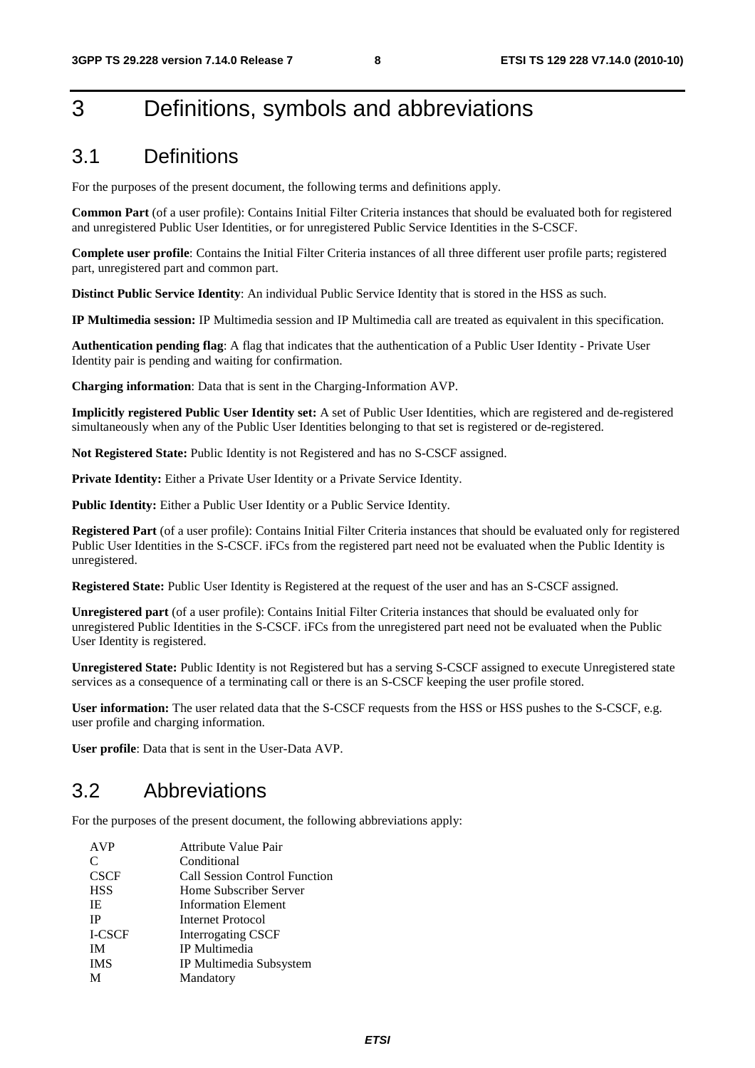# 3 Definitions, symbols and abbreviations

## 3.1 Definitions

For the purposes of the present document, the following terms and definitions apply.

**Common Part** (of a user profile): Contains Initial Filter Criteria instances that should be evaluated both for registered and unregistered Public User Identities, or for unregistered Public Service Identities in the S-CSCF.

**Complete user profile**: Contains the Initial Filter Criteria instances of all three different user profile parts; registered part, unregistered part and common part.

**Distinct Public Service Identity**: An individual Public Service Identity that is stored in the HSS as such.

**IP Multimedia session:** IP Multimedia session and IP Multimedia call are treated as equivalent in this specification.

**Authentication pending flag**: A flag that indicates that the authentication of a Public User Identity - Private User Identity pair is pending and waiting for confirmation.

**Charging information**: Data that is sent in the Charging-Information AVP.

**Implicitly registered Public User Identity set:** A set of Public User Identities, which are registered and de-registered simultaneously when any of the Public User Identities belonging to that set is registered or de-registered.

**Not Registered State:** Public Identity is not Registered and has no S-CSCF assigned.

**Private Identity:** Either a Private User Identity or a Private Service Identity.

**Public Identity:** Either a Public User Identity or a Public Service Identity.

**Registered Part** (of a user profile): Contains Initial Filter Criteria instances that should be evaluated only for registered Public User Identities in the S-CSCF. iFCs from the registered part need not be evaluated when the Public Identity is unregistered.

**Registered State:** Public User Identity is Registered at the request of the user and has an S-CSCF assigned.

**Unregistered part** (of a user profile): Contains Initial Filter Criteria instances that should be evaluated only for unregistered Public Identities in the S-CSCF. iFCs from the unregistered part need not be evaluated when the Public User Identity is registered.

**Unregistered State:** Public Identity is not Registered but has a serving S-CSCF assigned to execute Unregistered state services as a consequence of a terminating call or there is an S-CSCF keeping the user profile stored.

**User information:** The user related data that the S-CSCF requests from the HSS or HSS pushes to the S-CSCF, e.g. user profile and charging information.

**User profile**: Data that is sent in the User-Data AVP.

## 3.2 Abbreviations

For the purposes of the present document, the following abbreviations apply:

| | |
|---|---|
| AVP | Attribute Value Pair |
| C | Conditional |
| CSCF | Call Session Control Function |
| HSS | Home Subscriber Server |
| IE | Information Element |
| IP | Internet Protocol |
| I-CSCF | Interrogating CSCF |
| IM | IP Multimedia |
| IMS | IP Multimedia Subsystem |
| M | Mandatory |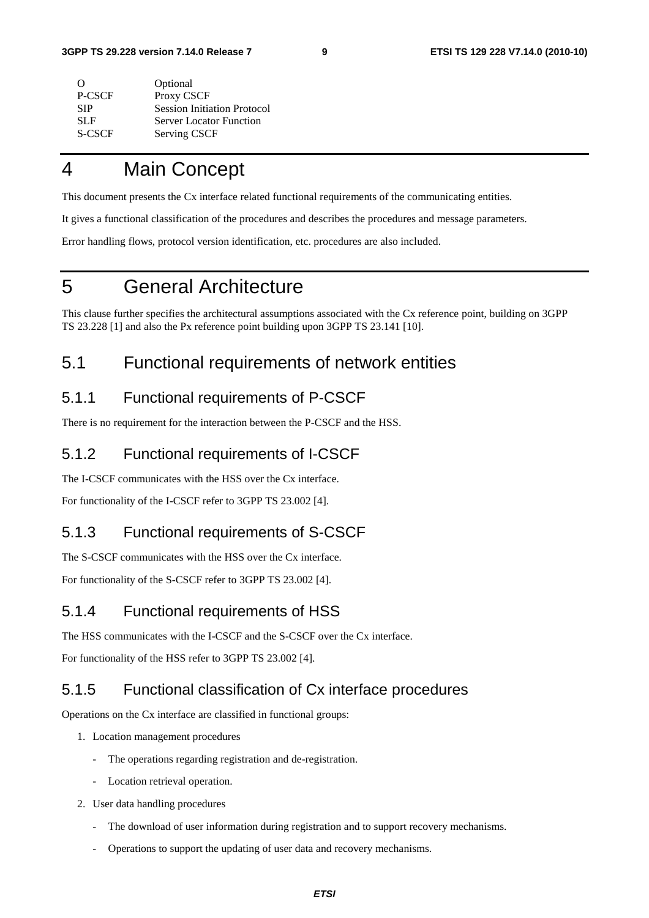| | |
|---|---|
| O | Optional |
| P-CSCF | Proxy CSCF |
| SIP | Session Initiation Protocol |
| SLF | Server Locator Function |
| S-CSCF | Serving CSCF |

# 4 Main Concept

This document presents the Cx interface related functional requirements of the communicating entities.

It gives a functional classification of the procedures and describes the procedures and message parameters.

Error handling flows, protocol version identification, etc. procedures are also included.

# 5 General Architecture

This clause further specifies the architectural assumptions associated with the Cx reference point, building on 3GPP TS 23.228 [1] and also the Px reference point building upon 3GPP TS 23.141 [10].

## 5.1 Functional requirements of network entities

### 5.1.1 Functional requirements of P-CSCF

There is no requirement for the interaction between the P-CSCF and the HSS.

### 5.1.2 Functional requirements of I-CSCF

The I-CSCF communicates with the HSS over the Cx interface.

For functionality of the I-CSCF refer to 3GPP TS 23.002 [4].

### 5.1.3 Functional requirements of S-CSCF

The S-CSCF communicates with the HSS over the Cx interface.

For functionality of the S-CSCF refer to 3GPP TS 23.002 [4].

### 5.1.4 Functional requirements of HSS

The HSS communicates with the I-CSCF and the S-CSCF over the Cx interface.

For functionality of the HSS refer to 3GPP TS 23.002 [4].

### 5.1.5 Functional classification of Cx interface procedures

Operations on the Cx interface are classified in functional groups:

1. Location management procedures
   - The operations regarding registration and de-registration.
   - Location retrieval operation.
2. User data handling procedures
   - The download of user information during registration and to support recovery mechanisms.
   - Operations to support the updating of user data and recovery mechanisms.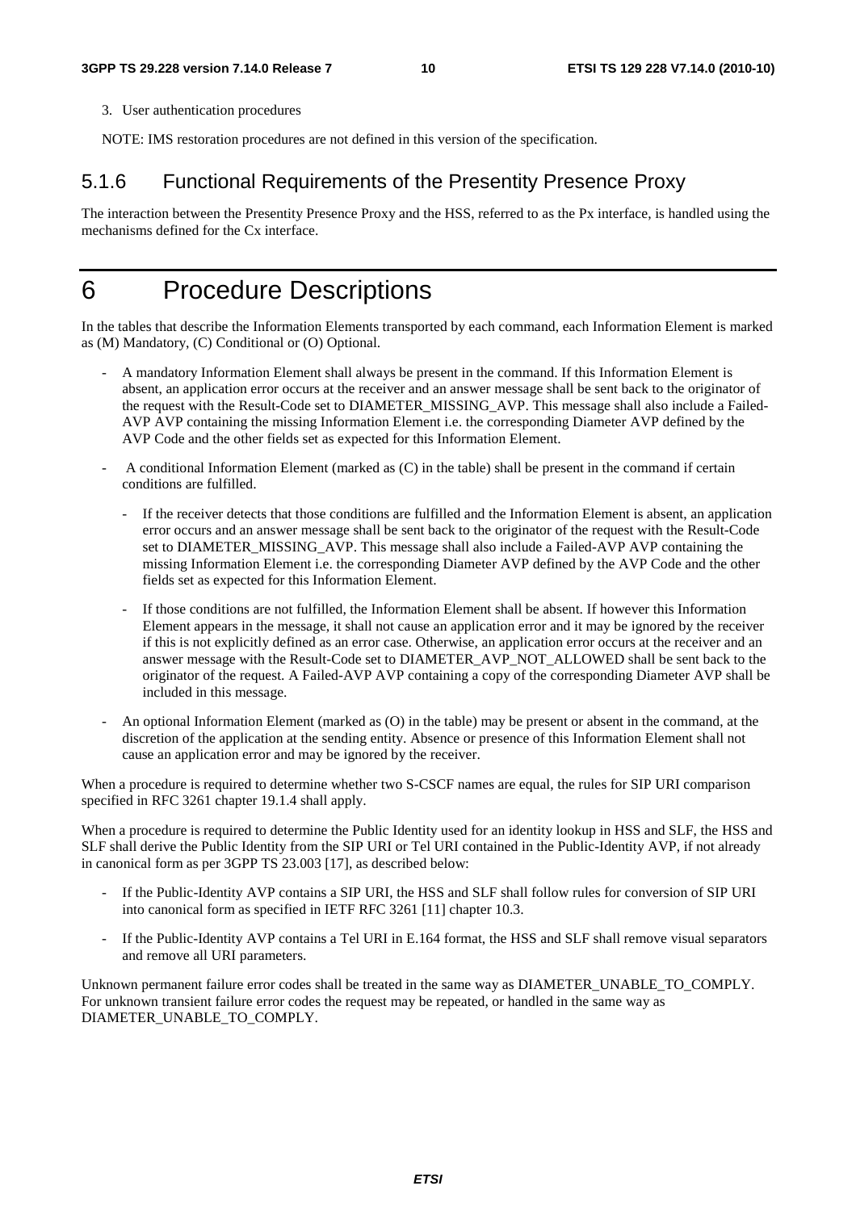3. User authentication procedures

NOTE: IMS restoration procedures are not defined in this version of the specification.

### 5.1.6 Functional Requirements of the Presentity Presence Proxy

The interaction between the Presentity Presence Proxy and the HSS, referred to as the Px interface, is handled using the mechanisms defined for the Cx interface.

# 6 Procedure Descriptions

In the tables that describe the Information Elements transported by each command, each Information Element is marked as (M) Mandatory, (C) Conditional or (O) Optional.

- A mandatory Information Element shall always be present in the command. If this Information Element is absent, an application error occurs at the receiver and an answer message shall be sent back to the originator of the request with the Result-Code set to DIAMETER_MISSING_AVP. This message shall also include a Failed-AVP AVP containing the missing Information Element i.e. the corresponding Diameter AVP defined by the AVP Code and the other fields set as expected for this Information Element.
- A conditional Information Element (marked as (C) in the table) shall be present in the command if certain conditions are fulfilled.
  - If the receiver detects that those conditions are fulfilled and the Information Element is absent, an application error occurs and an answer message shall be sent back to the originator of the request with the Result-Code set to DIAMETER_MISSING_AVP. This message shall also include a Failed-AVP AVP containing the missing Information Element i.e. the corresponding Diameter AVP defined by the AVP Code and the other fields set as expected for this Information Element.
  - If those conditions are not fulfilled, the Information Element shall be absent. If however this Information Element appears in the message, it shall not cause an application error and it may be ignored by the receiver if this is not explicitly defined as an error case. Otherwise, an application error occurs at the receiver and an answer message with the Result-Code set to DIAMETER_AVP_NOT_ALLOWED shall be sent back to the originator of the request. A Failed-AVP AVP containing a copy of the corresponding Diameter AVP shall be included in this message.
- An optional Information Element (marked as (O) in the table) may be present or absent in the command, at the discretion of the application at the sending entity. Absence or presence of this Information Element shall not cause an application error and may be ignored by the receiver.

When a procedure is required to determine whether two S-CSCF names are equal, the rules for SIP URI comparison specified in RFC 3261 chapter 19.1.4 shall apply.

When a procedure is required to determine the Public Identity used for an identity lookup in HSS and SLF, the HSS and SLF shall derive the Public Identity from the SIP URI or Tel URI contained in the Public-Identity AVP, if not already in canonical form as per 3GPP TS 23.003 [17], as described below:

- If the Public-Identity AVP contains a SIP URI, the HSS and SLF shall follow rules for conversion of SIP URI into canonical form as specified in IETF RFC 3261 [11] chapter 10.3.
- If the Public-Identity AVP contains a Tel URI in E.164 format, the HSS and SLF shall remove visual separators and remove all URI parameters.

Unknown permanent failure error codes shall be treated in the same way as DIAMETER_UNABLE_TO_COMPLY. For unknown transient failure error codes the request may be repeated, or handled in the same way as DIAMETER_UNABLE_TO_COMPLY.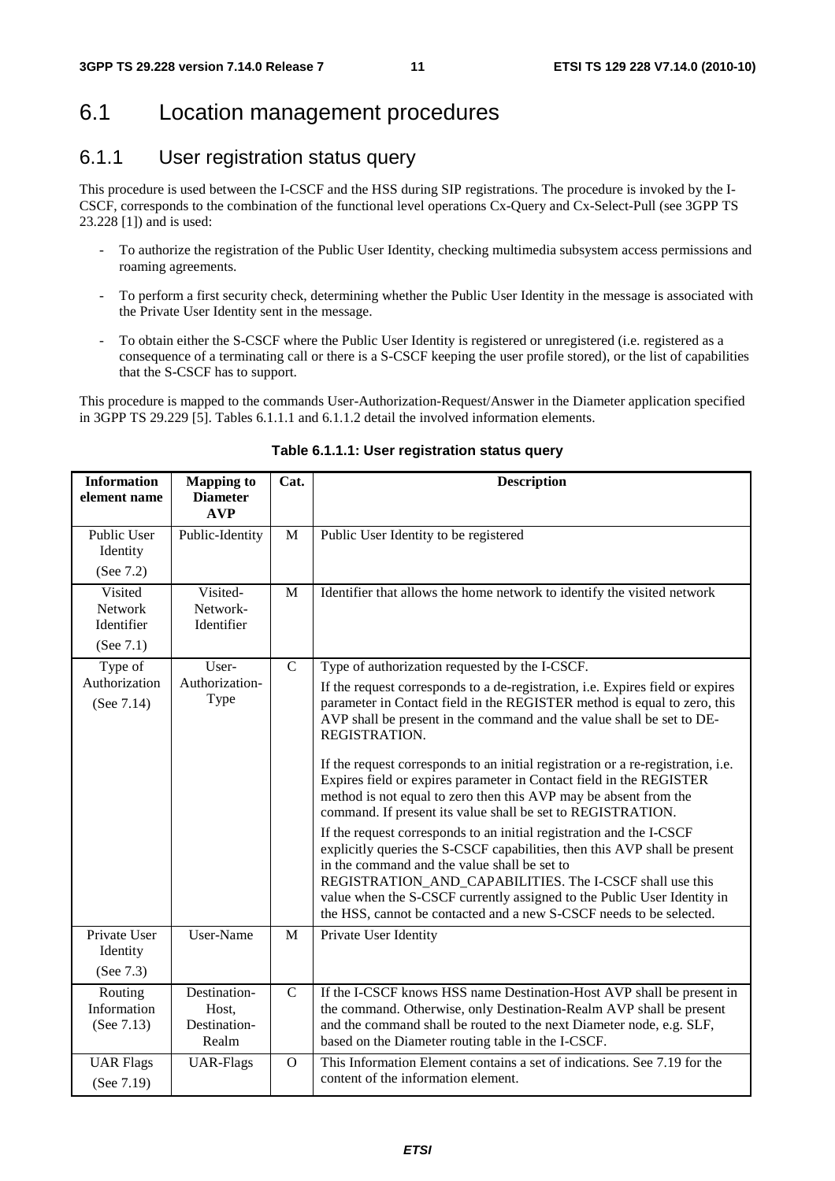# 6.1 Location management procedures

## 6.1.1 User registration status query

This procedure is used between the I-CSCF and the HSS during SIP registrations. The procedure is invoked by the I-CSCF, corresponds to the combination of the functional level operations Cx-Query and Cx-Select-Pull (see 3GPP TS 23.228 [1]) and is used:

- To authorize the registration of the Public User Identity, checking multimedia subsystem access permissions and roaming agreements.
- To perform a first security check, determining whether the Public User Identity in the message is associated with the Private User Identity sent in the message.
- To obtain either the S-CSCF where the Public User Identity is registered or unregistered (i.e. registered as a consequence of a terminating call or there is a S-CSCF keeping the user profile stored), or the list of capabilities that the S-CSCF has to support.

This procedure is mapped to the commands User-Authorization-Request/Answer in the Diameter application specified in 3GPP TS 29.229 [5]. Tables 6.1.1.1 and 6.1.1.2 detail the involved information elements.

**Table 6.1.1.1: User registration status query**

| Information element name | Mapping to Diameter AVP | Cat. | Description |
|---|---|---|---|
| Public User Identity (See 7.2) | Public-Identity | M | Public User Identity to be registered |
| Visited Network Identifier (See 7.1) | Visited-Network-Identifier | M | Identifier that allows the home network to identify the visited network |
| Type of Authorization (See 7.14) | User-Authorization-Type | C | Type of authorization requested by the I-CSCF.<br>If the request corresponds to a de-registration, i.e. Expires field or expires parameter in Contact field in the REGISTER method is equal to zero, this AVP shall be present in the command and the value shall be set to DE-REGISTRATION.<br>If the request corresponds to an initial registration or a re-registration, i.e. Expires field or expires parameter in Contact field in the REGISTER method is not equal to zero then this AVP may be absent from the command. If present its value shall be set to REGISTRATION.<br>If the request corresponds to an initial registration and the I-CSCF explicitly queries the S-CSCF capabilities, then this AVP shall be present in the command and the value shall be set to REGISTRATION_AND_CAPABILITIES. The I-CSCF shall use this value when the S-CSCF currently assigned to the Public User Identity in the HSS, cannot be contacted and a new S-CSCF needs to be selected. |
| Private User Identity (See 7.3) | User-Name | M | Private User Identity |
| Routing Information (See 7.13) | Destination-Host, Destination-Realm | C | If the I-CSCF knows HSS name Destination-Host AVP shall be present in the command. Otherwise, only Destination-Realm AVP shall be present and the command shall be routed to the next Diameter node, e.g. SLF, based on the Diameter routing table in the I-CSCF. |
| UAR Flags (See 7.19) | UAR-Flags | O | This Information Element contains a set of indications. See 7.19 for the content of the information element. |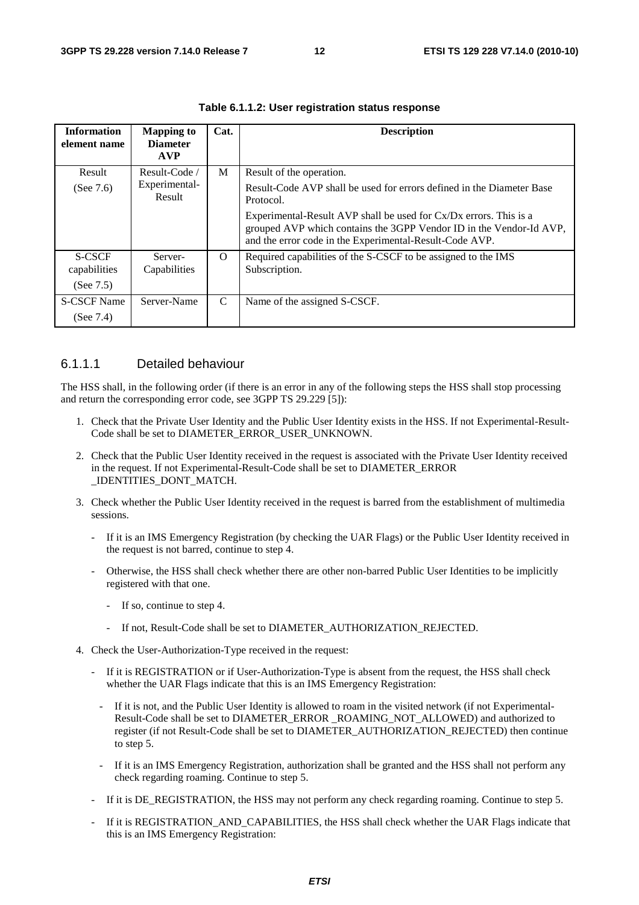**Table 6.1.1.2: User registration status response**

| Information element name | Mapping to Diameter AVP | Cat. | Description |
|---|---|---|---|
| Result (See 7.6) | Result-Code / Experimental-Result | M | Result of the operation.<br>Result-Code AVP shall be used for errors defined in the Diameter Base Protocol.<br>Experimental-Result AVP shall be used for Cx/Dx errors. This is a grouped AVP which contains the 3GPP Vendor ID in the Vendor-Id AVP, and the error code in the Experimental-Result-Code AVP. |
| S-CSCF capabilities (See 7.5) | Server-Capabilities | O | Required capabilities of the S-CSCF to be assigned to the IMS Subscription. |
| S-CSCF Name (See 7.4) | Server-Name | C | Name of the assigned S-CSCF. |

### 6.1.1.1 Detailed behaviour

The HSS shall, in the following order (if there is an error in any of the following steps the HSS shall stop processing and return the corresponding error code, see 3GPP TS 29.229 [5]):

1. Check that the Private User Identity and the Public User Identity exists in the HSS. If not Experimental-Result-Code shall be set to DIAMETER_ERROR_USER_UNKNOWN.
2. Check that the Public User Identity received in the request is associated with the Private User Identity received in the request. If not Experimental-Result-Code shall be set to DIAMETER_ERROR _IDENTITIES_DONT_MATCH.
3. Check whether the Public User Identity received in the request is barred from the establishment of multimedia sessions.
   - If it is an IMS Emergency Registration (by checking the UAR Flags) or the Public User Identity received in the request is not barred, continue to step 4.
   - Otherwise, the HSS shall check whether there are other non-barred Public User Identities to be implicitly registered with that one.
     - If so, continue to step 4.
     - If not, Result-Code shall be set to DIAMETER_AUTHORIZATION_REJECTED.
4. Check the User-Authorization-Type received in the request:
   - If it is REGISTRATION or if User-Authorization-Type is absent from the request, the HSS shall check whether the UAR Flags indicate that this is an IMS Emergency Registration:
     - If it is not, and the Public User Identity is allowed to roam in the visited network (if not Experimental-Result-Code shall be set to DIAMETER_ERROR _ROAMING_NOT_ALLOWED) and authorized to register (if not Result-Code shall be set to DIAMETER_AUTHORIZATION_REJECTED) then continue to step 5.
     - If it is an IMS Emergency Registration, authorization shall be granted and the HSS shall not perform any check regarding roaming. Continue to step 5.
   - If it is DE_REGISTRATION, the HSS may not perform any check regarding roaming. Continue to step 5.
   - If it is REGISTRATION_AND_CAPABILITIES, the HSS shall check whether the UAR Flags indicate that this is an IMS Emergency Registration: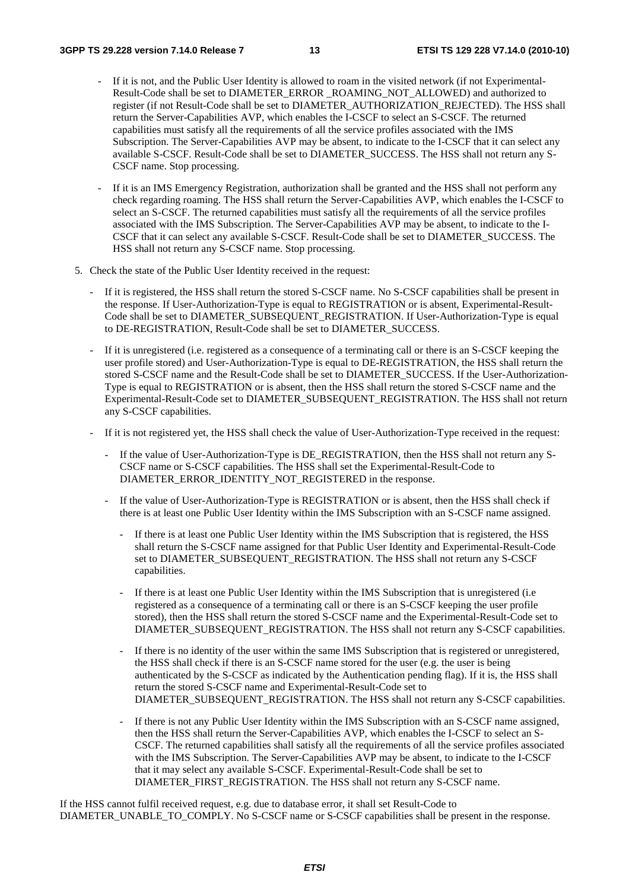- If it is not, and the Public User Identity is allowed to roam in the visited network (if not Experimental-Result-Code shall be set to DIAMETER_ERROR _ROAMING_NOT_ALLOWED) and authorized to register (if not Result-Code shall be set to DIAMETER_AUTHORIZATION_REJECTED). The HSS shall return the Server-Capabilities AVP, which enables the I-CSCF to select an S-CSCF. The returned capabilities must satisfy all the requirements of all the service profiles associated with the IMS Subscription. The Server-Capabilities AVP may be absent, to indicate to the I-CSCF that it can select any available S-CSCF. Result-Code shall be set to DIAMETER_SUCCESS. The HSS shall not return any S-CSCF name. Stop processing.

- If it is an IMS Emergency Registration, authorization shall be granted and the HSS shall not perform any check regarding roaming. The HSS shall return the Server-Capabilities AVP, which enables the I-CSCF to select an S-CSCF. The returned capabilities must satisfy all the requirements of all the service profiles associated with the IMS Subscription. The Server-Capabilities AVP may be absent, to indicate to the I-CSCF that it can select any available S-CSCF. Result-Code shall be set to DIAMETER_SUCCESS. The HSS shall not return any S-CSCF name. Stop processing.

5. Check the state of the Public User Identity received in the request:

   - If it is registered, the HSS shall return the stored S-CSCF name. No S-CSCF capabilities shall be present in the response. If User-Authorization-Type is equal to REGISTRATION or is absent, Experimental-Result-Code shall be set to DIAMETER_SUBSEQUENT_REGISTRATION. If User-Authorization-Type is equal to DE-REGISTRATION, Result-Code shall be set to DIAMETER_SUCCESS.

   - If it is unregistered (i.e. registered as a consequence of a terminating call or there is an S-CSCF keeping the user profile stored) and User-Authorization-Type is equal to DE-REGISTRATION, the HSS shall return the stored S-CSCF name and the Result-Code shall be set to DIAMETER_SUCCESS. If the User-Authorization-Type is equal to REGISTRATION or is absent, then the HSS shall return the stored S-CSCF name and the Experimental-Result-Code set to DIAMETER_SUBSEQUENT_REGISTRATION. The HSS shall not return any S-CSCF capabilities.

   - If it is not registered yet, the HSS shall check the value of User-Authorization-Type received in the request:

     - If the value of User-Authorization-Type is DE_REGISTRATION, then the HSS shall not return any S-CSCF name or S-CSCF capabilities. The HSS shall set the Experimental-Result-Code to DIAMETER_ERROR_IDENTITY_NOT_REGISTERED in the response.

     - If the value of User-Authorization-Type is REGISTRATION or is absent, then the HSS shall check if there is at least one Public User Identity within the IMS Subscription with an S-CSCF name assigned.

       - If there is at least one Public User Identity within the IMS Subscription that is registered, the HSS shall return the S-CSCF name assigned for that Public User Identity and Experimental-Result-Code set to DIAMETER_SUBSEQUENT_REGISTRATION. The HSS shall not return any S-CSCF capabilities.

       - If there is at least one Public User Identity within the IMS Subscription that is unregistered (i.e registered as a consequence of a terminating call or there is an S-CSCF keeping the user profile stored), then the HSS shall return the stored S-CSCF name and the Experimental-Result-Code set to DIAMETER_SUBSEQUENT_REGISTRATION. The HSS shall not return any S-CSCF capabilities.

       - If there is no identity of the user within the same IMS Subscription that is registered or unregistered, the HSS shall check if there is an S-CSCF name stored for the user (e.g. the user is being authenticated by the S-CSCF as indicated by the Authentication pending flag). If it is, the HSS shall return the stored S-CSCF name and Experimental-Result-Code set to DIAMETER_SUBSEQUENT_REGISTRATION. The HSS shall not return any S-CSCF capabilities.

       - If there is not any Public User Identity within the IMS Subscription with an S-CSCF name assigned, then the HSS shall return the Server-Capabilities AVP, which enables the I-CSCF to select an S-CSCF. The returned capabilities shall satisfy all the requirements of all the service profiles associated with the IMS Subscription. The Server-Capabilities AVP may be absent, to indicate to the I-CSCF that it may select any available S-CSCF. Experimental-Result-Code shall be set to DIAMETER_FIRST_REGISTRATION. The HSS shall not return any S-CSCF name.

If the HSS cannot fulfil received request, e.g. due to database error, it shall set Result-Code to DIAMETER_UNABLE_TO_COMPLY. No S-CSCF name or S-CSCF capabilities shall be present in the response.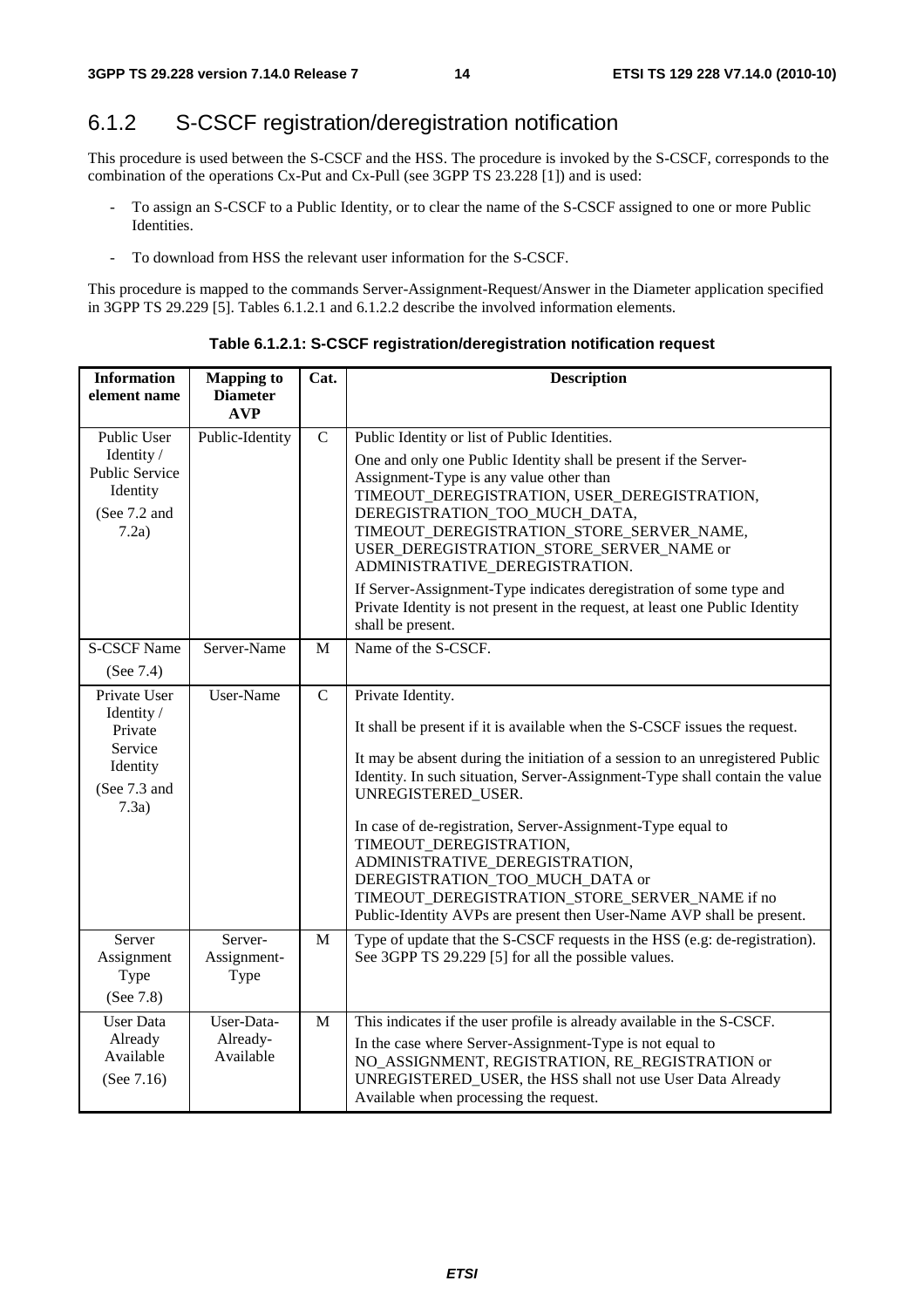### 6.1.2 S-CSCF registration/deregistration notification

This procedure is used between the S-CSCF and the HSS. The procedure is invoked by the S-CSCF, corresponds to the combination of the operations Cx-Put and Cx-Pull (see 3GPP TS 23.228 [1]) and is used:

- To assign an S-CSCF to a Public Identity, or to clear the name of the S-CSCF assigned to one or more Public Identities.
- To download from HSS the relevant user information for the S-CSCF.

This procedure is mapped to the commands Server-Assignment-Request/Answer in the Diameter application specified in 3GPP TS 29.229 [5]. Tables 6.1.2.1 and 6.1.2.2 describe the involved information elements.

**Table 6.1.2.1: S-CSCF registration/deregistration notification request**

| Information element name | Mapping to Diameter AVP | Cat. | Description |
|---|---|---|---|
| Public User Identity / Public Service Identity (See 7.2 and 7.2a) | Public-Identity | C | Public Identity or list of Public Identities.<br>One and only one Public Identity shall be present if the Server-Assignment-Type is any value other than TIMEOUT_DEREGISTRATION, USER_DEREGISTRATION, DEREGISTRATION_TOO_MUCH_DATA, TIMEOUT_DEREGISTRATION_STORE_SERVER_NAME, USER_DEREGISTRATION_STORE_SERVER_NAME or ADMINISTRATIVE_DEREGISTRATION.<br>If Server-Assignment-Type indicates deregistration of some type and Private Identity is not present in the request, at least one Public Identity shall be present. |
| S-CSCF Name (See 7.4) | Server-Name | M | Name of the S-CSCF. |
| Private User Identity / Private Service Identity (See 7.3 and 7.3a) | User-Name | C | Private Identity.<br>It shall be present if it is available when the S-CSCF issues the request.<br>It may be absent during the initiation of a session to an unregistered Public Identity. In such situation, Server-Assignment-Type shall contain the value UNREGISTERED_USER.<br>In case of de-registration, Server-Assignment-Type equal to TIMEOUT_DEREGISTRATION, ADMINISTRATIVE_DEREGISTRATION, DEREGISTRATION_TOO_MUCH_DATA or TIMEOUT_DEREGISTRATION_STORE_SERVER_NAME if no Public-Identity AVPs are present then User-Name AVP shall be present. |
| Server Assignment Type (See 7.8) | Server-Assignment-Type | M | Type of update that the S-CSCF requests in the HSS (e.g: de-registration). See 3GPP TS 29.229 [5] for all the possible values. |
| User Data Already Available (See 7.16) | User-Data-Already-Available | M | This indicates if the user profile is already available in the S-CSCF.<br>In the case where Server-Assignment-Type is not equal to NO_ASSIGNMENT, REGISTRATION, RE_REGISTRATION or UNREGISTERED_USER, the HSS shall not use User Data Already Available when processing the request. |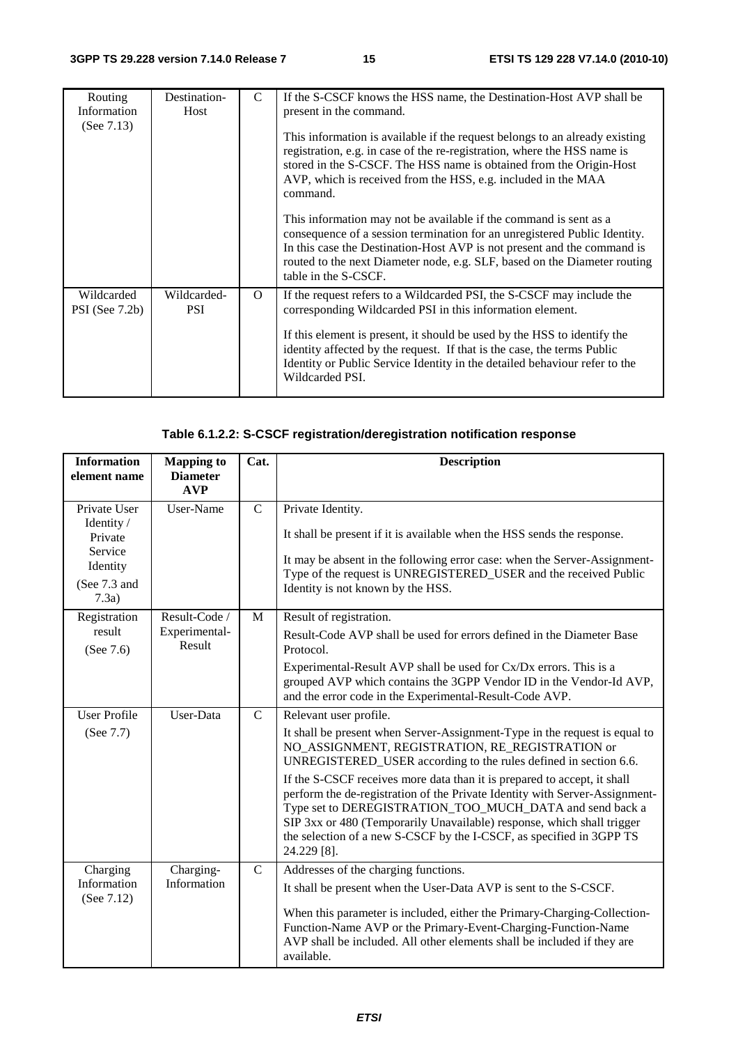| | | | |
|---|---|---|---|
| Routing Information (See 7.13) | Destination-Host | C | If the S-CSCF knows the HSS name, the Destination-Host AVP shall be present in the command.<br><br>This information is available if the request belongs to an already existing registration, e.g. in case of the re-registration, where the HSS name is stored in the S-CSCF. The HSS name is obtained from the Origin-Host AVP, which is received from the HSS, e.g. included in the MAA command.<br><br>This information may not be available if the command is sent as a consequence of a session termination for an unregistered Public Identity. In this case the Destination-Host AVP is not present and the command is routed to the next Diameter node, e.g. SLF, based on the Diameter routing table in the S-CSCF. |
| Wildcarded PSI (See 7.2b) | Wildcarded-PSI | O | If the request refers to a Wildcarded PSI, the S-CSCF may include the corresponding Wildcarded PSI in this information element.<br><br>If this element is present, it should be used by the HSS to identify the identity affected by the request. If that is the case, the terms Public Identity or Public Service Identity in the detailed behaviour refer to the Wildcarded PSI. |

**Table 6.1.2.2: S-CSCF registration/deregistration notification response**

| Information element name | Mapping to Diameter AVP | Cat. | Description |
|---|---|---|---|
| Private User Identity / Private Service Identity (See 7.3 and 7.3a) | User-Name | C | Private Identity.<br><br>It shall be present if it is available when the HSS sends the response.<br><br>It may be absent in the following error case: when the Server-Assignment-Type of the request is UNREGISTERED_USER and the received Public Identity is not known by the HSS. |
| Registration result (See 7.6) | Result-Code / Experimental-Result | M | Result of registration.<br><br>Result-Code AVP shall be used for errors defined in the Diameter Base Protocol.<br><br>Experimental-Result AVP shall be used for Cx/Dx errors. This is a grouped AVP which contains the 3GPP Vendor ID in the Vendor-Id AVP, and the error code in the Experimental-Result-Code AVP. |
| User Profile (See 7.7) | User-Data | C | Relevant user profile.<br><br>It shall be present when Server-Assignment-Type in the request is equal to NO_ASSIGNMENT, REGISTRATION, RE_REGISTRATION or UNREGISTERED_USER according to the rules defined in section 6.6.<br><br>If the S-CSCF receives more data than it is prepared to accept, it shall perform the de-registration of the Private Identity with Server-Assignment-Type set to DEREGISTRATION_TOO_MUCH_DATA and send back a SIP 3xx or 480 (Temporarily Unavailable) response, which shall trigger the selection of a new S-CSCF by the I-CSCF, as specified in 3GPP TS 24.229 [8]. |
| Charging Information (See 7.12) | Charging-Information | C | Addresses of the charging functions.<br><br>It shall be present when the User-Data AVP is sent to the S-CSCF.<br><br>When this parameter is included, either the Primary-Charging-Collection-Function-Name AVP or the Primary-Event-Charging-Function-Name AVP shall be included. All other elements shall be included if they are available. |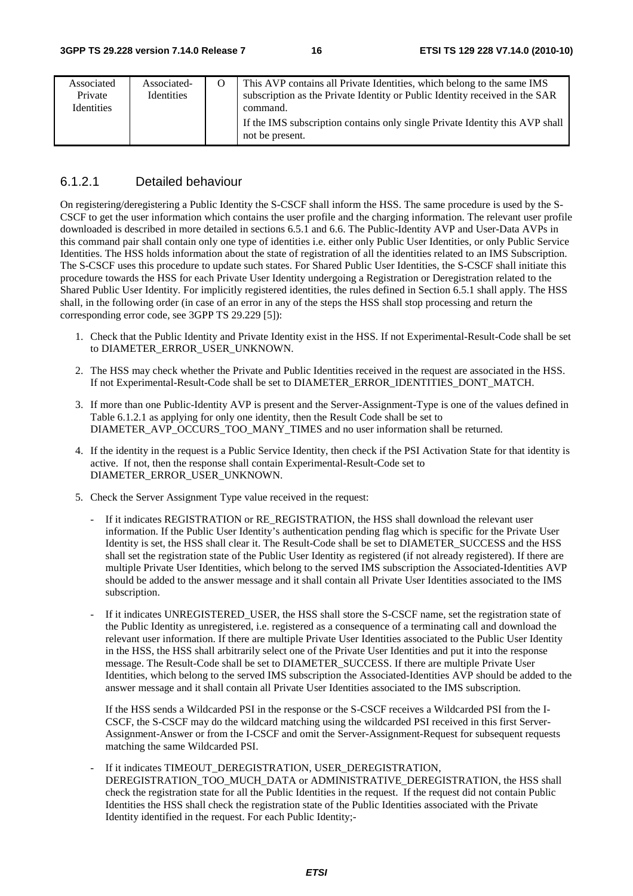| | | | |
|---|---|---|---|
| Associated Private Identities | Associated-Identities | O | This AVP contains all Private Identities, which belong to the same IMS subscription as the Private Identity or Public Identity received in the SAR command.<br>If the IMS subscription contains only single Private Identity this AVP shall not be present. |

### 6.1.2.1 Detailed behaviour

On registering/deregistering a Public Identity the S-CSCF shall inform the HSS. The same procedure is used by the S-CSCF to get the user information which contains the user profile and the charging information. The relevant user profile downloaded is described in more detailed in sections 6.5.1 and 6.6. The Public-Identity AVP and User-Data AVPs in this command pair shall contain only one type of identities i.e. either only Public User Identities, or only Public Service Identities. The HSS holds information about the state of registration of all the identities related to an IMS Subscription. The S-CSCF uses this procedure to update such states. For Shared Public User Identities, the S-CSCF shall initiate this procedure towards the HSS for each Private User Identity undergoing a Registration or Deregistration related to the Shared Public User Identity. For implicitly registered identities, the rules defined in Section 6.5.1 shall apply. The HSS shall, in the following order (in case of an error in any of the steps the HSS shall stop processing and return the corresponding error code, see 3GPP TS 29.229 [5]):

1. Check that the Public Identity and Private Identity exist in the HSS. If not Experimental-Result-Code shall be set to DIAMETER_ERROR_USER_UNKNOWN.
2. The HSS may check whether the Private and Public Identities received in the request are associated in the HSS. If not Experimental-Result-Code shall be set to DIAMETER_ERROR_IDENTITIES_DONT_MATCH.
3. If more than one Public-Identity AVP is present and the Server-Assignment-Type is one of the values defined in Table 6.1.2.1 as applying for only one identity, then the Result Code shall be set to DIAMETER_AVP_OCCURS_TOO_MANY_TIMES and no user information shall be returned.
4. If the identity in the request is a Public Service Identity, then check if the PSI Activation State for that identity is active. If not, then the response shall contain Experimental-Result-Code set to DIAMETER_ERROR_USER_UNKNOWN.
5. Check the Server Assignment Type value received in the request:
   - If it indicates REGISTRATION or RE_REGISTRATION, the HSS shall download the relevant user information. If the Public User Identity's authentication pending flag which is specific for the Private User Identity is set, the HSS shall clear it. The Result-Code shall be set to DIAMETER_SUCCESS and the HSS shall set the registration state of the Public User Identity as registered (if not already registered). If there are multiple Private User Identities, which belong to the served IMS subscription the Associated-Identities AVP should be added to the answer message and it shall contain all Private User Identities associated to the IMS subscription.
   - If it indicates UNREGISTERED_USER, the HSS shall store the S-CSCF name, set the registration state of the Public Identity as unregistered, i.e. registered as a consequence of a terminating call and download the relevant user information. If there are multiple Private User Identities associated to the Public User Identity in the HSS, the HSS shall arbitrarily select one of the Private User Identities and put it into the response message. The Result-Code shall be set to DIAMETER_SUCCESS. If there are multiple Private User Identities, which belong to the served IMS subscription the Associated-Identities AVP should be added to the answer message and it shall contain all Private User Identities associated to the IMS subscription.

     If the HSS sends a Wildcarded PSI in the response or the S-CSCF receives a Wildcarded PSI from the I-CSCF, the S-CSCF may do the wildcard matching using the wildcarded PSI received in this first Server-Assignment-Answer or from the I-CSCF and omit the Server-Assignment-Request for subsequent requests matching the same Wildcarded PSI.
   - If it indicates TIMEOUT_DEREGISTRATION, USER_DEREGISTRATION, DEREGISTRATION_TOO_MUCH_DATA or ADMINISTRATIVE_DEREGISTRATION, the HSS shall check the registration state for all the Public Identities in the request. If the request did not contain Public Identities the HSS shall check the registration state of the Public Identities associated with the Private Identity identified in the request. For each Public Identity;-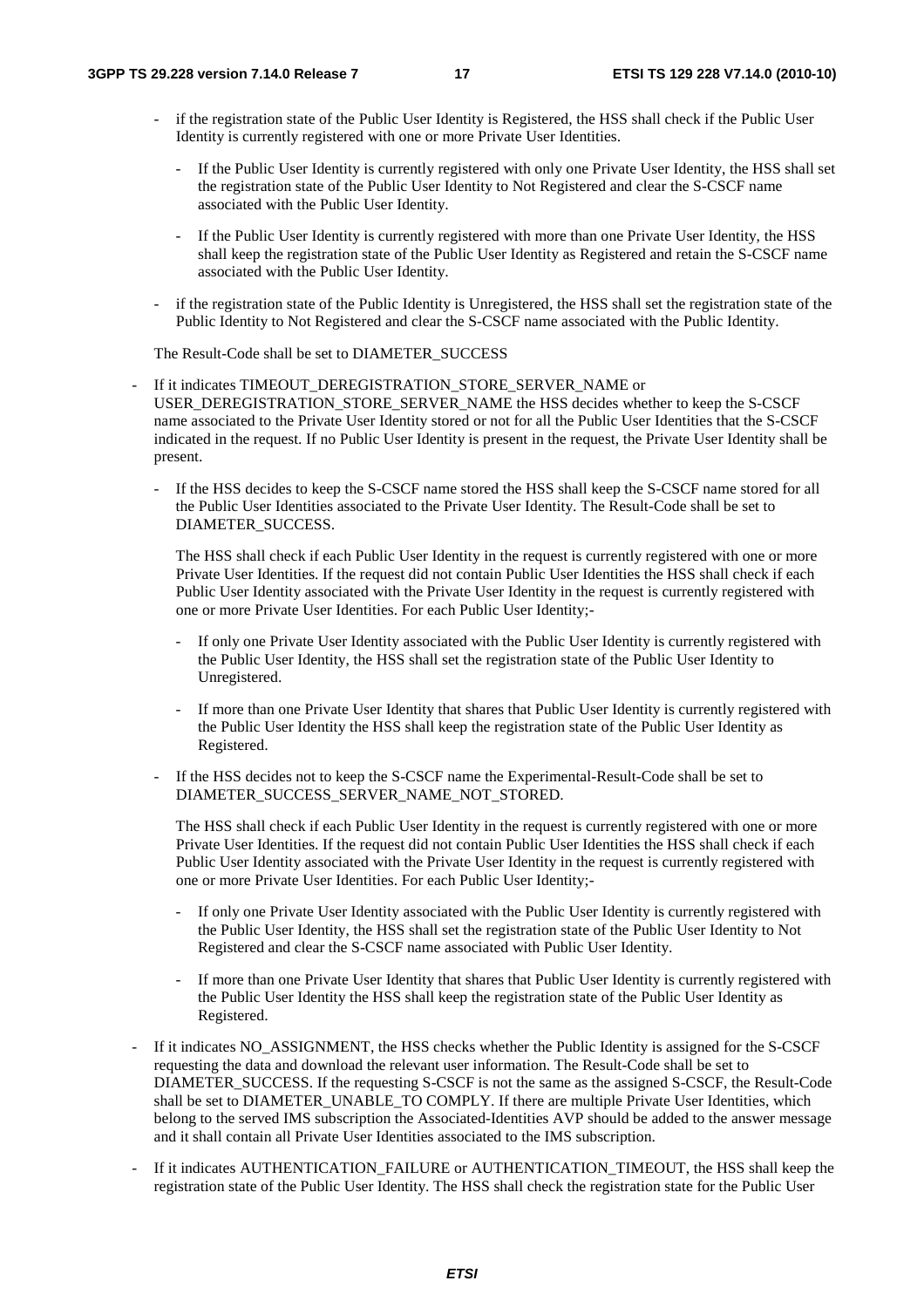- if the registration state of the Public User Identity is Registered, the HSS shall check if the Public User Identity is currently registered with one or more Private User Identities.

  - If the Public User Identity is currently registered with only one Private User Identity, the HSS shall set the registration state of the Public User Identity to Not Registered and clear the S-CSCF name associated with the Public User Identity.

  - If the Public User Identity is currently registered with more than one Private User Identity, the HSS shall keep the registration state of the Public User Identity as Registered and retain the S-CSCF name associated with the Public User Identity.

- if the registration state of the Public Identity is Unregistered, the HSS shall set the registration state of the Public Identity to Not Registered and clear the S-CSCF name associated with the Public Identity.

The Result-Code shall be set to DIAMETER_SUCCESS

- If it indicates TIMEOUT_DEREGISTRATION_STORE_SERVER_NAME or USER_DEREGISTRATION_STORE_SERVER_NAME the HSS decides whether to keep the S-CSCF name associated to the Private User Identity stored or not for all the Public User Identities that the S-CSCF indicated in the request. If no Public User Identity is present in the request, the Private User Identity shall be present.

  - If the HSS decides to keep the S-CSCF name stored the HSS shall keep the S-CSCF name stored for all the Public User Identities associated to the Private User Identity. The Result-Code shall be set to DIAMETER_SUCCESS.

    The HSS shall check if each Public User Identity in the request is currently registered with one or more Private User Identities. If the request did not contain Public User Identities the HSS shall check if each Public User Identity associated with the Private User Identity in the request is currently registered with one or more Private User Identities. For each Public User Identity;-

    - If only one Private User Identity associated with the Public User Identity is currently registered with the Public User Identity, the HSS shall set the registration state of the Public User Identity to Unregistered.

    - If more than one Private User Identity that shares that Public User Identity is currently registered with the Public User Identity the HSS shall keep the registration state of the Public User Identity as Registered.

  - If the HSS decides not to keep the S-CSCF name the Experimental-Result-Code shall be set to DIAMETER_SUCCESS_SERVER_NAME_NOT_STORED.

    The HSS shall check if each Public User Identity in the request is currently registered with one or more Private User Identities. If the request did not contain Public User Identities the HSS shall check if each Public User Identity associated with the Private User Identity in the request is currently registered with one or more Private User Identities. For each Public User Identity;-

    - If only one Private User Identity associated with the Public User Identity is currently registered with the Public User Identity, the HSS shall set the registration state of the Public User Identity to Not Registered and clear the S-CSCF name associated with Public User Identity.

    - If more than one Private User Identity that shares that Public User Identity is currently registered with the Public User Identity the HSS shall keep the registration state of the Public User Identity as Registered.

- If it indicates NO_ASSIGNMENT, the HSS checks whether the Public Identity is assigned for the S-CSCF requesting the data and download the relevant user information. The Result-Code shall be set to DIAMETER_SUCCESS. If the requesting S-CSCF is not the same as the assigned S-CSCF, the Result-Code shall be set to DIAMETER_UNABLE_TO COMPLY. If there are multiple Private User Identities, which belong to the served IMS subscription the Associated-Identities AVP should be added to the answer message and it shall contain all Private User Identities associated to the IMS subscription.

- If it indicates AUTHENTICATION_FAILURE or AUTHENTICATION_TIMEOUT, the HSS shall keep the registration state of the Public User Identity. The HSS shall check the registration state for the Public User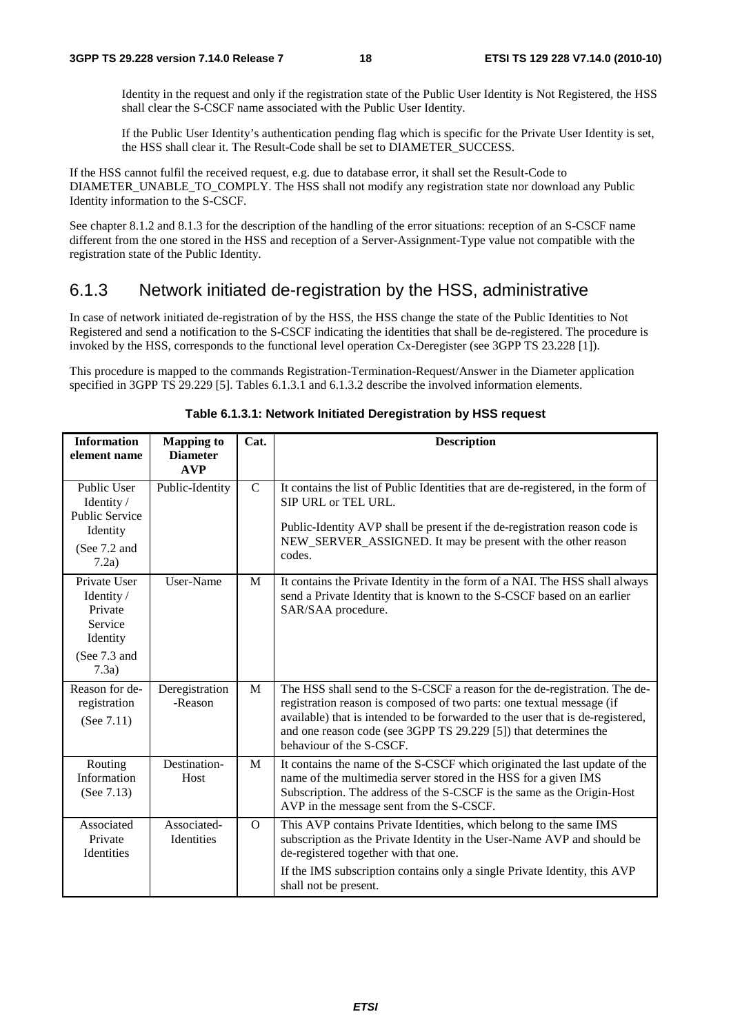Identity in the request and only if the registration state of the Public User Identity is Not Registered, the HSS shall clear the S-CSCF name associated with the Public User Identity.

If the Public User Identity's authentication pending flag which is specific for the Private User Identity is set, the HSS shall clear it. The Result-Code shall be set to DIAMETER_SUCCESS.

If the HSS cannot fulfil the received request, e.g. due to database error, it shall set the Result-Code to DIAMETER_UNABLE_TO_COMPLY. The HSS shall not modify any registration state nor download any Public Identity information to the S-CSCF.

See chapter 8.1.2 and 8.1.3 for the description of the handling of the error situations: reception of an S-CSCF name different from the one stored in the HSS and reception of a Server-Assignment-Type value not compatible with the registration state of the Public Identity.

### 6.1.3 Network initiated de-registration by the HSS, administrative

In case of network initiated de-registration of by the HSS, the HSS change the state of the Public Identities to Not Registered and send a notification to the S-CSCF indicating the identities that shall be de-registered. The procedure is invoked by the HSS, corresponds to the functional level operation Cx-Deregister (see 3GPP TS 23.228 [1]).

This procedure is mapped to the commands Registration-Termination-Request/Answer in the Diameter application specified in 3GPP TS 29.229 [5]. Tables 6.1.3.1 and 6.1.3.2 describe the involved information elements.

**Table 6.1.3.1: Network Initiated Deregistration by HSS request**

| Information element name | Mapping to Diameter AVP | Cat. | Description |
|---|---|---|---|
| Public User Identity / Public Service Identity (See 7.2 and 7.2a) | Public-Identity | C | It contains the list of Public Identities that are de-registered, in the form of SIP URL or TEL URL. Public-Identity AVP shall be present if the de-registration reason code is NEW_SERVER_ASSIGNED. It may be present with the other reason codes. |
| Private User Identity / Private Service Identity (See 7.3 and 7.3a) | User-Name | M | It contains the Private Identity in the form of a NAI. The HSS shall always send a Private Identity that is known to the S-CSCF based on an earlier SAR/SAA procedure. |
| Reason for de-registration (See 7.11) | Deregistration -Reason | M | The HSS shall send to the S-CSCF a reason for the de-registration. The de-registration reason is composed of two parts: one textual message (if available) that is intended to be forwarded to the user that is de-registered, and one reason code (see 3GPP TS 29.229 [5]) that determines the behaviour of the S-CSCF. |
| Routing Information (See 7.13) | Destination-Host | M | It contains the name of the S-CSCF which originated the last update of the name of the multimedia server stored in the HSS for a given IMS Subscription. The address of the S-CSCF is the same as the Origin-Host AVP in the message sent from the S-CSCF. |
| Associated Private Identities | Associated-Identities | O | This AVP contains Private Identities, which belong to the same IMS subscription as the Private Identity in the User-Name AVP and should be de-registered together with that one. If the IMS subscription contains only a single Private Identity, this AVP shall not be present. |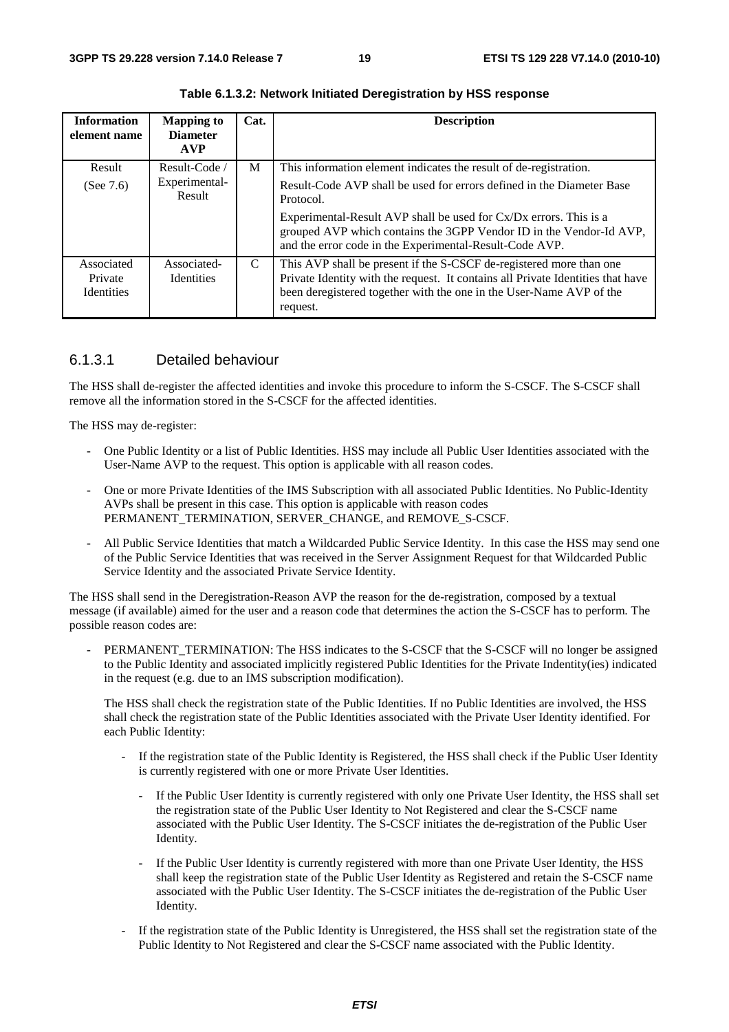**Table 6.1.3.2: Network Initiated Deregistration by HSS response**

| Information element name | Mapping to Diameter AVP | Cat. | Description |
|---|---|---|---|
| Result (See 7.6) | Result-Code / Experimental-Result | M | This information element indicates the result of de-registration. Result-Code AVP shall be used for errors defined in the Diameter Base Protocol. Experimental-Result AVP shall be used for Cx/Dx errors. This is a grouped AVP which contains the 3GPP Vendor ID in the Vendor-Id AVP, and the error code in the Experimental-Result-Code AVP. |
| Associated Private Identities | Associated-Identities | C | This AVP shall be present if the S-CSCF de-registered more than one Private Identity with the request. It contains all Private Identities that have been deregistered together with the one in the User-Name AVP of the request. |

### 6.1.3.1 Detailed behaviour

The HSS shall de-register the affected identities and invoke this procedure to inform the S-CSCF. The S-CSCF shall remove all the information stored in the S-CSCF for the affected identities.

The HSS may de-register:

- One Public Identity or a list of Public Identities. HSS may include all Public User Identities associated with the User-Name AVP to the request. This option is applicable with all reason codes.
- One or more Private Identities of the IMS Subscription with all associated Public Identities. No Public-Identity AVPs shall be present in this case. This option is applicable with reason codes PERMANENT_TERMINATION, SERVER_CHANGE, and REMOVE_S-CSCF.
- All Public Service Identities that match a Wildcarded Public Service Identity. In this case the HSS may send one of the Public Service Identities that was received in the Server Assignment Request for that Wildcarded Public Service Identity and the associated Private Service Identity.

The HSS shall send in the Deregistration-Reason AVP the reason for the de-registration, composed by a textual message (if available) aimed for the user and a reason code that determines the action the S-CSCF has to perform. The possible reason codes are:

- PERMANENT_TERMINATION: The HSS indicates to the S-CSCF that the S-CSCF will no longer be assigned to the Public Identity and associated implicitly registered Public Identities for the Private Indentity(ies) indicated in the request (e.g. due to an IMS subscription modification).

  The HSS shall check the registration state of the Public Identities. If no Public Identities are involved, the HSS shall check the registration state of the Public Identities associated with the Private User Identity identified. For each Public Identity:

  - If the registration state of the Public Identity is Registered, the HSS shall check if the Public User Identity is currently registered with one or more Private User Identities.
    - If the Public User Identity is currently registered with only one Private User Identity, the HSS shall set the registration state of the Public User Identity to Not Registered and clear the S-CSCF name associated with the Public User Identity. The S-CSCF initiates the de-registration of the Public User Identity.
    - If the Public User Identity is currently registered with more than one Private User Identity, the HSS shall keep the registration state of the Public User Identity as Registered and retain the S-CSCF name associated with the Public User Identity. The S-CSCF initiates the de-registration of the Public User Identity.
  - If the registration state of the Public Identity is Unregistered, the HSS shall set the registration state of the Public Identity to Not Registered and clear the S-CSCF name associated with the Public Identity.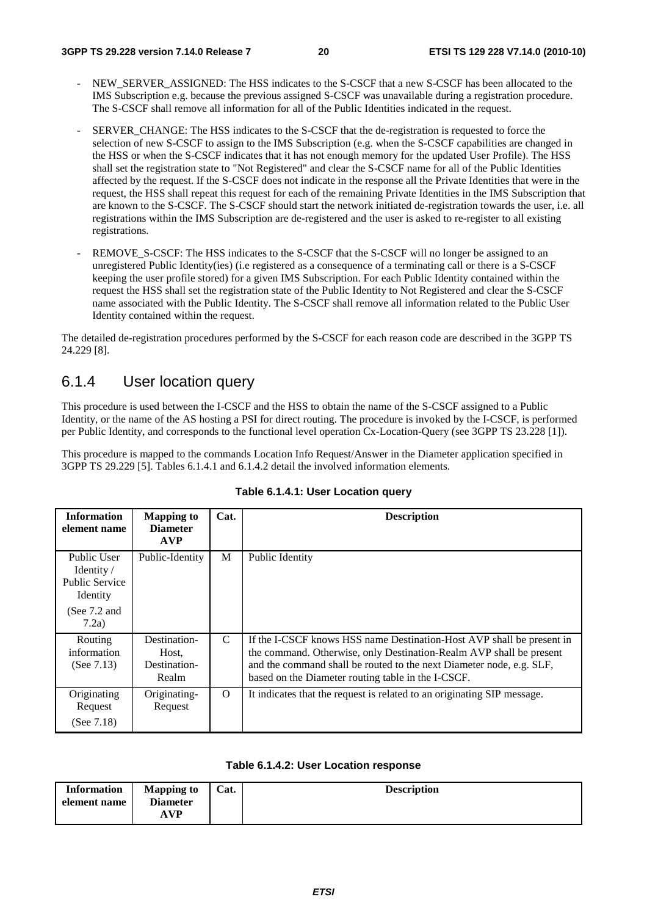- NEW_SERVER_ASSIGNED: The HSS indicates to the S-CSCF that a new S-CSCF has been allocated to the IMS Subscription e.g. because the previous assigned S-CSCF was unavailable during a registration procedure. The S-CSCF shall remove all information for all of the Public Identities indicated in the request.

- SERVER_CHANGE: The HSS indicates to the S-CSCF that the de-registration is requested to force the selection of new S-CSCF to assign to the IMS Subscription (e.g. when the S-CSCF capabilities are changed in the HSS or when the S-CSCF indicates that it has not enough memory for the updated User Profile). The HSS shall set the registration state to "Not Registered" and clear the S-CSCF name for all of the Public Identities affected by the request. If the S-CSCF does not indicate in the response all the Private Identities that were in the request, the HSS shall repeat this request for each of the remaining Private Identities in the IMS Subscription that are known to the S-CSCF. The S-CSCF should start the network initiated de-registration towards the user, i.e. all registrations within the IMS Subscription are de-registered and the user is asked to re-register to all existing registrations.

- REMOVE_S-CSCF: The HSS indicates to the S-CSCF that the S-CSCF will no longer be assigned to an unregistered Public Identity(ies) (i.e registered as a consequence of a terminating call or there is a S-CSCF keeping the user profile stored) for a given IMS Subscription. For each Public Identity contained within the request the HSS shall set the registration state of the Public Identity to Not Registered and clear the S-CSCF name associated with the Public Identity. The S-CSCF shall remove all information related to the Public User Identity contained within the request.

The detailed de-registration procedures performed by the S-CSCF for each reason code are described in the 3GPP TS 24.229 [8].

## 6.1.4 User location query

This procedure is used between the I-CSCF and the HSS to obtain the name of the S-CSCF assigned to a Public Identity, or the name of the AS hosting a PSI for direct routing. The procedure is invoked by the I-CSCF, is performed per Public Identity, and corresponds to the functional level operation Cx-Location-Query (see 3GPP TS 23.228 [1]).

This procedure is mapped to the commands Location Info Request/Answer in the Diameter application specified in 3GPP TS 29.229 [5]. Tables 6.1.4.1 and 6.1.4.2 detail the involved information elements.

**Table 6.1.4.1: User Location query**

| Information element name | Mapping to Diameter AVP | Cat. | Description |
|---|---|---|---|
| Public User Identity / Public Service Identity (See 7.2 and 7.2a) | Public-Identity | M | Public Identity |
| Routing information (See 7.13) | Destination-Host, Destination-Realm | C | If the I-CSCF knows HSS name Destination-Host AVP shall be present in the command. Otherwise, only Destination-Realm AVP shall be present and the command shall be routed to the next Diameter node, e.g. SLF, based on the Diameter routing table in the I-CSCF. |
| Originating Request (See 7.18) | Originating-Request | O | It indicates that the request is related to an originating SIP message. |

**Table 6.1.4.2: User Location response**

| Information element name | Mapping to Diameter AVP | Cat. | Description |
|---|---|---|---|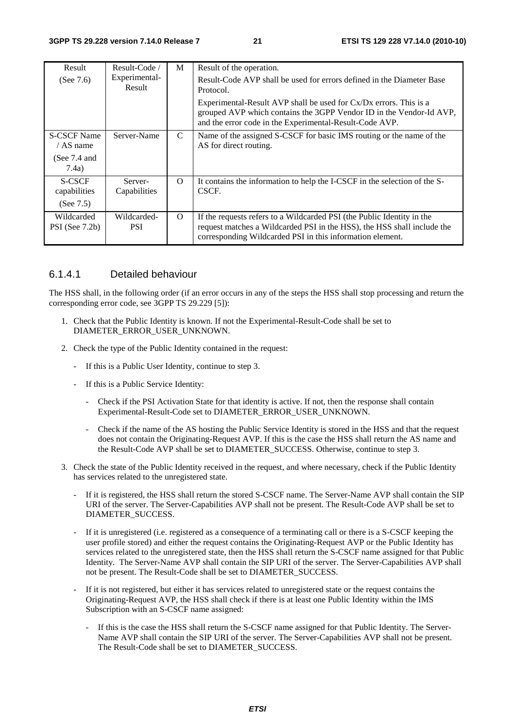| | | | |
|---|---|---|---|
| Result (See 7.6) | Result-Code / Experimental-Result | M | Result of the operation. Result-Code AVP shall be used for errors defined in the Diameter Base Protocol. Experimental-Result AVP shall be used for Cx/Dx errors. This is a grouped AVP which contains the 3GPP Vendor ID in the Vendor-Id AVP, and the error code in the Experimental-Result-Code AVP. |
| S-CSCF Name / AS name (See 7.4 and 7.4a) | Server-Name | C | Name of the assigned S-CSCF for basic IMS routing or the name of the AS for direct routing. |
| S-CSCF capabilities (See 7.5) | Server-Capabilities | O | It contains the information to help the I-CSCF in the selection of the S-CSCF. |
| Wildcarded PSI (See 7.2b) | Wildcarded-PSI | O | If the requests refers to a Wildcarded PSI (the Public Identity in the request matches a Wildcarded PSI in the HSS), the HSS shall include the corresponding Wildcarded PSI in this information element. |

#### 6.1.4.1 Detailed behaviour

The HSS shall, in the following order (if an error occurs in any of the steps the HSS shall stop processing and return the corresponding error code, see 3GPP TS 29.229 [5]):

1. Check that the Public Identity is known. If not the Experimental-Result-Code shall be set to DIAMETER_ERROR_USER_UNKNOWN.
2. Check the type of the Public Identity contained in the request:
   - If this is a Public User Identity, continue to step 3.
   - If this is a Public Service Identity:
     - Check if the PSI Activation State for that identity is active. If not, then the response shall contain Experimental-Result-Code set to DIAMETER_ERROR_USER_UNKNOWN.
     - Check if the name of the AS hosting the Public Service Identity is stored in the HSS and that the request does not contain the Originating-Request AVP. If this is the case the HSS shall return the AS name and the Result-Code AVP shall be set to DIAMETER_SUCCESS. Otherwise, continue to step 3.
3. Check the state of the Public Identity received in the request, and where necessary, check if the Public Identity has services related to the unregistered state.
   - If it is registered, the HSS shall return the stored S-CSCF name. The Server-Name AVP shall contain the SIP URI of the server. The Server-Capabilities AVP shall not be present. The Result-Code AVP shall be set to DIAMETER_SUCCESS.
   - If it is unregistered (i.e. registered as a consequence of a terminating call or there is a S-CSCF keeping the user profile stored) and either the request contains the Originating-Request AVP or the Public Identity has services related to the unregistered state, then the HSS shall return the S-CSCF name assigned for that Public Identity. The Server-Name AVP shall contain the SIP URI of the server. The Server-Capabilities AVP shall not be present. The Result-Code shall be set to DIAMETER_SUCCESS.
   - If it is not registered, but either it has services related to unregistered state or the request contains the Originating-Request AVP, the HSS shall check if there is at least one Public Identity within the IMS Subscription with an S-CSCF name assigned:
     - If this is the case the HSS shall return the S-CSCF name assigned for that Public Identity. The Server-Name AVP shall contain the SIP URI of the server. The Server-Capabilities AVP shall not be present. The Result-Code shall be set to DIAMETER_SUCCESS.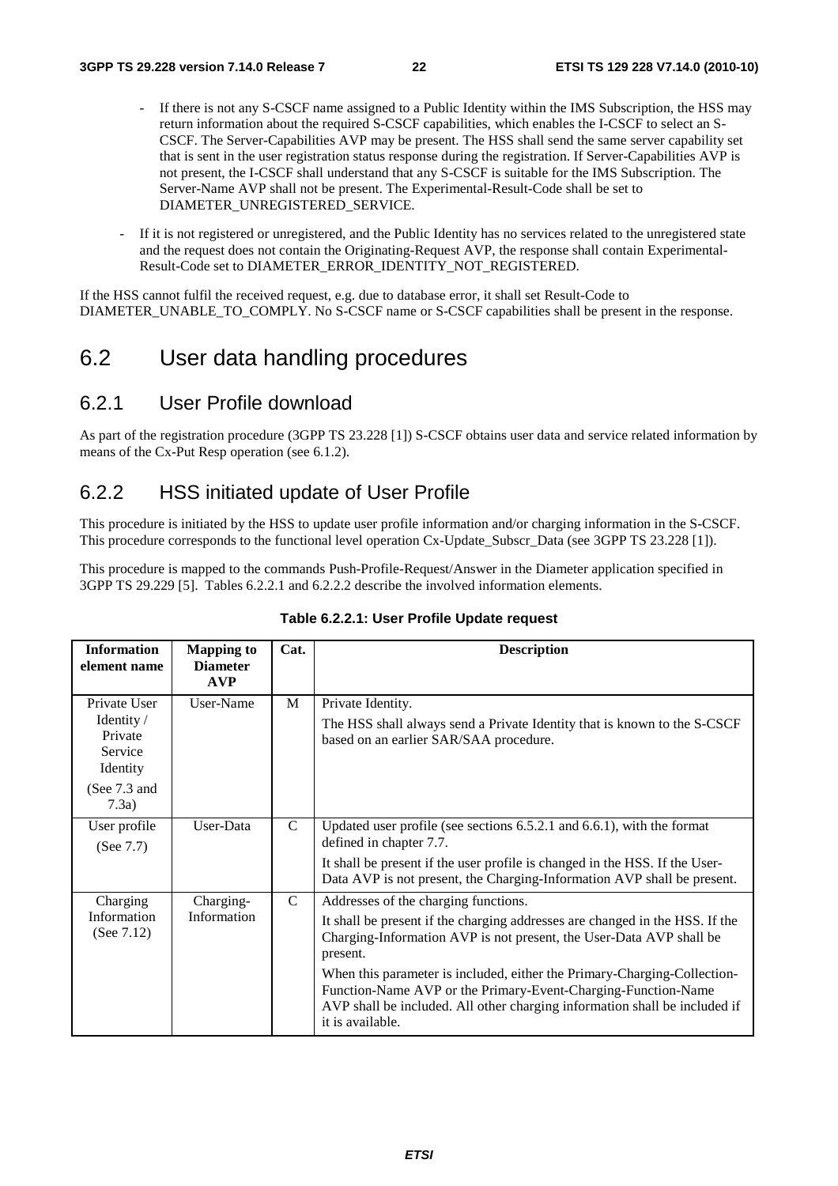- If there is not any S-CSCF name assigned to a Public Identity within the IMS Subscription, the HSS may return information about the required S-CSCF capabilities, which enables the I-CSCF to select an S-CSCF. The Server-Capabilities AVP may be present. The HSS shall send the same server capability set that is sent in the user registration status response during the registration. If Server-Capabilities AVP is not present, the I-CSCF shall understand that any S-CSCF is suitable for the IMS Subscription. The Server-Name AVP shall not be present. The Experimental-Result-Code shall be set to DIAMETER_UNREGISTERED_SERVICE.

- If it is not registered or unregistered, and the Public Identity has no services related to the unregistered state and the request does not contain the Originating-Request AVP, the response shall contain Experimental-Result-Code set to DIAMETER_ERROR_IDENTITY_NOT_REGISTERED.

If the HSS cannot fulfil the received request, e.g. due to database error, it shall set Result-Code to DIAMETER_UNABLE_TO_COMPLY. No S-CSCF name or S-CSCF capabilities shall be present in the response.

# 6.2 User data handling procedures

## 6.2.1 User Profile download

As part of the registration procedure (3GPP TS 23.228 [1]) S-CSCF obtains user data and service related information by means of the Cx-Put Resp operation (see 6.1.2).

## 6.2.2 HSS initiated update of User Profile

This procedure is initiated by the HSS to update user profile information and/or charging information in the S-CSCF. This procedure corresponds to the functional level operation Cx-Update_Subscr_Data (see 3GPP TS 23.228 [1]).

This procedure is mapped to the commands Push-Profile-Request/Answer in the Diameter application specified in 3GPP TS 29.229 [5]. Tables 6.2.2.1 and 6.2.2.2 describe the involved information elements.

**Table 6.2.2.1: User Profile Update request**

| Information element name | Mapping to Diameter AVP | Cat. | Description |
|---|---|---|---|
| Private User Identity / Private Service Identity (See 7.3 and 7.3a) | User-Name | M | Private Identity.<br>The HSS shall always send a Private Identity that is known to the S-CSCF based on an earlier SAR/SAA procedure. |
| User profile (See 7.7) | User-Data | C | Updated user profile (see sections 6.5.2.1 and 6.6.1), with the format defined in chapter 7.7.<br>It shall be present if the user profile is changed in the HSS. If the User-Data AVP is not present, the Charging-Information AVP shall be present. |
| Charging Information (See 7.12) | Charging-Information | C | Addresses of the charging functions.<br>It shall be present if the charging addresses are changed in the HSS. If the Charging-Information AVP is not present, the User-Data AVP shall be present.<br>When this parameter is included, either the Primary-Charging-Collection-Function-Name AVP or the Primary-Event-Charging-Function-Name AVP shall be included. All other charging information shall be included if it is available. |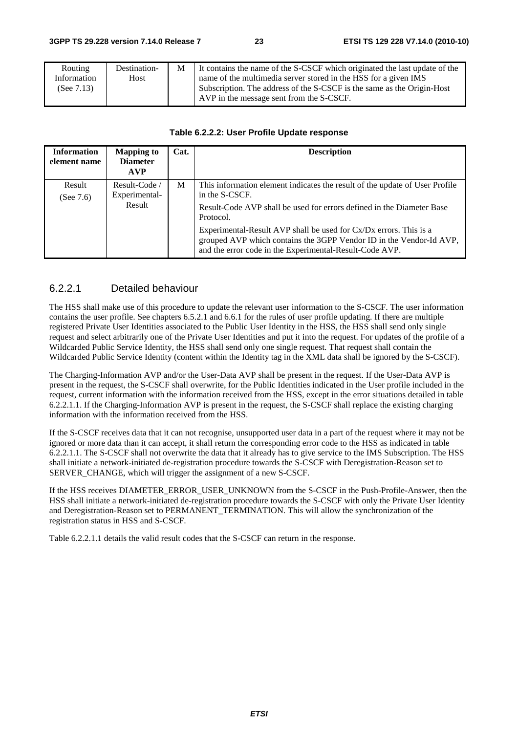| | | | |
|---|---|---|---|
| Routing Information (See 7.13) | Destination-Host | M | It contains the name of the S-CSCF which originated the last update of the name of the multimedia server stored in the HSS for a given IMS Subscription. The address of the S-CSCF is the same as the Origin-Host AVP in the message sent from the S-CSCF. |

**Table 6.2.2.2: User Profile Update response**

| Information element name | Mapping to Diameter AVP | Cat. | Description |
|---|---|---|---|
| Result (See 7.6) | Result-Code / Experimental-Result | M | This information element indicates the result of the update of User Profile in the S-CSCF. Result-Code AVP shall be used for errors defined in the Diameter Base Protocol. Experimental-Result AVP shall be used for Cx/Dx errors. This is a grouped AVP which contains the 3GPP Vendor ID in the Vendor-Id AVP, and the error code in the Experimental-Result-Code AVP. |

### 6.2.2.1 Detailed behaviour

The HSS shall make use of this procedure to update the relevant user information to the S-CSCF. The user information contains the user profile. See chapters 6.5.2.1 and 6.6.1 for the rules of user profile updating. If there are multiple registered Private User Identities associated to the Public User Identity in the HSS, the HSS shall send only single request and select arbitrarily one of the Private User Identities and put it into the request. For updates of the profile of a Wildcarded Public Service Identity, the HSS shall send only one single request. That request shall contain the Wildcarded Public Service Identity (content within the Identity tag in the XML data shall be ignored by the S-CSCF).

The Charging-Information AVP and/or the User-Data AVP shall be present in the request. If the User-Data AVP is present in the request, the S-CSCF shall overwrite, for the Public Identities indicated in the User profile included in the request, current information with the information received from the HSS, except in the error situations detailed in table 6.2.2.1.1. If the Charging-Information AVP is present in the request, the S-CSCF shall replace the existing charging information with the information received from the HSS.

If the S-CSCF receives data that it can not recognise, unsupported user data in a part of the request where it may not be ignored or more data than it can accept, it shall return the corresponding error code to the HSS as indicated in table 6.2.2.1.1. The S-CSCF shall not overwrite the data that it already has to give service to the IMS Subscription. The HSS shall initiate a network-initiated de-registration procedure towards the S-CSCF with Deregistration-Reason set to SERVER_CHANGE, which will trigger the assignment of a new S-CSCF.

If the HSS receives DIAMETER_ERROR_USER_UNKNOWN from the S-CSCF in the Push-Profile-Answer, then the HSS shall initiate a network-initiated de-registration procedure towards the S-CSCF with only the Private User Identity and Deregistration-Reason set to PERMANENT_TERMINATION. This will allow the synchronization of the registration status in HSS and S-CSCF.

Table 6.2.2.1.1 details the valid result codes that the S-CSCF can return in the response.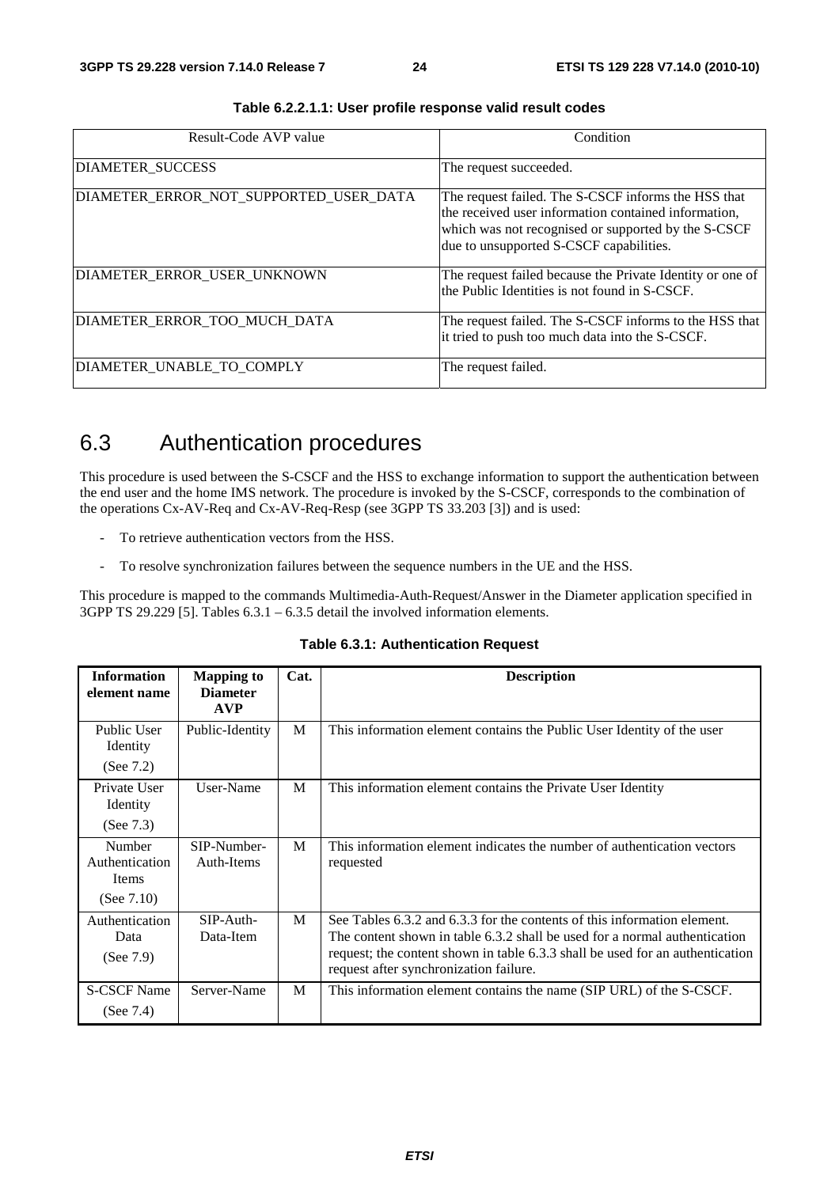**Table 6.2.2.1.1: User profile response valid result codes**

| Result-Code AVP value | Condition |
|---|---|
| DIAMETER_SUCCESS | The request succeeded. |
| DIAMETER_ERROR_NOT_SUPPORTED_USER_DATA | The request failed. The S-CSCF informs the HSS that the received user information contained information, which was not recognised or supported by the S-CSCF due to unsupported S-CSCF capabilities. |
| DIAMETER_ERROR_USER_UNKNOWN | The request failed because the Private Identity or one of the Public Identities is not found in S-CSCF. |
| DIAMETER_ERROR_TOO_MUCH_DATA | The request failed. The S-CSCF informs to the HSS that it tried to push too much data into the S-CSCF. |
| DIAMETER_UNABLE_TO_COMPLY | The request failed. |

## 6.3 Authentication procedures

This procedure is used between the S-CSCF and the HSS to exchange information to support the authentication between the end user and the home IMS network. The procedure is invoked by the S-CSCF, corresponds to the combination of the operations Cx-AV-Req and Cx-AV-Req-Resp (see 3GPP TS 33.203 [3]) and is used:

- To retrieve authentication vectors from the HSS.
- To resolve synchronization failures between the sequence numbers in the UE and the HSS.

This procedure is mapped to the commands Multimedia-Auth-Request/Answer in the Diameter application specified in 3GPP TS 29.229 [5]. Tables 6.3.1 – 6.3.5 detail the involved information elements.

**Table 6.3.1: Authentication Request**

| Information element name | Mapping to Diameter AVP | Cat. | Description |
|---|---|---|---|
| Public User Identity (See 7.2) | Public-Identity | M | This information element contains the Public User Identity of the user |
| Private User Identity (See 7.3) | User-Name | M | This information element contains the Private User Identity |
| Number Authentication Items (See 7.10) | SIP-Number-Auth-Items | M | This information element indicates the number of authentication vectors requested |
| Authentication Data (See 7.9) | SIP-Auth-Data-Item | M | See Tables 6.3.2 and 6.3.3 for the contents of this information element. The content shown in table 6.3.2 shall be used for a normal authentication request; the content shown in table 6.3.3 shall be used for an authentication request after synchronization failure. |
| S-CSCF Name (See 7.4) | Server-Name | M | This information element contains the name (SIP URL) of the S-CSCF. |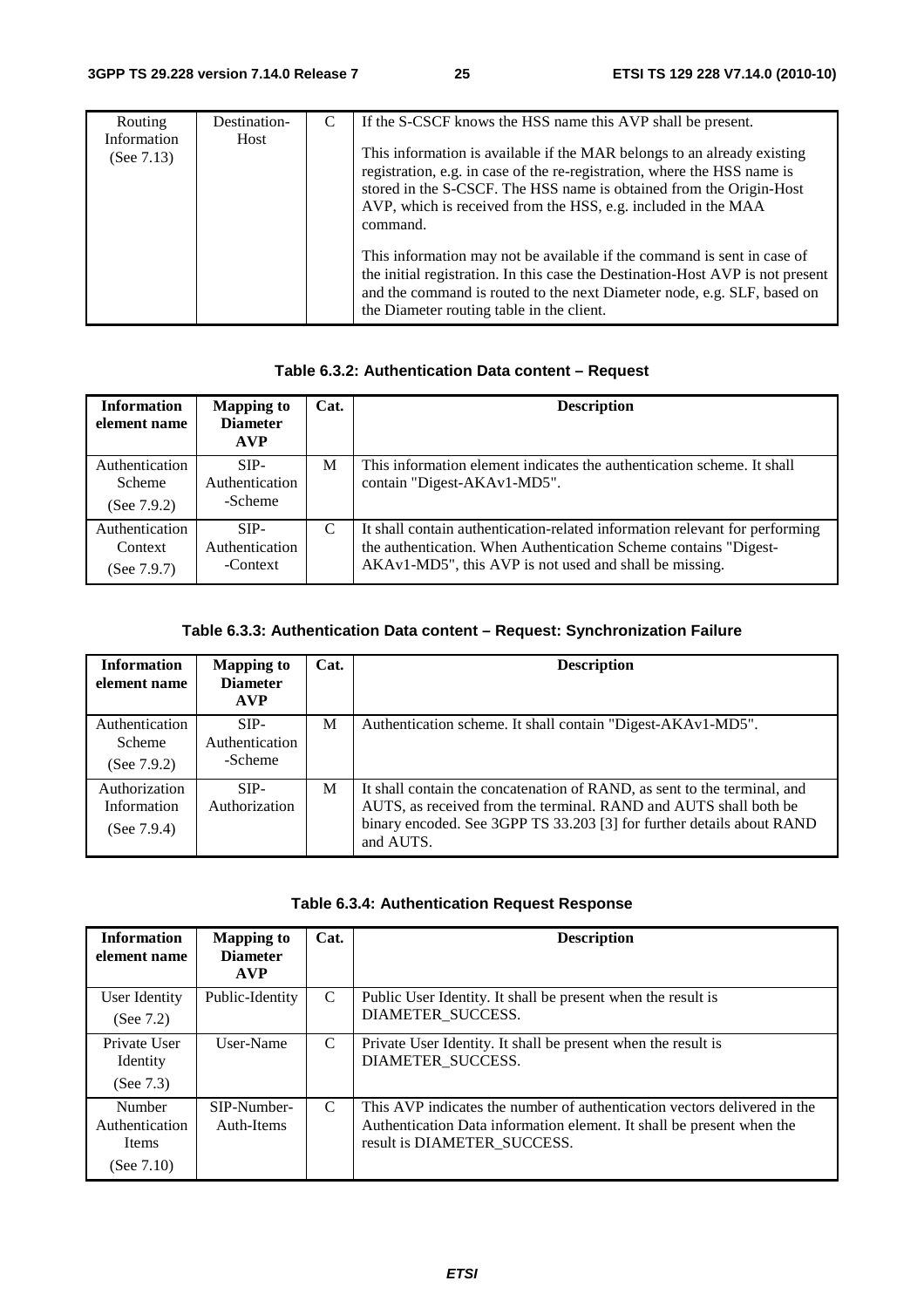| | | | |
|---|---|---|---|
| Routing Information (See 7.13) | Destination-Host | C | If the S-CSCF knows the HSS name this AVP shall be present.<br><br>This information is available if the MAR belongs to an already existing registration, e.g. in case of the re-registration, where the HSS name is stored in the S-CSCF. The HSS name is obtained from the Origin-Host AVP, which is received from the HSS, e.g. included in the MAA command.<br><br>This information may not be available if the command is sent in case of the initial registration. In this case the Destination-Host AVP is not present and the command is routed to the next Diameter node, e.g. SLF, based on the Diameter routing table in the client. |

**Table 6.3.2: Authentication Data content – Request**

| Information element name | Mapping to Diameter AVP | Cat. | Description |
|---|---|---|---|
| Authentication Scheme (See 7.9.2) | SIP-Authentication-Scheme | M | This information element indicates the authentication scheme. It shall contain "Digest-AKAv1-MD5". |
| Authentication Context (See 7.9.7) | SIP-Authentication-Context | C | It shall contain authentication-related information relevant for performing the authentication. When Authentication Scheme contains "Digest-AKAv1-MD5", this AVP is not used and shall be missing. |

**Table 6.3.3: Authentication Data content – Request: Synchronization Failure**

| Information element name | Mapping to Diameter AVP | Cat. | Description |
|---|---|---|---|
| Authentication Scheme (See 7.9.2) | SIP-Authentication-Scheme | M | Authentication scheme. It shall contain "Digest-AKAv1-MD5". |
| Authorization Information (See 7.9.4) | SIP-Authorization | M | It shall contain the concatenation of RAND, as sent to the terminal, and AUTS, as received from the terminal. RAND and AUTS shall both be binary encoded. See 3GPP TS 33.203 [3] for further details about RAND and AUTS. |

**Table 6.3.4: Authentication Request Response**

| Information element name | Mapping to Diameter AVP | Cat. | Description |
|---|---|---|---|
| User Identity (See 7.2) | Public-Identity | C | Public User Identity. It shall be present when the result is DIAMETER_SUCCESS. |
| Private User Identity (See 7.3) | User-Name | C | Private User Identity. It shall be present when the result is DIAMETER_SUCCESS. |
| Number Authentication Items (See 7.10) | SIP-Number-Auth-Items | C | This AVP indicates the number of authentication vectors delivered in the Authentication Data information element. It shall be present when the result is DIAMETER_SUCCESS. |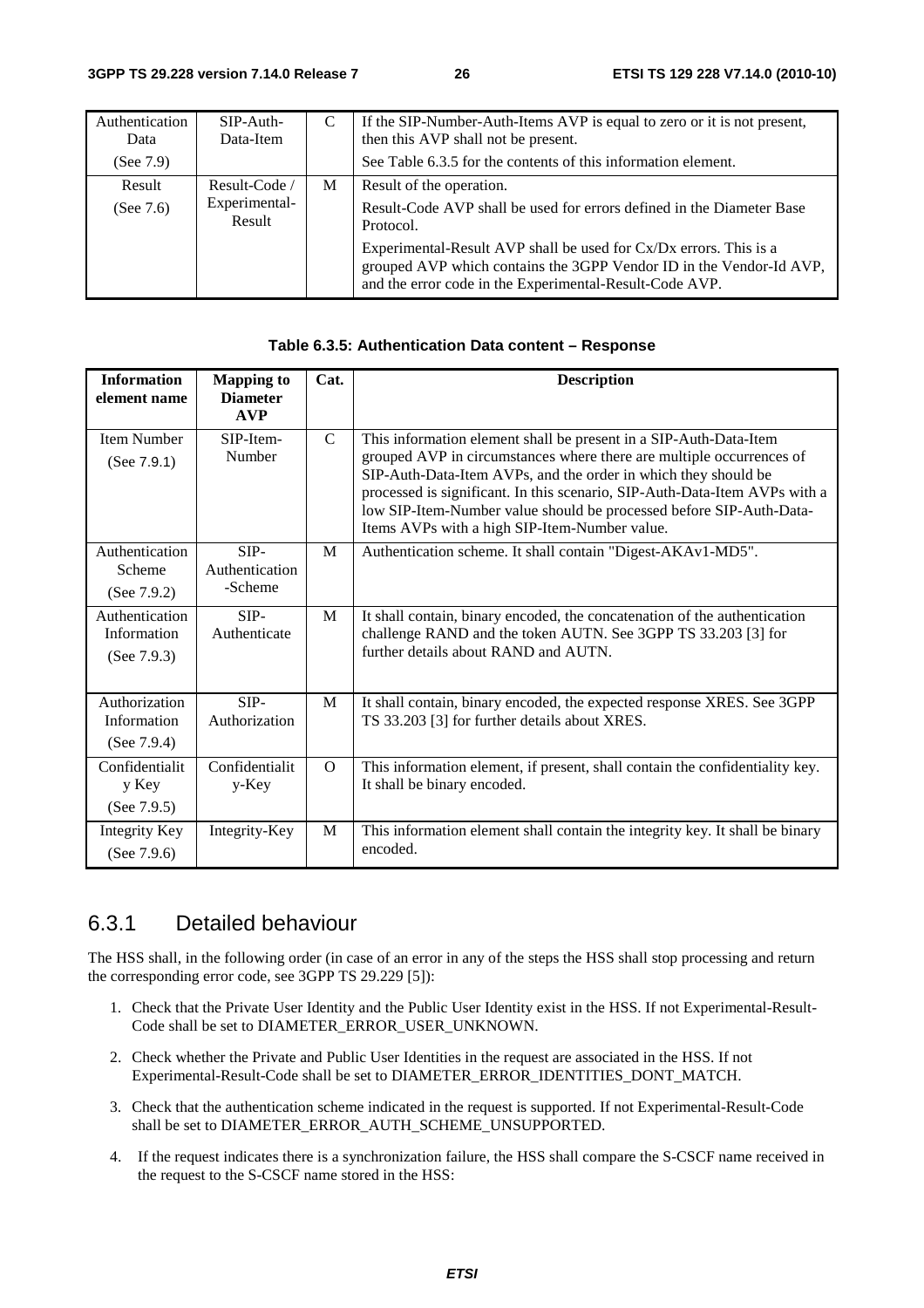| Authentication Data (See 7.9) | SIP-Auth-Data-Item | C | If the SIP-Number-Auth-Items AVP is equal to zero or it is not present, then this AVP shall not be present. See Table 6.3.5 for the contents of this information element. |
|---|---|---|---|
| Result (See 7.6) | Result-Code / Experimental-Result | M | Result of the operation. Result-Code AVP shall be used for errors defined in the Diameter Base Protocol. Experimental-Result AVP shall be used for Cx/Dx errors. This is a grouped AVP which contains the 3GPP Vendor ID in the Vendor-Id AVP, and the error code in the Experimental-Result-Code AVP. |

**Table 6.3.5: Authentication Data content – Response**

| Information element name | Mapping to Diameter AVP | Cat. | Description |
|---|---|---|---|
| Item Number (See 7.9.1) | SIP-Item-Number | C | This information element shall be present in a SIP-Auth-Data-Item grouped AVP in circumstances where there are multiple occurrences of SIP-Auth-Data-Item AVPs, and the order in which they should be processed is significant. In this scenario, SIP-Auth-Data-Item AVPs with a low SIP-Item-Number value should be processed before SIP-Auth-Data-Items AVPs with a high SIP-Item-Number value. |
| Authentication Scheme (See 7.9.2) | SIP-Authentication-Scheme | M | Authentication scheme. It shall contain "Digest-AKAv1-MD5". |
| Authentication Information (See 7.9.3) | SIP-Authenticate | M | It shall contain, binary encoded, the concatenation of the authentication challenge RAND and the token AUTN. See 3GPP TS 33.203 [3] for further details about RAND and AUTN. |
| Authorization Information (See 7.9.4) | SIP-Authorization | M | It shall contain, binary encoded, the expected response XRES. See 3GPP TS 33.203 [3] for further details about XRES. |
| Confidentiality Key (See 7.9.5) | Confidentiality-Key | O | This information element, if present, shall contain the confidentiality key. It shall be binary encoded. |
| Integrity Key (See 7.9.6) | Integrity-Key | M | This information element shall contain the integrity key. It shall be binary encoded. |

### 6.3.1 Detailed behaviour

The HSS shall, in the following order (in case of an error in any of the steps the HSS shall stop processing and return the corresponding error code, see 3GPP TS 29.229 [5]):

1. Check that the Private User Identity and the Public User Identity exist in the HSS. If not Experimental-Result-Code shall be set to DIAMETER_ERROR_USER_UNKNOWN.
2. Check whether the Private and Public User Identities in the request are associated in the HSS. If not Experimental-Result-Code shall be set to DIAMETER_ERROR_IDENTITIES_DONT_MATCH.
3. Check that the authentication scheme indicated in the request is supported. If not Experimental-Result-Code shall be set to DIAMETER_ERROR_AUTH_SCHEME_UNSUPPORTED.
4. If the request indicates there is a synchronization failure, the HSS shall compare the S-CSCF name received in the request to the S-CSCF name stored in the HSS: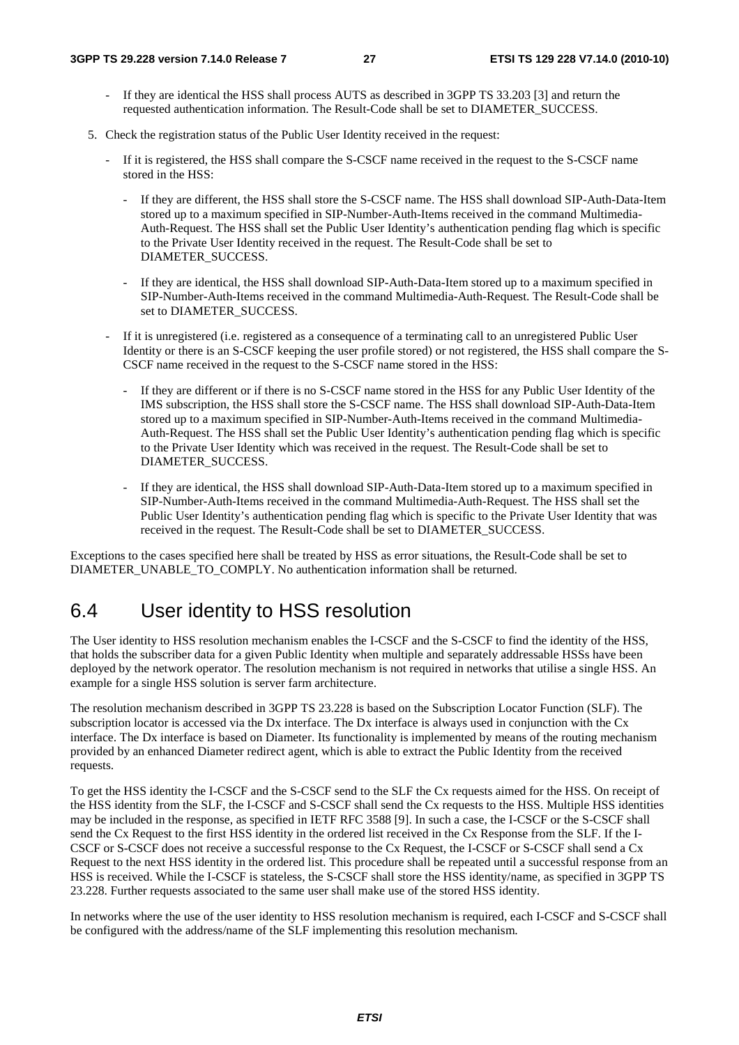- If they are identical the HSS shall process AUTS as described in 3GPP TS 33.203 [3] and return the requested authentication information. The Result-Code shall be set to DIAMETER_SUCCESS.

5. Check the registration status of the Public User Identity received in the request:

   - If it is registered, the HSS shall compare the S-CSCF name received in the request to the S-CSCF name stored in the HSS:

     - If they are different, the HSS shall store the S-CSCF name. The HSS shall download SIP-Auth-Data-Item stored up to a maximum specified in SIP-Number-Auth-Items received in the command Multimedia-Auth-Request. The HSS shall set the Public User Identity's authentication pending flag which is specific to the Private User Identity received in the request. The Result-Code shall be set to DIAMETER_SUCCESS.

     - If they are identical, the HSS shall download SIP-Auth-Data-Item stored up to a maximum specified in SIP-Number-Auth-Items received in the command Multimedia-Auth-Request. The Result-Code shall be set to DIAMETER_SUCCESS.

   - If it is unregistered (i.e. registered as a consequence of a terminating call to an unregistered Public User Identity or there is an S-CSCF keeping the user profile stored) or not registered, the HSS shall compare the S-CSCF name received in the request to the S-CSCF name stored in the HSS:

     - If they are different or if there is no S-CSCF name stored in the HSS for any Public User Identity of the IMS subscription, the HSS shall store the S-CSCF name. The HSS shall download SIP-Auth-Data-Item stored up to a maximum specified in SIP-Number-Auth-Items received in the command Multimedia-Auth-Request. The HSS shall set the Public User Identity's authentication pending flag which is specific to the Private User Identity which was received in the request. The Result-Code shall be set to DIAMETER_SUCCESS.

     - If they are identical, the HSS shall download SIP-Auth-Data-Item stored up to a maximum specified in SIP-Number-Auth-Items received in the command Multimedia-Auth-Request. The HSS shall set the Public User Identity's authentication pending flag which is specific to the Private User Identity that was received in the request. The Result-Code shall be set to DIAMETER_SUCCESS.

Exceptions to the cases specified here shall be treated by HSS as error situations, the Result-Code shall be set to DIAMETER_UNABLE_TO_COMPLY. No authentication information shall be returned.

# 6.4 User identity to HSS resolution

The User identity to HSS resolution mechanism enables the I-CSCF and the S-CSCF to find the identity of the HSS, that holds the subscriber data for a given Public Identity when multiple and separately addressable HSSs have been deployed by the network operator. The resolution mechanism is not required in networks that utilise a single HSS. An example for a single HSS solution is server farm architecture.

The resolution mechanism described in 3GPP TS 23.228 is based on the Subscription Locator Function (SLF). The subscription locator is accessed via the Dx interface. The Dx interface is always used in conjunction with the Cx interface. The Dx interface is based on Diameter. Its functionality is implemented by means of the routing mechanism provided by an enhanced Diameter redirect agent, which is able to extract the Public Identity from the received requests.

To get the HSS identity the I-CSCF and the S-CSCF send to the SLF the Cx requests aimed for the HSS. On receipt of the HSS identity from the SLF, the I-CSCF and S-CSCF shall send the Cx requests to the HSS. Multiple HSS identities may be included in the response, as specified in IETF RFC 3588 [9]. In such a case, the I-CSCF or the S-CSCF shall send the Cx Request to the first HSS identity in the ordered list received in the Cx Response from the SLF. If the I-CSCF or S-CSCF does not receive a successful response to the Cx Request, the I-CSCF or S-CSCF shall send a Cx Request to the next HSS identity in the ordered list. This procedure shall be repeated until a successful response from an HSS is received. While the I-CSCF is stateless, the S-CSCF shall store the HSS identity/name, as specified in 3GPP TS 23.228. Further requests associated to the same user shall make use of the stored HSS identity.

In networks where the use of the user identity to HSS resolution mechanism is required, each I-CSCF and S-CSCF shall be configured with the address/name of the SLF implementing this resolution mechanism.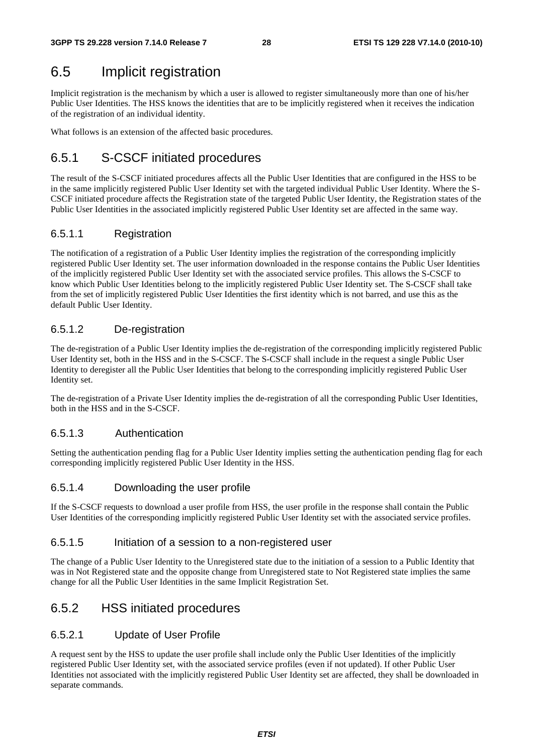# 6.5 Implicit registration

Implicit registration is the mechanism by which a user is allowed to register simultaneously more than one of his/her Public User Identities. The HSS knows the identities that are to be implicitly registered when it receives the indication of the registration of an individual identity.

What follows is an extension of the affected basic procedures.

## 6.5.1 S-CSCF initiated procedures

The result of the S-CSCF initiated procedures affects all the Public User Identities that are configured in the HSS to be in the same implicitly registered Public User Identity set with the targeted individual Public User Identity. Where the S-CSCF initiated procedure affects the Registration state of the targeted Public User Identity, the Registration states of the Public User Identities in the associated implicitly registered Public User Identity set are affected in the same way.

### 6.5.1.1 Registration

The notification of a registration of a Public User Identity implies the registration of the corresponding implicitly registered Public User Identity set. The user information downloaded in the response contains the Public User Identities of the implicitly registered Public User Identity set with the associated service profiles. This allows the S-CSCF to know which Public User Identities belong to the implicitly registered Public User Identity set. The S-CSCF shall take from the set of implicitly registered Public User Identities the first identity which is not barred, and use this as the default Public User Identity.

### 6.5.1.2 De-registration

The de-registration of a Public User Identity implies the de-registration of the corresponding implicitly registered Public User Identity set, both in the HSS and in the S-CSCF. The S-CSCF shall include in the request a single Public User Identity to deregister all the Public User Identities that belong to the corresponding implicitly registered Public User Identity set.

The de-registration of a Private User Identity implies the de-registration of all the corresponding Public User Identities, both in the HSS and in the S-CSCF.

### 6.5.1.3 Authentication

Setting the authentication pending flag for a Public User Identity implies setting the authentication pending flag for each corresponding implicitly registered Public User Identity in the HSS.

### 6.5.1.4 Downloading the user profile

If the S-CSCF requests to download a user profile from HSS, the user profile in the response shall contain the Public User Identities of the corresponding implicitly registered Public User Identity set with the associated service profiles.

### 6.5.1.5 Initiation of a session to a non-registered user

The change of a Public User Identity to the Unregistered state due to the initiation of a session to a Public Identity that was in Not Registered state and the opposite change from Unregistered state to Not Registered state implies the same change for all the Public User Identities in the same Implicit Registration Set.

## 6.5.2 HSS initiated procedures

### 6.5.2.1 Update of User Profile

A request sent by the HSS to update the user profile shall include only the Public User Identities of the implicitly registered Public User Identity set, with the associated service profiles (even if not updated). If other Public User Identities not associated with the implicitly registered Public User Identity set are affected, they shall be downloaded in separate commands.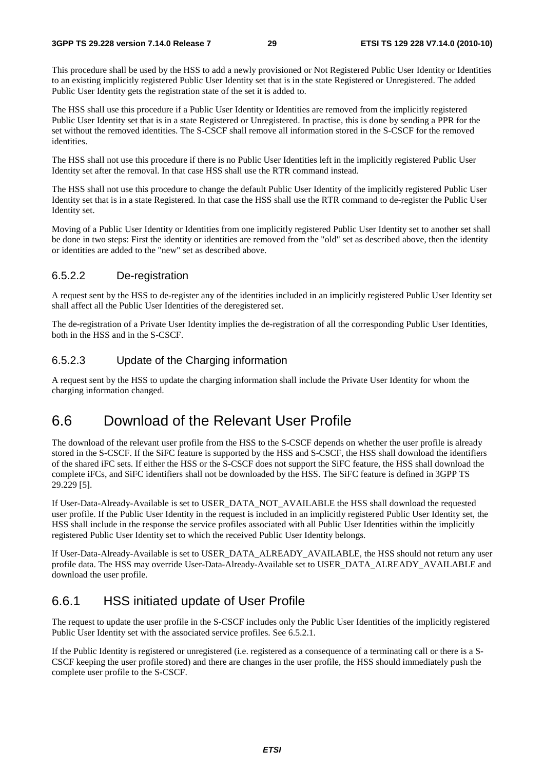This procedure shall be used by the HSS to add a newly provisioned or Not Registered Public User Identity or Identities to an existing implicitly registered Public User Identity set that is in the state Registered or Unregistered. The added Public User Identity gets the registration state of the set it is added to.

The HSS shall use this procedure if a Public User Identity or Identities are removed from the implicitly registered Public User Identity set that is in a state Registered or Unregistered. In practise, this is done by sending a PPR for the set without the removed identities. The S-CSCF shall remove all information stored in the S-CSCF for the removed identities.

The HSS shall not use this procedure if there is no Public User Identities left in the implicitly registered Public User Identity set after the removal. In that case HSS shall use the RTR command instead.

The HSS shall not use this procedure to change the default Public User Identity of the implicitly registered Public User Identity set that is in a state Registered. In that case the HSS shall use the RTR command to de-register the Public User Identity set.

Moving of a Public User Identity or Identities from one implicitly registered Public User Identity set to another set shall be done in two steps: First the identity or identities are removed from the "old" set as described above, then the identity or identities are added to the "new" set as described above.

#### 6.5.2.2 De-registration

A request sent by the HSS to de-register any of the identities included in an implicitly registered Public User Identity set shall affect all the Public User Identities of the deregistered set.

The de-registration of a Private User Identity implies the de-registration of all the corresponding Public User Identities, both in the HSS and in the S-CSCF.

#### 6.5.2.3 Update of the Charging information

A request sent by the HSS to update the charging information shall include the Private User Identity for whom the charging information changed.

## 6.6 Download of the Relevant User Profile

The download of the relevant user profile from the HSS to the S-CSCF depends on whether the user profile is already stored in the S-CSCF. If the SiFC feature is supported by the HSS and S-CSCF, the HSS shall download the identifiers of the shared iFC sets. If either the HSS or the S-CSCF does not support the SiFC feature, the HSS shall download the complete iFCs, and SiFC identifiers shall not be downloaded by the HSS. The SiFC feature is defined in 3GPP TS 29.229 [5].

If User-Data-Already-Available is set to USER_DATA_NOT_AVAILABLE the HSS shall download the requested user profile. If the Public User Identity in the request is included in an implicitly registered Public User Identity set, the HSS shall include in the response the service profiles associated with all Public User Identities within the implicitly registered Public User Identity set to which the received Public User Identity belongs.

If User-Data-Already-Available is set to USER_DATA_ALREADY_AVAILABLE, the HSS should not return any user profile data. The HSS may override User-Data-Already-Available set to USER_DATA_ALREADY_AVAILABLE and download the user profile.

### 6.6.1 HSS initiated update of User Profile

The request to update the user profile in the S-CSCF includes only the Public User Identities of the implicitly registered Public User Identity set with the associated service profiles. See 6.5.2.1.

If the Public Identity is registered or unregistered (i.e. registered as a consequence of a terminating call or there is a S-CSCF keeping the user profile stored) and there are changes in the user profile, the HSS should immediately push the complete user profile to the S-CSCF.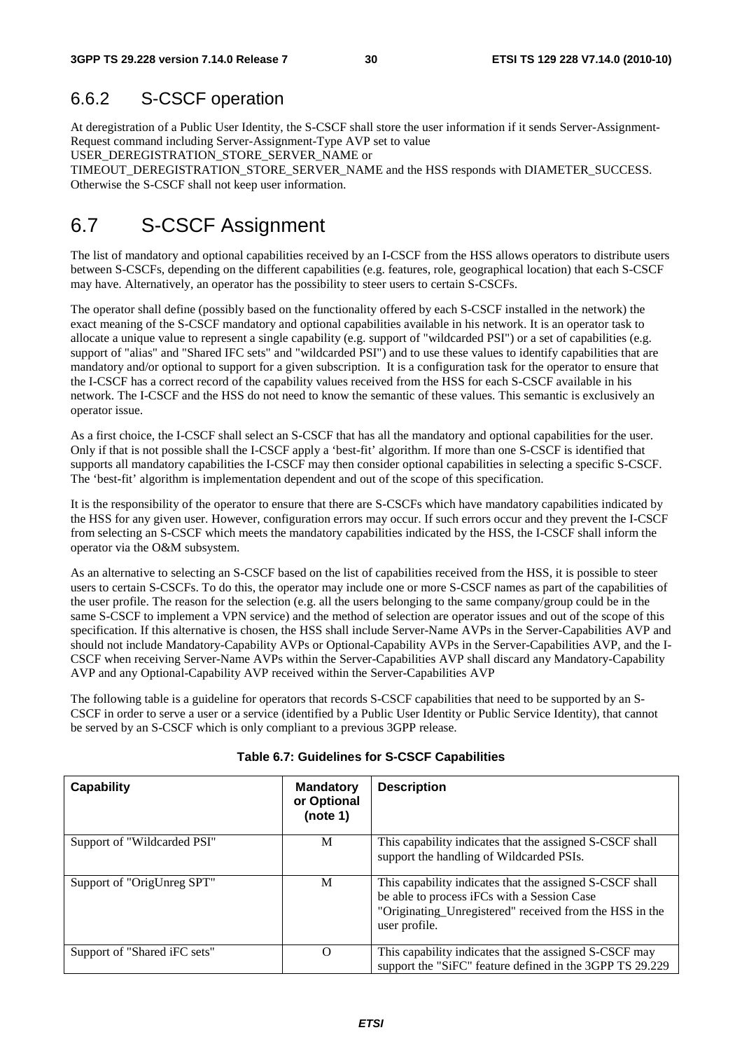### 6.6.2 S-CSCF operation

At deregistration of a Public User Identity, the S-CSCF shall store the user information if it sends Server-Assignment-Request command including Server-Assignment-Type AVP set to value USER_DEREGISTRATION_STORE_SERVER_NAME or TIMEOUT_DEREGISTRATION_STORE_SERVER_NAME and the HSS responds with DIAMETER_SUCCESS. Otherwise the S-CSCF shall not keep user information.

## 6.7 S-CSCF Assignment

The list of mandatory and optional capabilities received by an I-CSCF from the HSS allows operators to distribute users between S-CSCFs, depending on the different capabilities (e.g. features, role, geographical location) that each S-CSCF may have. Alternatively, an operator has the possibility to steer users to certain S-CSCFs.

The operator shall define (possibly based on the functionality offered by each S-CSCF installed in the network) the exact meaning of the S-CSCF mandatory and optional capabilities available in his network. It is an operator task to allocate a unique value to represent a single capability (e.g. support of "wildcarded PSI") or a set of capabilities (e.g. support of "alias" and "Shared IFC sets" and "wildcarded PSI") and to use these values to identify capabilities that are mandatory and/or optional to support for a given subscription. It is a configuration task for the operator to ensure that the I-CSCF has a correct record of the capability values received from the HSS for each S-CSCF available in his network. The I-CSCF and the HSS do not need to know the semantic of these values. This semantic is exclusively an operator issue.

As a first choice, the I-CSCF shall select an S-CSCF that has all the mandatory and optional capabilities for the user. Only if that is not possible shall the I-CSCF apply a 'best-fit' algorithm. If more than one S-CSCF is identified that supports all mandatory capabilities the I-CSCF may then consider optional capabilities in selecting a specific S-CSCF. The 'best-fit' algorithm is implementation dependent and out of the scope of this specification.

It is the responsibility of the operator to ensure that there are S-CSCFs which have mandatory capabilities indicated by the HSS for any given user. However, configuration errors may occur. If such errors occur and they prevent the I-CSCF from selecting an S-CSCF which meets the mandatory capabilities indicated by the HSS, the I-CSCF shall inform the operator via the O&M subsystem.

As an alternative to selecting an S-CSCF based on the list of capabilities received from the HSS, it is possible to steer users to certain S-CSCFs. To do this, the operator may include one or more S-CSCF names as part of the capabilities of the user profile. The reason for the selection (e.g. all the users belonging to the same company/group could be in the same S-CSCF to implement a VPN service) and the method of selection are operator issues and out of the scope of this specification. If this alternative is chosen, the HSS shall include Server-Name AVPs in the Server-Capabilities AVP and should not include Mandatory-Capability AVPs or Optional-Capability AVPs in the Server-Capabilities AVP, and the I-CSCF when receiving Server-Name AVPs within the Server-Capabilities AVP shall discard any Mandatory-Capability AVP and any Optional-Capability AVP received within the Server-Capabilities AVP

The following table is a guideline for operators that records S-CSCF capabilities that need to be supported by an S-CSCF in order to serve a user or a service (identified by a Public User Identity or Public Service Identity), that cannot be served by an S-CSCF which is only compliant to a previous 3GPP release.

**Table 6.7: Guidelines for S-CSCF Capabilities**

| Capability | Mandatory or Optional (note 1) | Description |
|---|---|---|
| Support of "Wildcarded PSI" | M | This capability indicates that the assigned S-CSCF shall support the handling of Wildcarded PSIs. |
| Support of "OrigUnreg SPT" | M | This capability indicates that the assigned S-CSCF shall be able to process iFCs with a Session Case "Originating_Unregistered" received from the HSS in the user profile. |
| Support of "Shared iFC sets" | O | This capability indicates that the assigned S-CSCF may support the "SiFC" feature defined in the 3GPP TS 29.229 |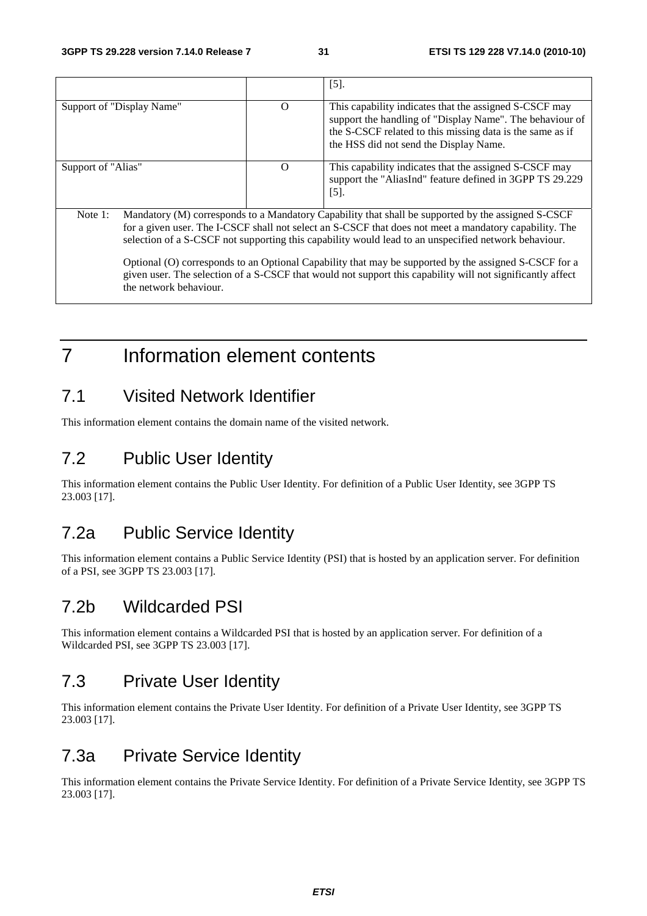| | | |
|---|---|---|
| | | [5]. |
| Support of "Display Name" | O | This capability indicates that the assigned S-CSCF may support the handling of "Display Name". The behaviour of the S-CSCF related to this missing data is the same as if the HSS did not send the Display Name. |
| Support of "Alias" | O | This capability indicates that the assigned S-CSCF may support the "AliasInd" feature defined in 3GPP TS 29.229 [5]. |
| Note 1: Mandatory (M) corresponds to a Mandatory Capability that shall be supported by the assigned S-CSCF for a given user. The I-CSCF shall not select an S-CSCF that does not meet a mandatory capability. The selection of a S-CSCF not supporting this capability would lead to an unspecified network behaviour. Optional (O) corresponds to an Optional Capability that may be supported by the assigned S-CSCF for a given user. The selection of a S-CSCF that would not support this capability will not significantly affect the network behaviour. | | |

# 7 Information element contents

## 7.1 Visited Network Identifier

This information element contains the domain name of the visited network.

## 7.2 Public User Identity

This information element contains the Public User Identity. For definition of a Public User Identity, see 3GPP TS 23.003 [17].

## 7.2a Public Service Identity

This information element contains a Public Service Identity (PSI) that is hosted by an application server. For definition of a PSI, see 3GPP TS 23.003 [17].

## 7.2b Wildcarded PSI

This information element contains a Wildcarded PSI that is hosted by an application server. For definition of a Wildcarded PSI, see 3GPP TS 23.003 [17].

## 7.3 Private User Identity

This information element contains the Private User Identity. For definition of a Private User Identity, see 3GPP TS 23.003 [17].

## 7.3a Private Service Identity

This information element contains the Private Service Identity. For definition of a Private Service Identity, see 3GPP TS 23.003 [17].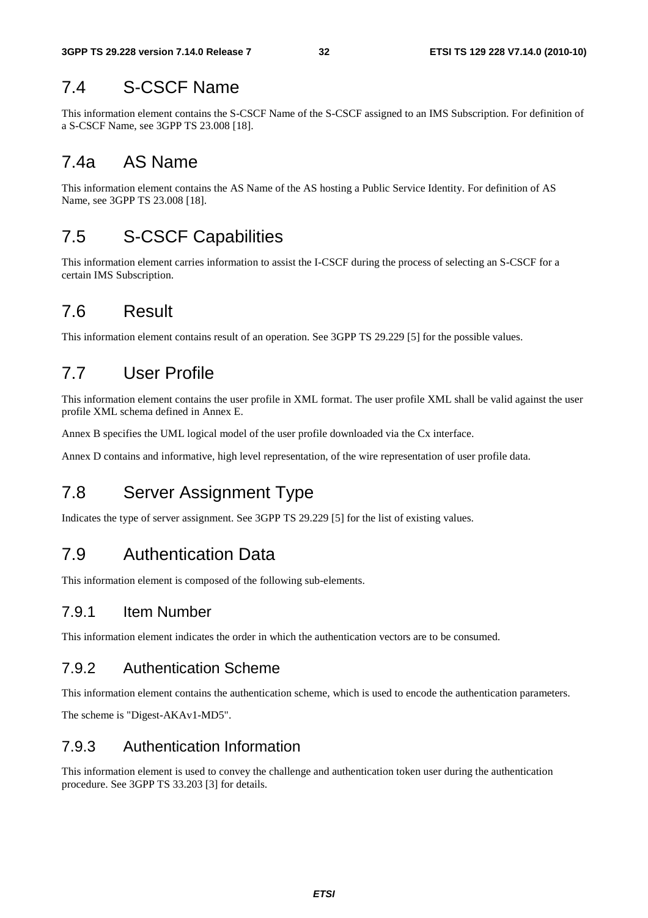## 7.4 S-CSCF Name

This information element contains the S-CSCF Name of the S-CSCF assigned to an IMS Subscription. For definition of a S-CSCF Name, see 3GPP TS 23.008 [18].

## 7.4a AS Name

This information element contains the AS Name of the AS hosting a Public Service Identity. For definition of AS Name, see 3GPP TS 23.008 [18].

## 7.5 S-CSCF Capabilities

This information element carries information to assist the I-CSCF during the process of selecting an S-CSCF for a certain IMS Subscription.

## 7.6 Result

This information element contains result of an operation. See 3GPP TS 29.229 [5] for the possible values.

## 7.7 User Profile

This information element contains the user profile in XML format. The user profile XML shall be valid against the user profile XML schema defined in Annex E.

Annex B specifies the UML logical model of the user profile downloaded via the Cx interface.

Annex D contains and informative, high level representation, of the wire representation of user profile data.

## 7.8 Server Assignment Type

Indicates the type of server assignment. See 3GPP TS 29.229 [5] for the list of existing values.

## 7.9 Authentication Data

This information element is composed of the following sub-elements.

### 7.9.1 Item Number

This information element indicates the order in which the authentication vectors are to be consumed.

### 7.9.2 Authentication Scheme

This information element contains the authentication scheme, which is used to encode the authentication parameters.

The scheme is "Digest-AKAv1-MD5".

### 7.9.3 Authentication Information

This information element is used to convey the challenge and authentication token user during the authentication procedure. See 3GPP TS 33.203 [3] for details.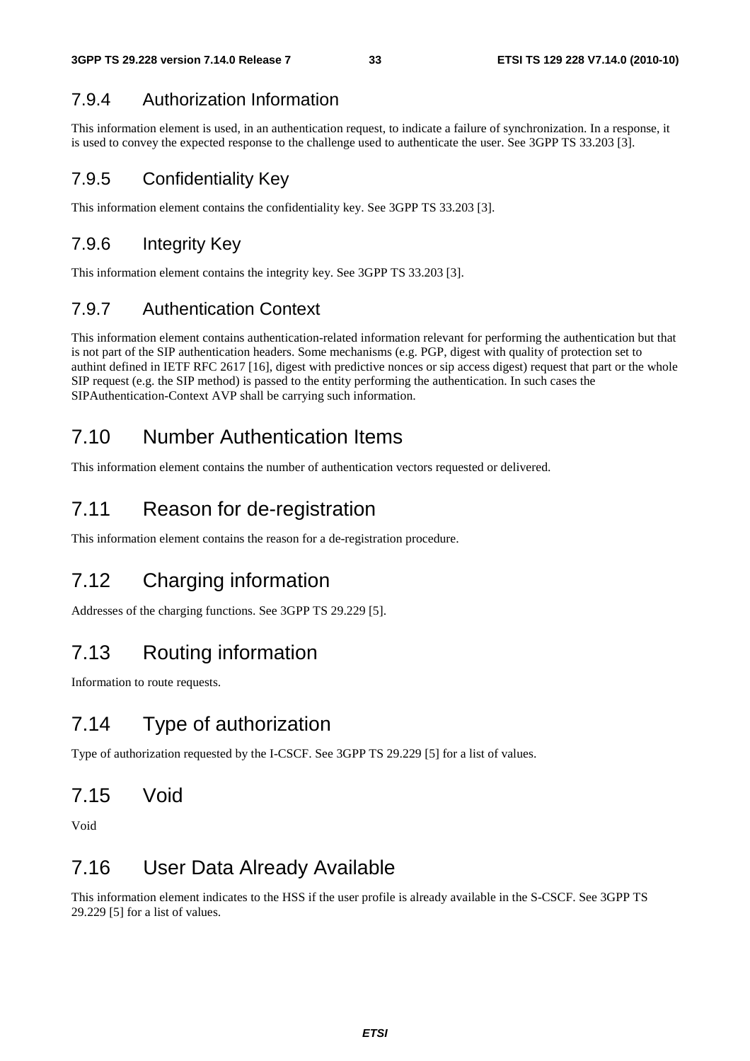### 7.9.4 Authorization Information

This information element is used, in an authentication request, to indicate a failure of synchronization. In a response, it is used to convey the expected response to the challenge used to authenticate the user. See 3GPP TS 33.203 [3].

### 7.9.5 Confidentiality Key

This information element contains the confidentiality key. See 3GPP TS 33.203 [3].

### 7.9.6 Integrity Key

This information element contains the integrity key. See 3GPP TS 33.203 [3].

### 7.9.7 Authentication Context

This information element contains authentication-related information relevant for performing the authentication but that is not part of the SIP authentication headers. Some mechanisms (e.g. PGP, digest with quality of protection set to authint defined in IETF RFC 2617 [16], digest with predictive nonces or sip access digest) request that part or the whole SIP request (e.g. the SIP method) is passed to the entity performing the authentication. In such cases the SIPAuthentication-Context AVP shall be carrying such information.

## 7.10 Number Authentication Items

This information element contains the number of authentication vectors requested or delivered.

## 7.11 Reason for de-registration

This information element contains the reason for a de-registration procedure.

## 7.12 Charging information

Addresses of the charging functions. See 3GPP TS 29.229 [5].

## 7.13 Routing information

Information to route requests.

## 7.14 Type of authorization

Type of authorization requested by the I-CSCF. See 3GPP TS 29.229 [5] for a list of values.

## 7.15 Void

Void

## 7.16 User Data Already Available

This information element indicates to the HSS if the user profile is already available in the S-CSCF. See 3GPP TS 29.229 [5] for a list of values.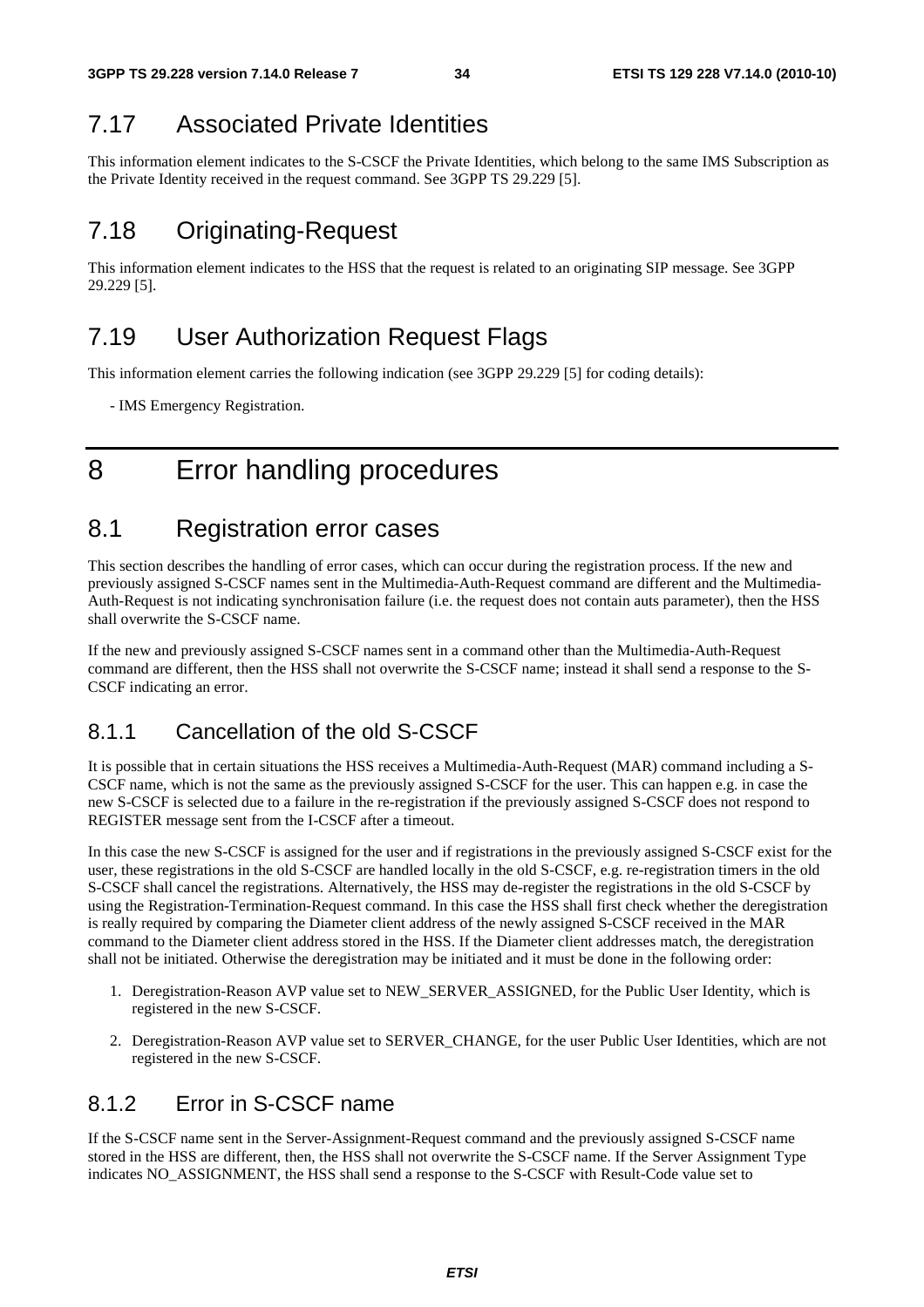## 7.17 Associated Private Identities

This information element indicates to the S-CSCF the Private Identities, which belong to the same IMS Subscription as the Private Identity received in the request command. See 3GPP TS 29.229 [5].

## 7.18 Originating-Request

This information element indicates to the HSS that the request is related to an originating SIP message. See 3GPP 29.229 [5].

## 7.19 User Authorization Request Flags

This information element carries the following indication (see 3GPP 29.229 [5] for coding details):

- IMS Emergency Registration.

# 8 Error handling procedures

## 8.1 Registration error cases

This section describes the handling of error cases, which can occur during the registration process. If the new and previously assigned S-CSCF names sent in the Multimedia-Auth-Request command are different and the Multimedia-Auth-Request is not indicating synchronisation failure (i.e. the request does not contain auts parameter), then the HSS shall overwrite the S-CSCF name.

If the new and previously assigned S-CSCF names sent in a command other than the Multimedia-Auth-Request command are different, then the HSS shall not overwrite the S-CSCF name; instead it shall send a response to the S-CSCF indicating an error.

### 8.1.1 Cancellation of the old S-CSCF

It is possible that in certain situations the HSS receives a Multimedia-Auth-Request (MAR) command including a S-CSCF name, which is not the same as the previously assigned S-CSCF for the user. This can happen e.g. in case the new S-CSCF is selected due to a failure in the re-registration if the previously assigned S-CSCF does not respond to REGISTER message sent from the I-CSCF after a timeout.

In this case the new S-CSCF is assigned for the user and if registrations in the previously assigned S-CSCF exist for the user, these registrations in the old S-CSCF are handled locally in the old S-CSCF, e.g. re-registration timers in the old S-CSCF shall cancel the registrations. Alternatively, the HSS may de-register the registrations in the old S-CSCF by using the Registration-Termination-Request command. In this case the HSS shall first check whether the deregistration is really required by comparing the Diameter client address of the newly assigned S-CSCF received in the MAR command to the Diameter client address stored in the HSS. If the Diameter client addresses match, the deregistration shall not be initiated. Otherwise the deregistration may be initiated and it must be done in the following order:

1. Deregistration-Reason AVP value set to NEW_SERVER_ASSIGNED, for the Public User Identity, which is registered in the new S-CSCF.
2. Deregistration-Reason AVP value set to SERVER_CHANGE, for the user Public User Identities, which are not registered in the new S-CSCF.

### 8.1.2 Error in S-CSCF name

If the S-CSCF name sent in the Server-Assignment-Request command and the previously assigned S-CSCF name stored in the HSS are different, then, the HSS shall not overwrite the S-CSCF name. If the Server Assignment Type indicates NO_ASSIGNMENT, the HSS shall send a response to the S-CSCF with Result-Code value set to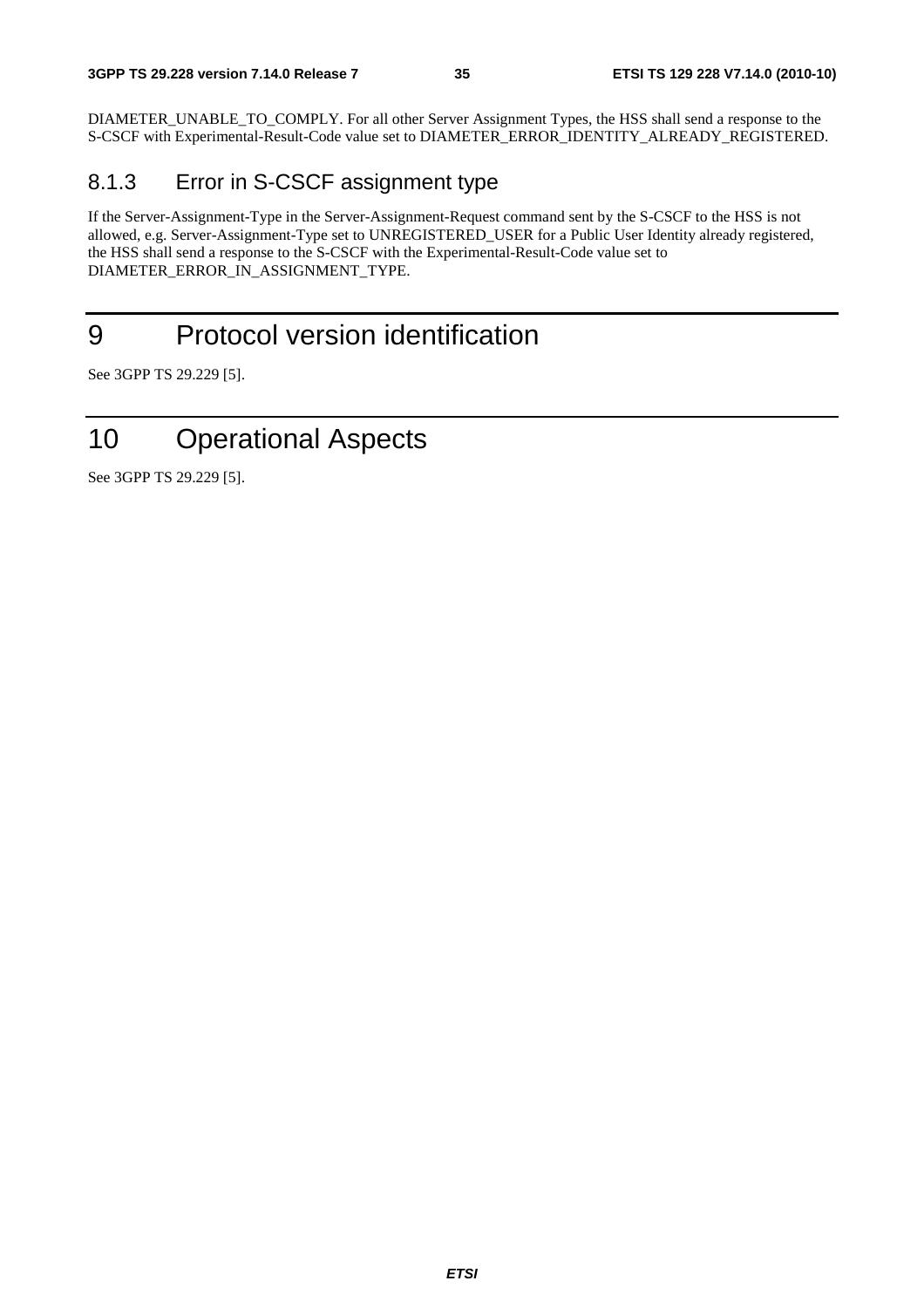DIAMETER_UNABLE_TO_COMPLY. For all other Server Assignment Types, the HSS shall send a response to the S-CSCF with Experimental-Result-Code value set to DIAMETER_ERROR_IDENTITY_ALREADY_REGISTERED.

### 8.1.3 Error in S-CSCF assignment type

If the Server-Assignment-Type in the Server-Assignment-Request command sent by the S-CSCF to the HSS is not allowed, e.g. Server-Assignment-Type set to UNREGISTERED_USER for a Public User Identity already registered, the HSS shall send a response to the S-CSCF with the Experimental-Result-Code value set to DIAMETER_ERROR_IN_ASSIGNMENT_TYPE.

# 9 Protocol version identification

See 3GPP TS 29.229 [5].

# 10 Operational Aspects

See 3GPP TS 29.229 [5].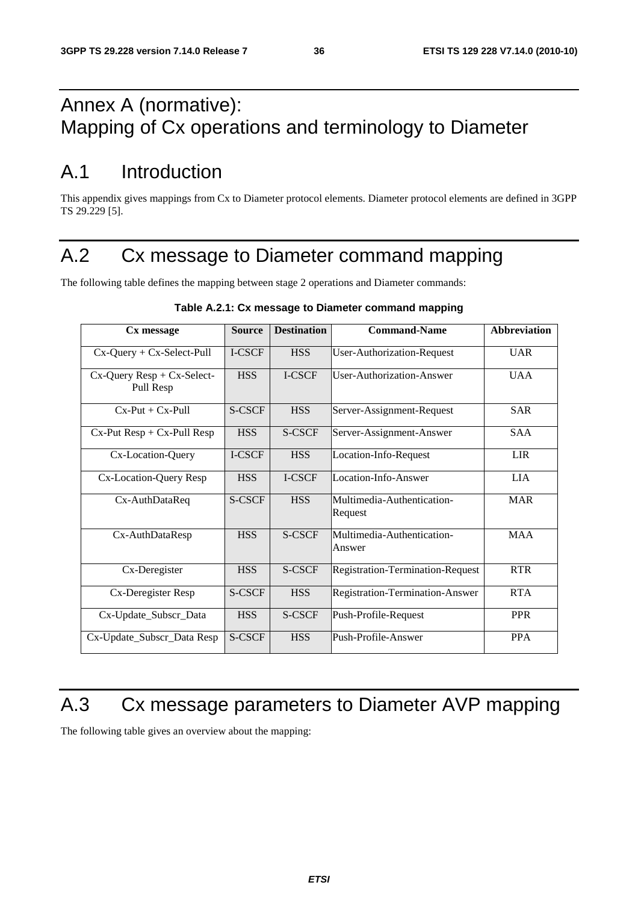# Annex A (normative): Mapping of Cx operations and terminology to Diameter

## A.1 Introduction

This appendix gives mappings from Cx to Diameter protocol elements. Diameter protocol elements are defined in 3GPP TS 29.229 [5].

## A.2 Cx message to Diameter command mapping

The following table defines the mapping between stage 2 operations and Diameter commands:

**Table A.2.1: Cx message to Diameter command mapping**

| Cx message | Source | Destination | Command-Name | Abbreviation |
|---|---|---|---|---|
| Cx-Query + Cx-Select-Pull | I-CSCF | HSS | User-Authorization-Request | UAR |
| Cx-Query Resp + Cx-Select-Pull Resp | HSS | I-CSCF | User-Authorization-Answer | UAA |
| Cx-Put + Cx-Pull | S-CSCF | HSS | Server-Assignment-Request | SAR |
| Cx-Put Resp + Cx-Pull Resp | HSS | S-CSCF | Server-Assignment-Answer | SAA |
| Cx-Location-Query | I-CSCF | HSS | Location-Info-Request | LIR |
| Cx-Location-Query Resp | HSS | I-CSCF | Location-Info-Answer | LIA |
| Cx-AuthDataReq | S-CSCF | HSS | Multimedia-Authentication-Request | MAR |
| Cx-AuthDataResp | HSS | S-CSCF | Multimedia-Authentication-Answer | MAA |
| Cx-Deregister | HSS | S-CSCF | Registration-Termination-Request | RTR |
| Cx-Deregister Resp | S-CSCF | HSS | Registration-Termination-Answer | RTA |
| Cx-Update_Subscr_Data | HSS | S-CSCF | Push-Profile-Request | PPR |
| Cx-Update_Subscr_Data Resp | S-CSCF | HSS | Push-Profile-Answer | PPA |

## A.3 Cx message parameters to Diameter AVP mapping

The following table gives an overview about the mapping: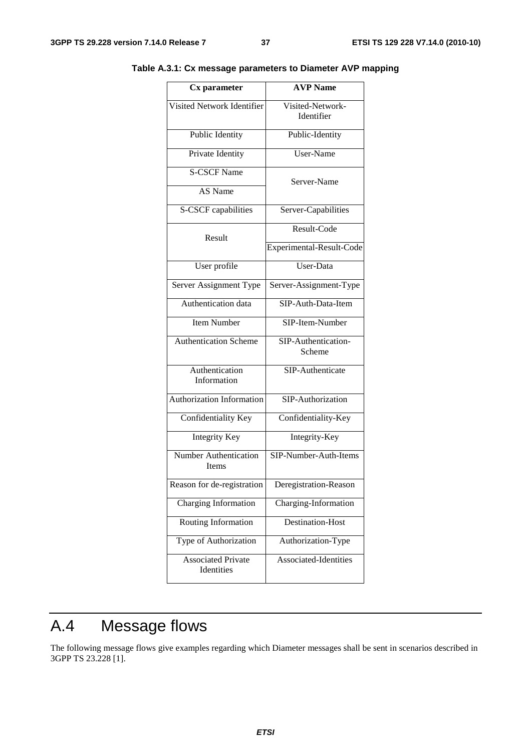**Table A.3.1: Cx message parameters to Diameter AVP mapping**

| Cx parameter | AVP Name |
| --- | --- |
| Visited Network Identifier | Visited-Network-Identifier |
| Public Identity | Public-Identity |
| Private Identity | User-Name |
| S-CSCF Name | Server-Name |
| AS Name | |
| S-CSCF capabilities | Server-Capabilities |
| Result | Result-Code |
| | Experimental-Result-Code |
| User profile | User-Data |
| Server Assignment Type | Server-Assignment-Type |
| Authentication data | SIP-Auth-Data-Item |
| Item Number | SIP-Item-Number |
| Authentication Scheme | SIP-Authentication-Scheme |
| Authentication Information | SIP-Authenticate |
| Authorization Information | SIP-Authorization |
| Confidentiality Key | Confidentiality-Key |
| Integrity Key | Integrity-Key |
| Number Authentication Items | SIP-Number-Auth-Items |
| Reason for de-registration | Deregistration-Reason |
| Charging Information | Charging-Information |
| Routing Information | Destination-Host |
| Type of Authorization | Authorization-Type |
| Associated Private Identities | Associated-Identities |

# A.4 Message flows

The following message flows give examples regarding which Diameter messages shall be sent in scenarios described in 3GPP TS 23.228 [1].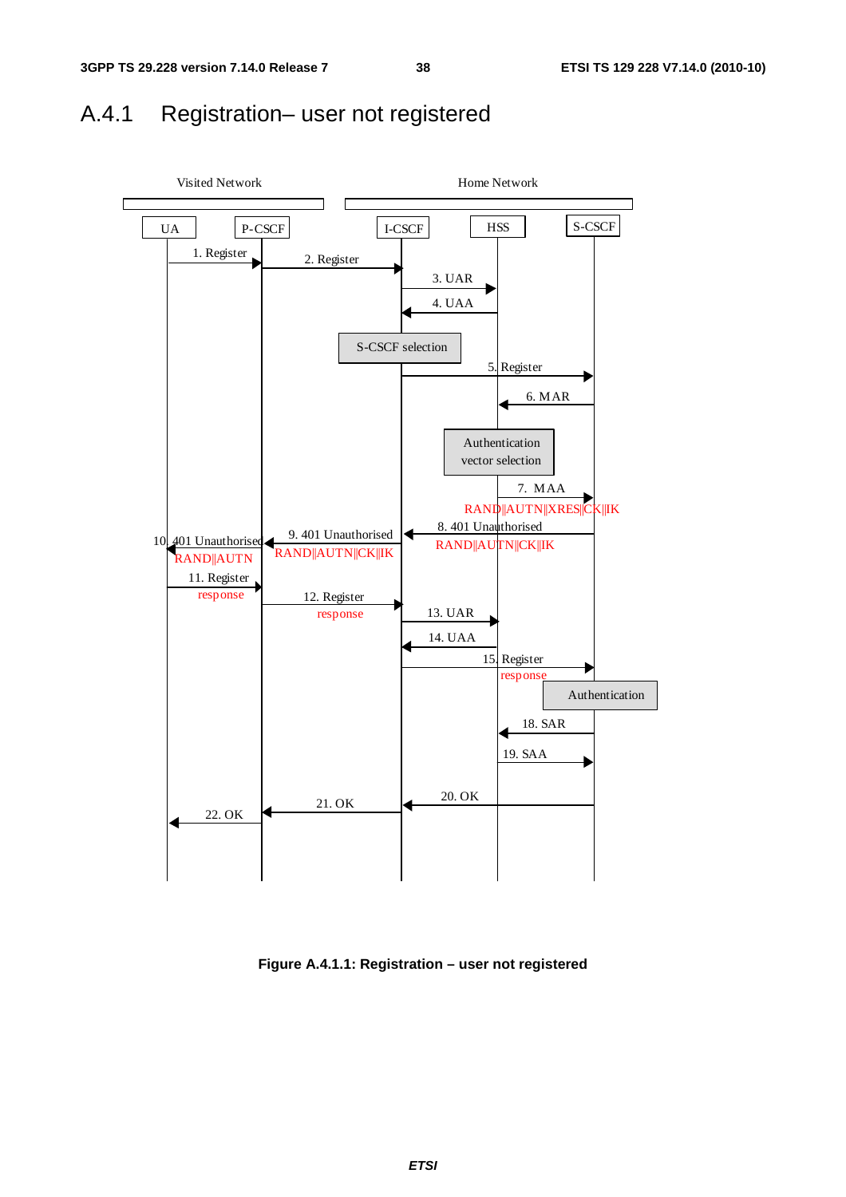## A.4.1 Registration– user not registered

Visited Network

Home Network

UA

P-CSCF

I-CSCF

HSS

S-CSCF

1. Register

2. Register

3. UAR

4. UAA

S-CSCF selection

5. Register

6. MAR

Authentication vector selection

7. MAA

RAND||AUTN||XRES||CK||IK

8. 401 Unauthorised

RAND||AUTN||CK||IK

9. 401 Unauthorised

RAND||AUTN||CK||IK

10. 401 Unauthorised

RAND||AUTN

11. Register response

12. Register response

13. UAR

14. UAA

15. Register response

Authentication

18. SAR

19. SAA

20. OK

21. OK

22. OK

**Figure A.4.1.1: Registration – user not registered**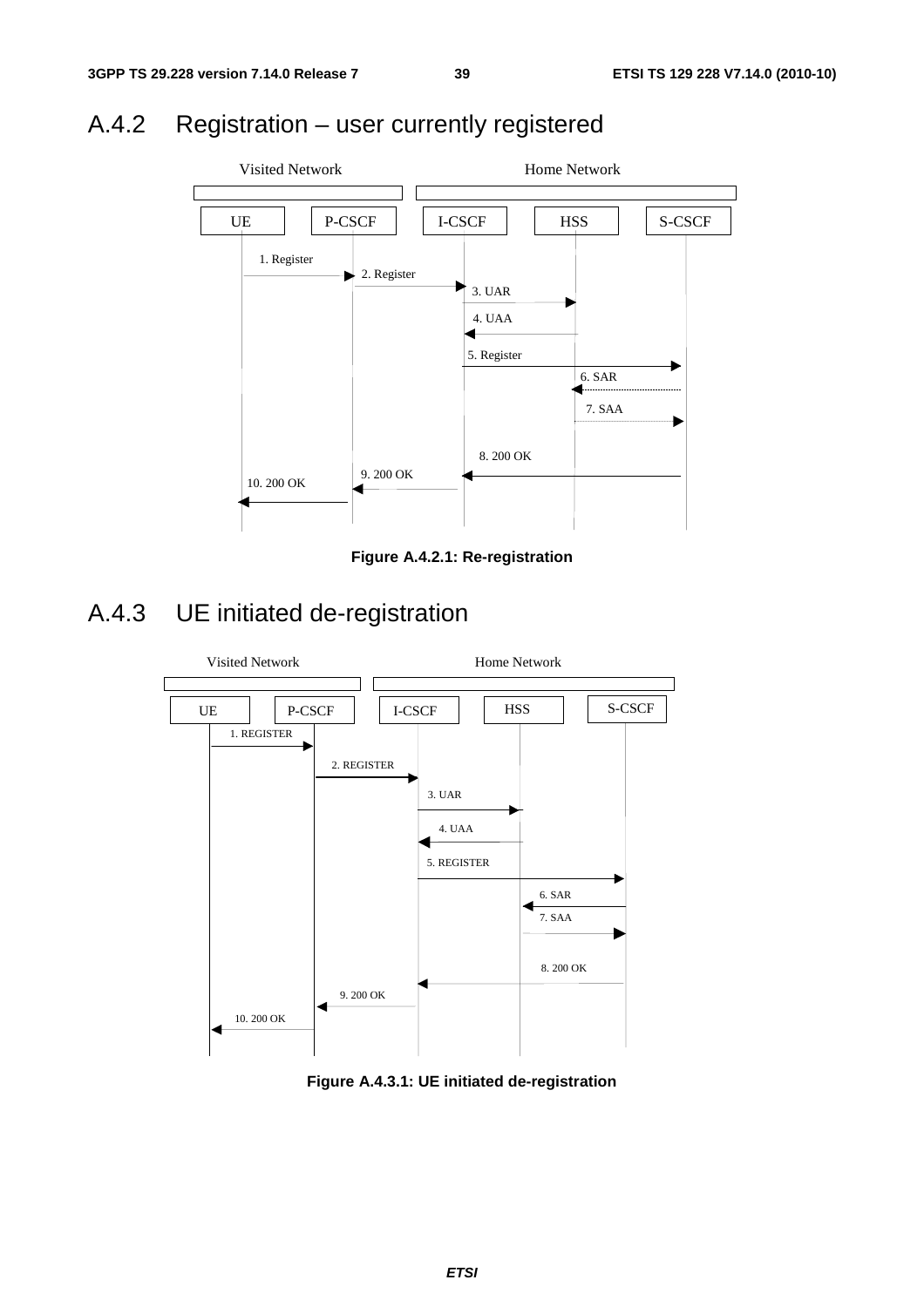## A.4.2 Registration – user currently registered

Visited Network

Home Network

UE

P-CSCF

I-CSCF

HSS

S-CSCF

1. Register

2. Register

3. UAR

4. UAA

5. Register

6. SAR

7. SAA

8. 200 OK

9. 200 OK

10. 200 OK

**Figure A.4.2.1: Re-registration**

## A.4.3 UE initiated de-registration

Visited Network

Home Network

UE

P-CSCF

I-CSCF

HSS

S-CSCF

1. REGISTER

2. REGISTER

3. UAR

4. UAA

5. REGISTER

6. SAR

7. SAA

8. 200 OK

9. 200 OK

10. 200 OK

**Figure A.4.3.1: UE initiated de-registration**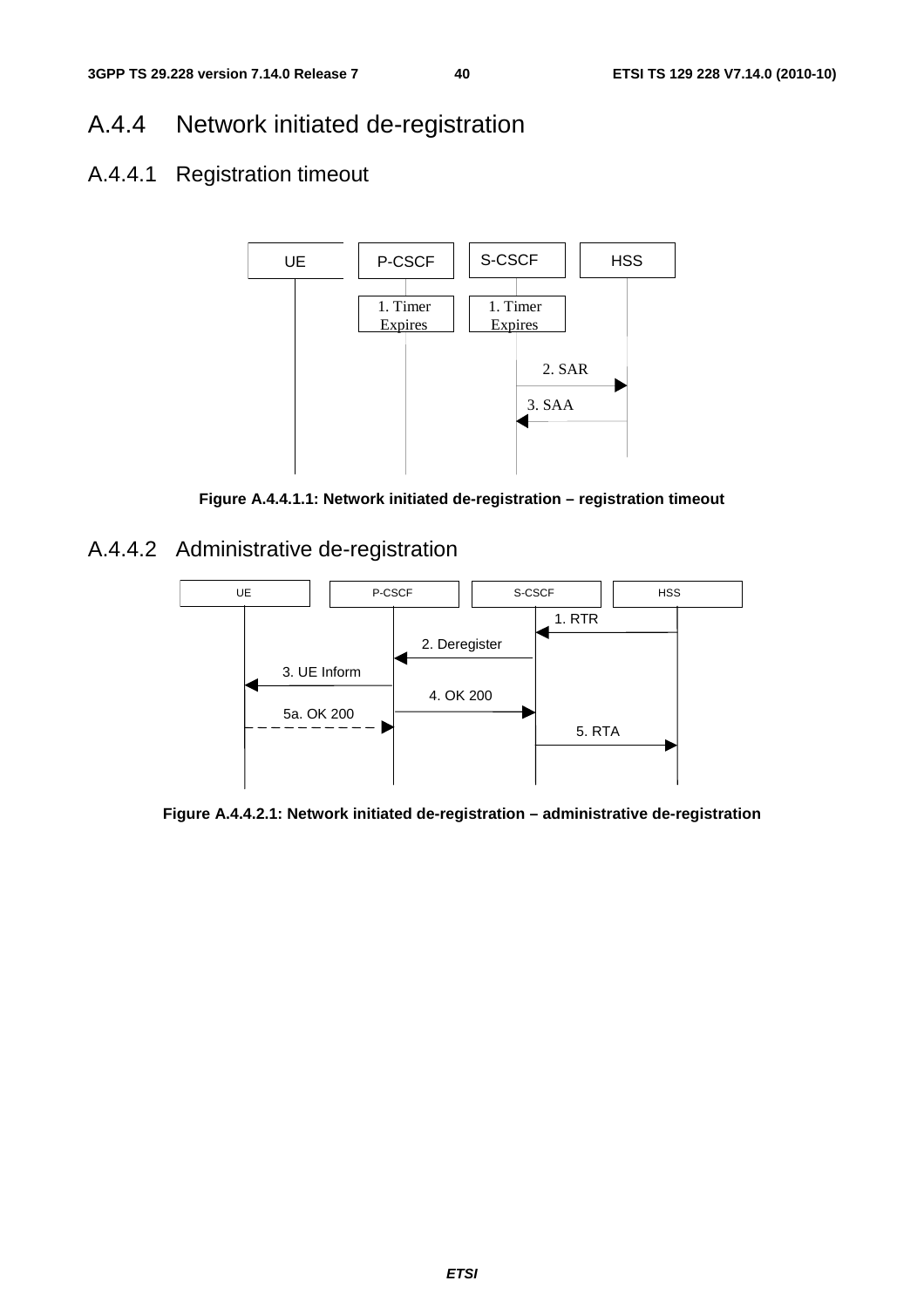## A.4.4 Network initiated de-registration

### A.4.4.1 Registration timeout

UE
P-CSCF
S-CSCF
HSS
1. Timer Expires
1. Timer Expires
2. SAR
3. SAA

**Figure A.4.4.1.1: Network initiated de-registration – registration timeout**

### A.4.4.2 Administrative de-registration

UE
P-CSCF
S-CSCF
HSS
1. RTR
2. Deregister
3. UE Inform
4. OK 200
5a. OK 200
5. RTA

**Figure A.4.4.2.1: Network initiated de-registration – administrative de-registration**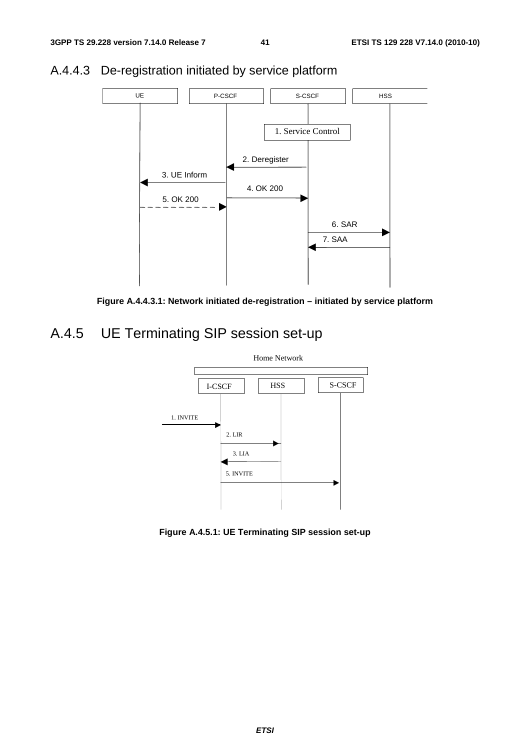### A.4.4.3 De-registration initiated by service platform

UE

P-CSCF

S-CSCF

HSS

1. Service Control

2. Deregister

3. UE Inform

4. OK 200

5. OK 200

6. SAR

7. SAA

**Figure A.4.4.3.1: Network initiated de-registration – initiated by service platform**

## A.4.5 UE Terminating SIP session set-up

Home Network

I-CSCF

HSS

S-CSCF

1. INVITE

2. LIR

3. LIA

5. INVITE

**Figure A.4.5.1: UE Terminating SIP session set-up**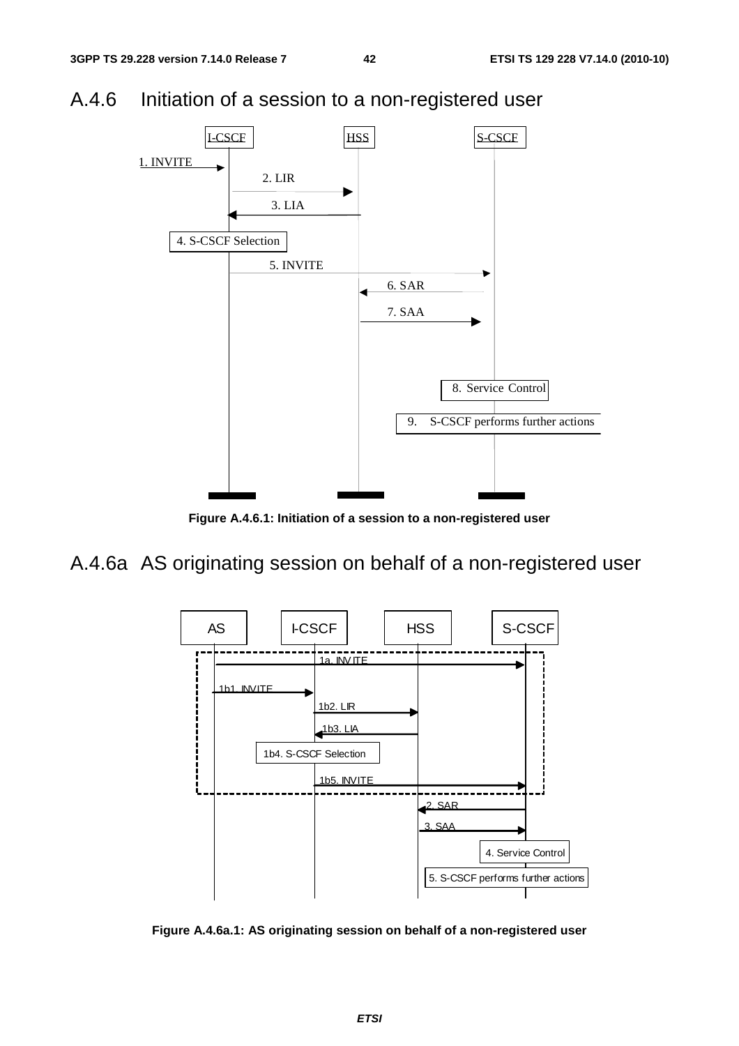## A.4.6 Initiation of a session to a non-registered user

Figure A.4.6.1: Initiation of a session to a non-registered user

## A.4.6a AS originating session on behalf of a non-registered user

Figure A.4.6a.1: AS originating session on behalf of a non-registered user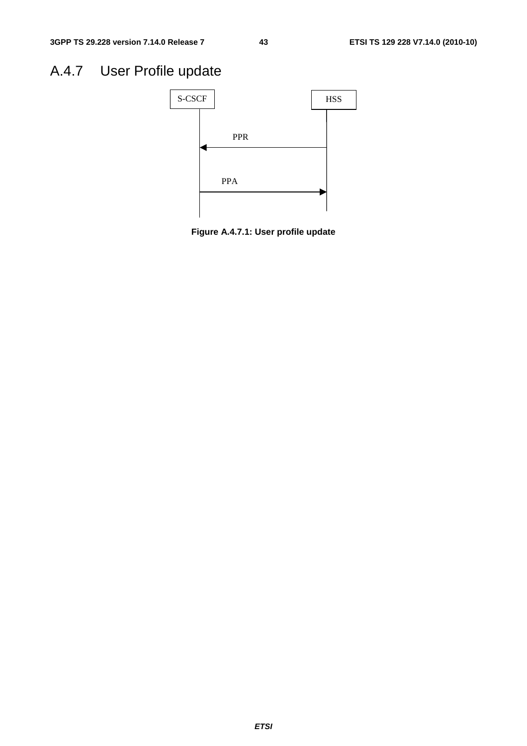## A.4.7 User Profile update

S-CSCF

HSS

PPR

PPA

**Figure A.4.7.1: User profile update**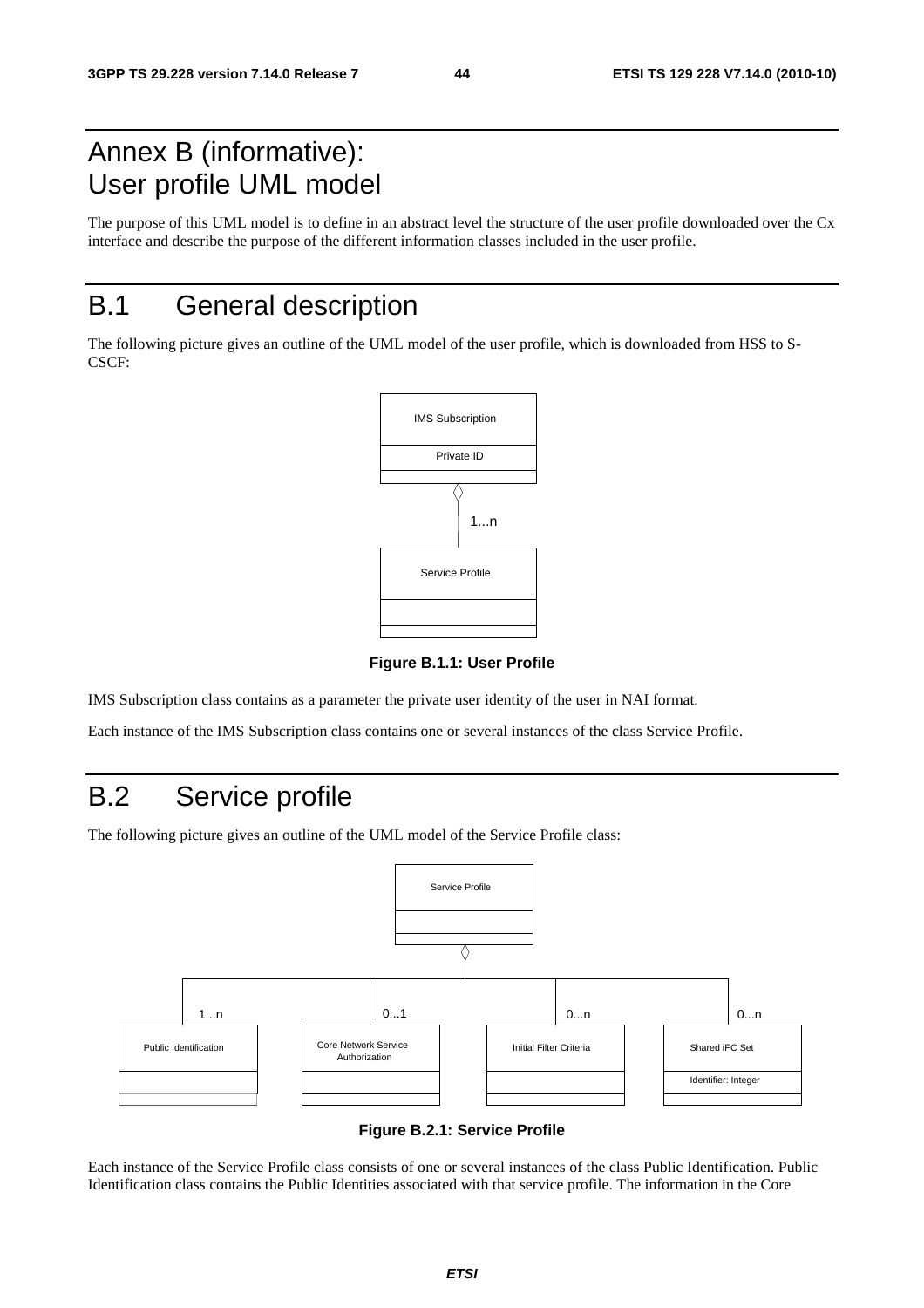# Annex B (informative): User profile UML model

The purpose of this UML model is to define in an abstract level the structure of the user profile downloaded over the Cx interface and describe the purpose of the different information classes included in the user profile.

# B.1 General description

The following picture gives an outline of the UML model of the user profile, which is downloaded from HSS to S-CSCF:

IMS Subscription

Private ID

1...n

Service Profile

**Figure B.1.1: User Profile**

IMS Subscription class contains as a parameter the private user identity of the user in NAI format.

Each instance of the IMS Subscription class contains one or several instances of the class Service Profile.

# B.2 Service profile

The following picture gives an outline of the UML model of the Service Profile class:

Service Profile

1...n

0...1

0...n

0...n

Public Identification

Core Network Service Authorization

Initial Filter Criteria

Shared iFC Set

Identifier: Integer

**Figure B.2.1: Service Profile**

Each instance of the Service Profile class consists of one or several instances of the class Public Identification. Public Identification class contains the Public Identities associated with that service profile. The information in the Core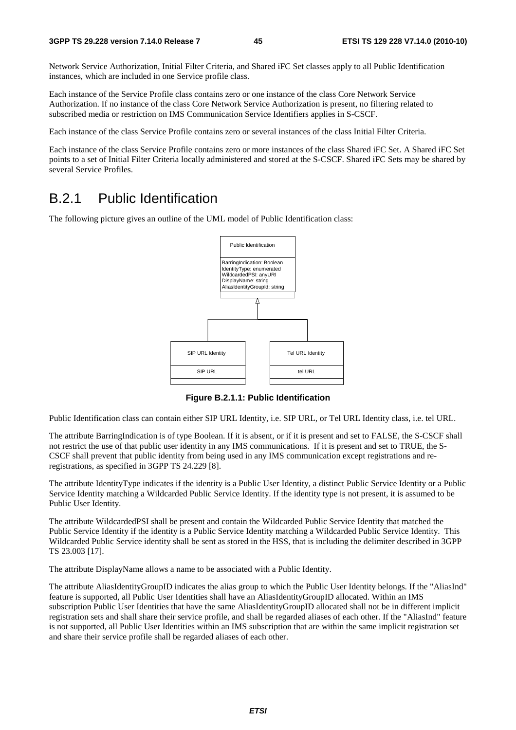Network Service Authorization, Initial Filter Criteria, and Shared iFC Set classes apply to all Public Identification instances, which are included in one Service profile class.

Each instance of the Service Profile class contains zero or one instance of the class Core Network Service Authorization. If no instance of the class Core Network Service Authorization is present, no filtering related to subscribed media or restriction on IMS Communication Service Identifiers applies in S-CSCF.

Each instance of the class Service Profile contains zero or several instances of the class Initial Filter Criteria.

Each instance of the class Service Profile contains zero or more instances of the class Shared iFC Set. A Shared iFC Set points to a set of Initial Filter Criteria locally administered and stored at the S-CSCF. Shared iFC Sets may be shared by several Service Profiles.

# B.2.1 Public Identification

The following picture gives an outline of the UML model of Public Identification class:

Public Identification

BarringIndication: Boolean
IdentityType: enumerated
WildcardedPSI: anyURI
DisplayName: string
AliasIdentityGroupId: string

SIP URL Identity

SIP URL

Tel URL Identity

tel URL

**Figure B.2.1.1: Public Identification**

Public Identification class can contain either SIP URL Identity, i.e. SIP URL, or Tel URL Identity class, i.e. tel URL.

The attribute BarringIndication is of type Boolean. If it is absent, or if it is present and set to FALSE, the S-CSCF shall not restrict the use of that public user identity in any IMS communications. If it is present and set to TRUE, the S-CSCF shall prevent that public identity from being used in any IMS communication except registrations and re-registrations, as specified in 3GPP TS 24.229 [8].

The attribute IdentityType indicates if the identity is a Public User Identity, a distinct Public Service Identity or a Public Service Identity matching a Wildcarded Public Service Identity. If the identity type is not present, it is assumed to be Public User Identity.

The attribute WildcardedPSI shall be present and contain the Wildcarded Public Service Identity that matched the Public Service Identity if the identity is a Public Service Identity matching a Wildcarded Public Service Identity. This Wildcarded Public Service identity shall be sent as stored in the HSS, that is including the delimiter described in 3GPP TS 23.003 [17].

The attribute DisplayName allows a name to be associated with a Public Identity.

The attribute AliasIdentityGroupID indicates the alias group to which the Public User Identity belongs. If the "AliasInd" feature is supported, all Public User Identities shall have an AliasIdentityGroupID allocated. Within an IMS subscription Public User Identities that have the same AliasIdentityGroupID allocated shall not be in different implicit registration sets and shall share their service profile, and shall be regarded aliases of each other. If the "AliasInd" feature is not supported, all Public User Identities within an IMS subscription that are within the same implicit registration set and share their service profile shall be regarded aliases of each other.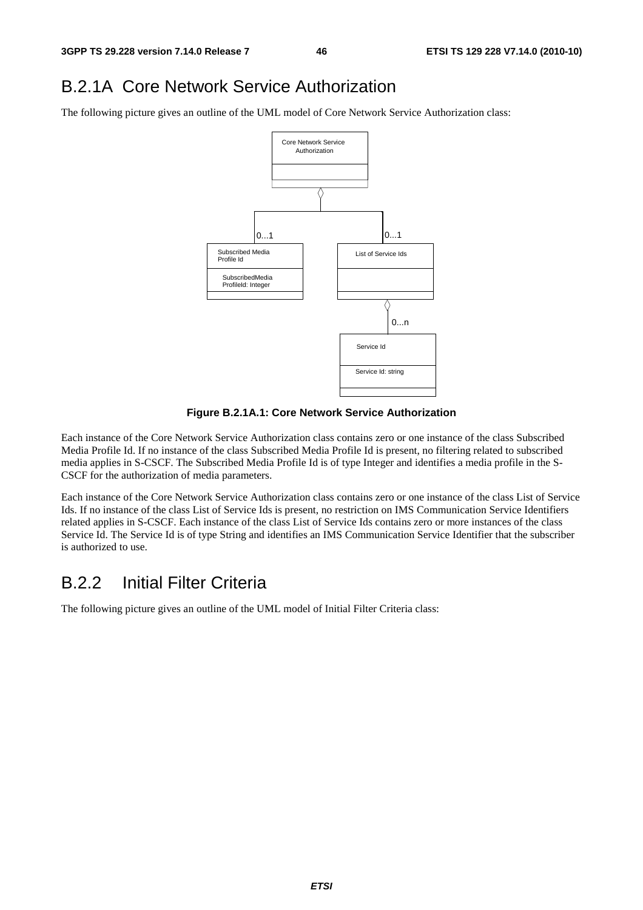## B.2.1A Core Network Service Authorization

The following picture gives an outline of the UML model of Core Network Service Authorization class:

Core Network Service Authorization

0...1

0...1

Subscribed Media Profile Id

SubscribedMedia ProfileId: Integer

List of Service Ids

0...n

Service Id

Service Id: string

**Figure B.2.1A.1: Core Network Service Authorization**

Each instance of the Core Network Service Authorization class contains zero or one instance of the class Subscribed Media Profile Id. If no instance of the class Subscribed Media Profile Id is present, no filtering related to subscribed media applies in S-CSCF. The Subscribed Media Profile Id is of type Integer and identifies a media profile in the S-CSCF for the authorization of media parameters.

Each instance of the Core Network Service Authorization class contains zero or one instance of the class List of Service Ids. If no instance of the class List of Service Ids is present, no restriction on IMS Communication Service Identifiers related applies in S-CSCF. Each instance of the class List of Service Ids contains zero or more instances of the class Service Id. The Service Id is of type String and identifies an IMS Communication Service Identifier that the subscriber is authorized to use.

## B.2.2 Initial Filter Criteria

The following picture gives an outline of the UML model of Initial Filter Criteria class: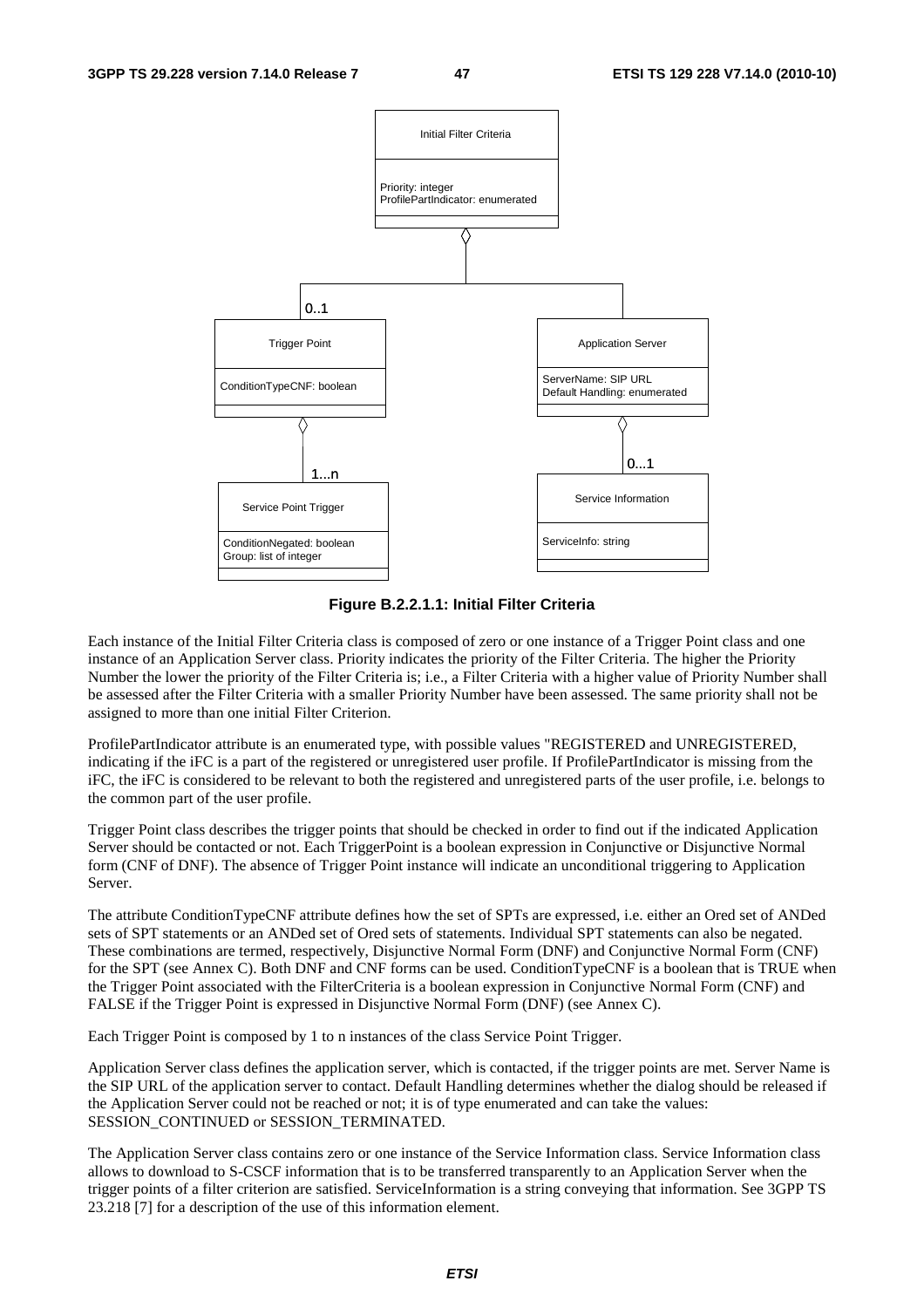Initial Filter Criteria

Priority: integer
ProfilePartIndicator: enumerated

0..1

Trigger Point

ConditionTypeCNF: boolean

Application Server

ServerName: SIP URL
Default Handling: enumerated

1...n

Service Point Trigger

ConditionNegated: boolean
Group: list of integer

0...1

Service Information

ServiceInfo: string

**Figure B.2.2.1.1: Initial Filter Criteria**

Each instance of the Initial Filter Criteria class is composed of zero or one instance of a Trigger Point class and one instance of an Application Server class. Priority indicates the priority of the Filter Criteria. The higher the Priority Number the lower the priority of the Filter Criteria is; i.e., a Filter Criteria with a higher value of Priority Number shall be assessed after the Filter Criteria with a smaller Priority Number have been assessed. The same priority shall not be assigned to more than one initial Filter Criterion.

ProfilePartIndicator attribute is an enumerated type, with possible values "REGISTERED and UNREGISTERED, indicating if the iFC is a part of the registered or unregistered user profile. If ProfilePartIndicator is missing from the iFC, the iFC is considered to be relevant to both the registered and unregistered parts of the user profile, i.e. belongs to the common part of the user profile.

Trigger Point class describes the trigger points that should be checked in order to find out if the indicated Application Server should be contacted or not. Each TriggerPoint is a boolean expression in Conjunctive or Disjunctive Normal form (CNF of DNF). The absence of Trigger Point instance will indicate an unconditional triggering to Application Server.

The attribute ConditionTypeCNF attribute defines how the set of SPTs are expressed, i.e. either an Ored set of ANDed sets of SPT statements or an ANDed set of Ored sets of statements. Individual SPT statements can also be negated. These combinations are termed, respectively, Disjunctive Normal Form (DNF) and Conjunctive Normal Form (CNF) for the SPT (see Annex C). Both DNF and CNF forms can be used. ConditionTypeCNF is a boolean that is TRUE when the Trigger Point associated with the FilterCriteria is a boolean expression in Conjunctive Normal Form (CNF) and FALSE if the Trigger Point is expressed in Disjunctive Normal Form (DNF) (see Annex C).

Each Trigger Point is composed by 1 to n instances of the class Service Point Trigger.

Application Server class defines the application server, which is contacted, if the trigger points are met. Server Name is the SIP URL of the application server to contact. Default Handling determines whether the dialog should be released if the Application Server could not be reached or not; it is of type enumerated and can take the values: SESSION_CONTINUED or SESSION_TERMINATED.

The Application Server class contains zero or one instance of the Service Information class. Service Information class allows to download to S-CSCF information that is to be transferred transparently to an Application Server when the trigger points of a filter criterion are satisfied. ServiceInformation is a string conveying that information. See 3GPP TS 23.218 [7] for a description of the use of this information element.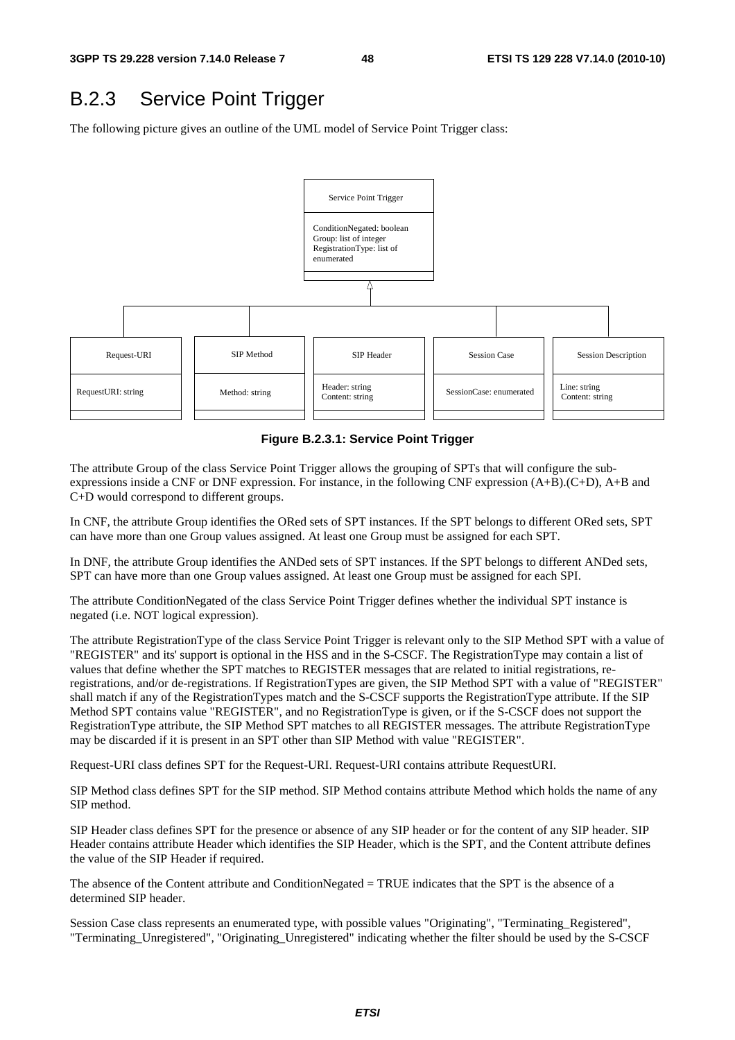## B.2.3 Service Point Trigger

The following picture gives an outline of the UML model of Service Point Trigger class:

Service Point Trigger

ConditionNegated: boolean
Group: list of integer
RegistrationType: list of enumerated

Request-URI

RequestURI: string

SIP Method

Method: string

SIP Header

Header: string
Content: string

Session Case

SessionCase: enumerated

Session Description

Line: string
Content: string

**Figure B.2.3.1: Service Point Trigger**

The attribute Group of the class Service Point Trigger allows the grouping of SPTs that will configure the sub-expressions inside a CNF or DNF expression. For instance, in the following CNF expression (A+B).(C+D), A+B and C+D would correspond to different groups.

In CNF, the attribute Group identifies the ORed sets of SPT instances. If the SPT belongs to different ORed sets, SPT can have more than one Group values assigned. At least one Group must be assigned for each SPT.

In DNF, the attribute Group identifies the ANDed sets of SPT instances. If the SPT belongs to different ANDed sets, SPT can have more than one Group values assigned. At least one Group must be assigned for each SPI.

The attribute ConditionNegated of the class Service Point Trigger defines whether the individual SPT instance is negated (i.e. NOT logical expression).

The attribute RegistrationType of the class Service Point Trigger is relevant only to the SIP Method SPT with a value of "REGISTER" and its' support is optional in the HSS and in the S-CSCF. The RegistrationType may contain a list of values that define whether the SPT matches to REGISTER messages that are related to initial registrations, re-registrations, and/or de-registrations. If RegistrationTypes are given, the SIP Method SPT with a value of "REGISTER" shall match if any of the RegistrationTypes match and the S-CSCF supports the RegistrationType attribute. If the SIP Method SPT contains value "REGISTER", and no RegistrationType is given, or if the S-CSCF does not support the RegistrationType attribute, the SIP Method SPT matches to all REGISTER messages. The attribute RegistrationType may be discarded if it is present in an SPT other than SIP Method with value "REGISTER".

Request-URI class defines SPT for the Request-URI. Request-URI contains attribute RequestURI.

SIP Method class defines SPT for the SIP method. SIP Method contains attribute Method which holds the name of any SIP method.

SIP Header class defines SPT for the presence or absence of any SIP header or for the content of any SIP header. SIP Header contains attribute Header which identifies the SIP Header, which is the SPT, and the Content attribute defines the value of the SIP Header if required.

The absence of the Content attribute and ConditionNegated = TRUE indicates that the SPT is the absence of a determined SIP header.

Session Case class represents an enumerated type, with possible values "Originating", "Terminating_Registered", "Terminating_Unregistered", "Originating_Unregistered" indicating whether the filter should be used by the S-CSCF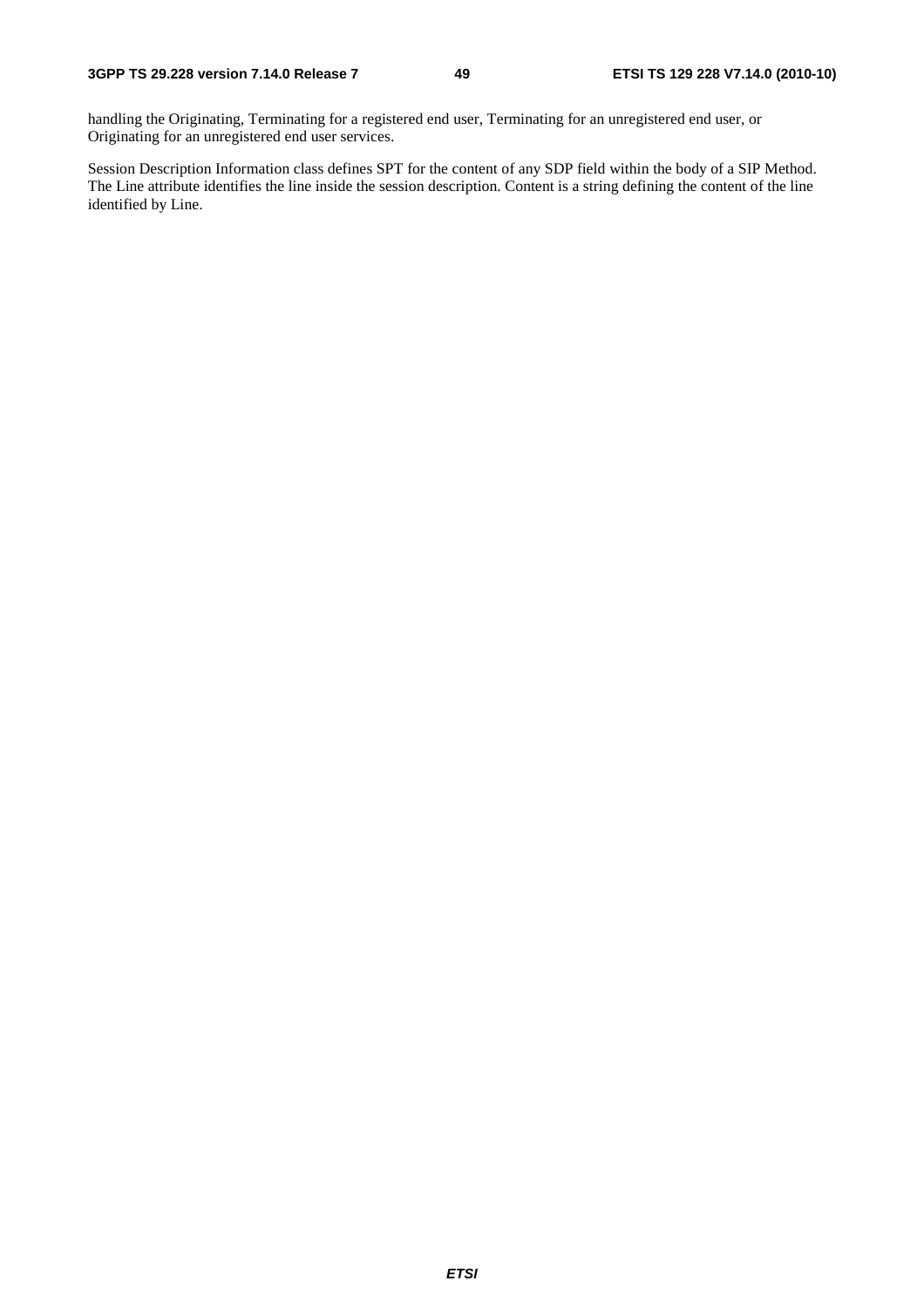handling the Originating, Terminating for a registered end user, Terminating for an unregistered end user, or Originating for an unregistered end user services.

Session Description Information class defines SPT for the content of any SDP field within the body of a SIP Method. The Line attribute identifies the line inside the session description. Content is a string defining the content of the line identified by Line.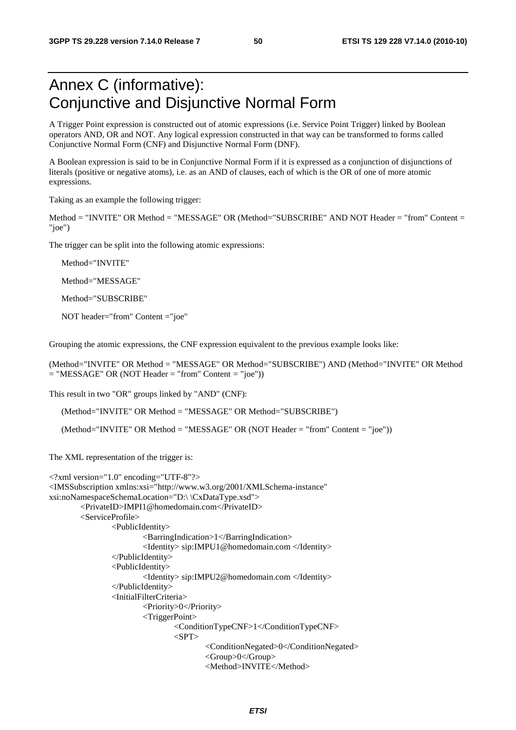# Annex C (informative): Conjunctive and Disjunctive Normal Form

A Trigger Point expression is constructed out of atomic expressions (i.e. Service Point Trigger) linked by Boolean operators AND, OR and NOT. Any logical expression constructed in that way can be transformed to forms called Conjunctive Normal Form (CNF) and Disjunctive Normal Form (DNF).

A Boolean expression is said to be in Conjunctive Normal Form if it is expressed as a conjunction of disjunctions of literals (positive or negative atoms), i.e. as an AND of clauses, each of which is the OR of one of more atomic expressions.

Taking as an example the following trigger:

Method = "INVITE" OR Method = "MESSAGE" OR (Method="SUBSCRIBE" AND NOT Header = "from" Content = "joe")

The trigger can be split into the following atomic expressions:

Method="INVITE"

Method="MESSAGE"

Method="SUBSCRIBE"

NOT header="from" Content ="joe"

Grouping the atomic expressions, the CNF expression equivalent to the previous example looks like:

(Method="INVITE" OR Method = "MESSAGE" OR Method="SUBSCRIBE") AND (Method="INVITE" OR Method = "MESSAGE" OR (NOT Header = "from" Content = "joe"))

This result in two "OR" groups linked by "AND" (CNF):

(Method="INVITE" OR Method = "MESSAGE" OR Method="SUBSCRIBE")

(Method="INVITE" OR Method = "MESSAGE" OR (NOT Header = "from" Content = "joe"))

The XML representation of the trigger is:

```
<?xml version="1.0" encoding="UTF-8"?>
<IMSSubscription xmlns:xsi="http://www.w3.org/2001/XMLSchema-instance"
xsi:noNamespaceSchemaLocation="D:\ \CxDataType.xsd">
    <PrivateID>IMPI1@homedomain.com</PrivateID>
    <ServiceProfile>
        <PublicIdentity>
            <BarringIndication>1</BarringIndication>
            <Identity> sip:IMPU1@homedomain.com </Identity>
        </PublicIdentity>
        <PublicIdentity>
            <Identity> sip:IMPU2@homedomain.com </Identity>
        </PublicIdentity>
        <InitialFilterCriteria>
            <Priority>0</Priority>
            <TriggerPoint>
                <ConditionTypeCNF>1</ConditionTypeCNF>
                <SPT>
                    <ConditionNegated>0</ConditionNegated>
                    <Group>0</Group>
                    <Method>INVITE</Method>
```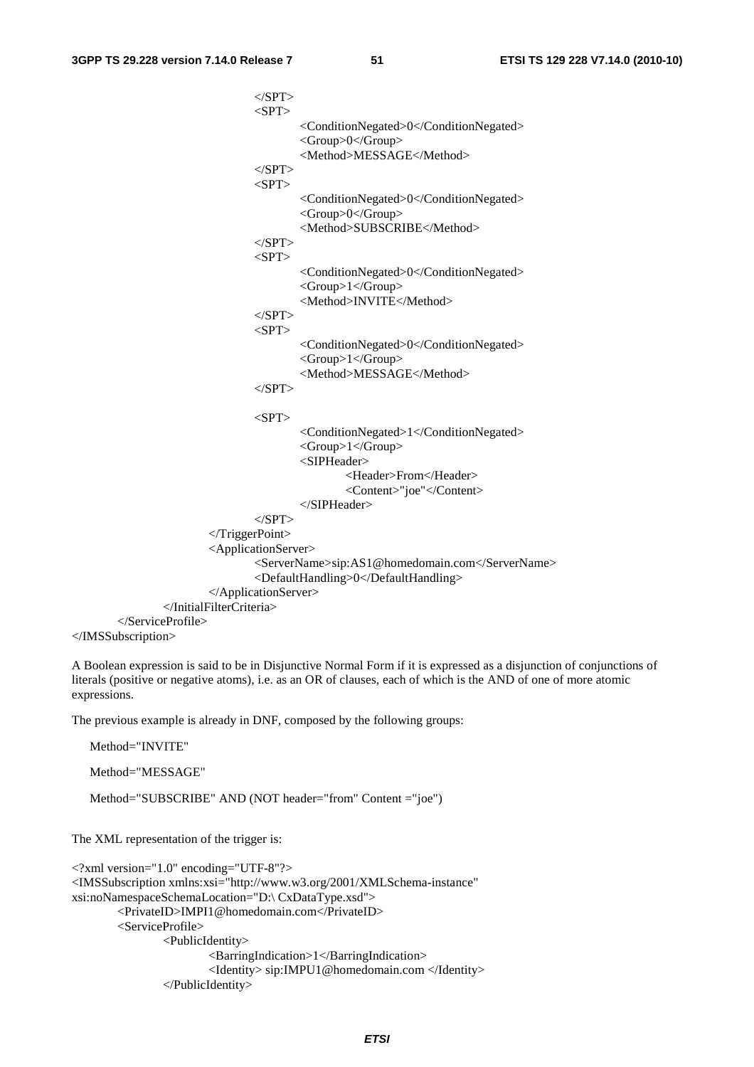```
                                </SPT>
                                <SPT>
                                        <ConditionNegated>0</ConditionNegated>
                                        <Group>0</Group>
                                        <Method>MESSAGE</Method>
                                </SPT>
                                <SPT>
                                        <ConditionNegated>0</ConditionNegated>
                                        <Group>0</Group>
                                        <Method>SUBSCRIBE</Method>
                                </SPT>
                                <SPT>
                                        <ConditionNegated>0</ConditionNegated>
                                        <Group>1</Group>
                                        <Method>INVITE</Method>
                                </SPT>
                                <SPT>
                                        <ConditionNegated>0</ConditionNegated>
                                        <Group>1</Group>
                                        <Method>MESSAGE</Method>
                                </SPT>

                                <SPT>
                                        <ConditionNegated>1</ConditionNegated>
                                        <Group>1</Group>
                                        <SIPHeader>
                                                <Header>From</Header>
                                                <Content>"joe"</Content>
                                        </SIPHeader>
                                </SPT>
                        </TriggerPoint>
                        <ApplicationServer>
                                <ServerName>sip:AS1@homedomain.com</ServerName>
                                <DefaultHandling>0</DefaultHandling>
                        </ApplicationServer>
                </InitialFilterCriteria>
        </ServiceProfile>
</IMSSubscription>
```

A Boolean expression is said to be in Disjunctive Normal Form if it is expressed as a disjunction of conjunctions of literals (positive or negative atoms), i.e. as an OR of clauses, each of which is the AND of one of more atomic expressions.

The previous example is already in DNF, composed by the following groups:

Method="INVITE"

Method="MESSAGE"

Method="SUBSCRIBE" AND (NOT header="from" Content ="joe")

The XML representation of the trigger is:

```
<?xml version="1.0" encoding="UTF-8"?>
<IMSSubscription xmlns:xsi="http://www.w3.org/2001/XMLSchema-instance"
xsi:noNamespaceSchemaLocation="D:\ CxDataType.xsd">
        <PrivateID>IMPI1@homedomain.com</PrivateID>
        <ServiceProfile>
                <PublicIdentity>
                        <BarringIndication>1</BarringIndication>
                        <Identity> sip:IMPU1@homedomain.com </Identity>
                </PublicIdentity>
```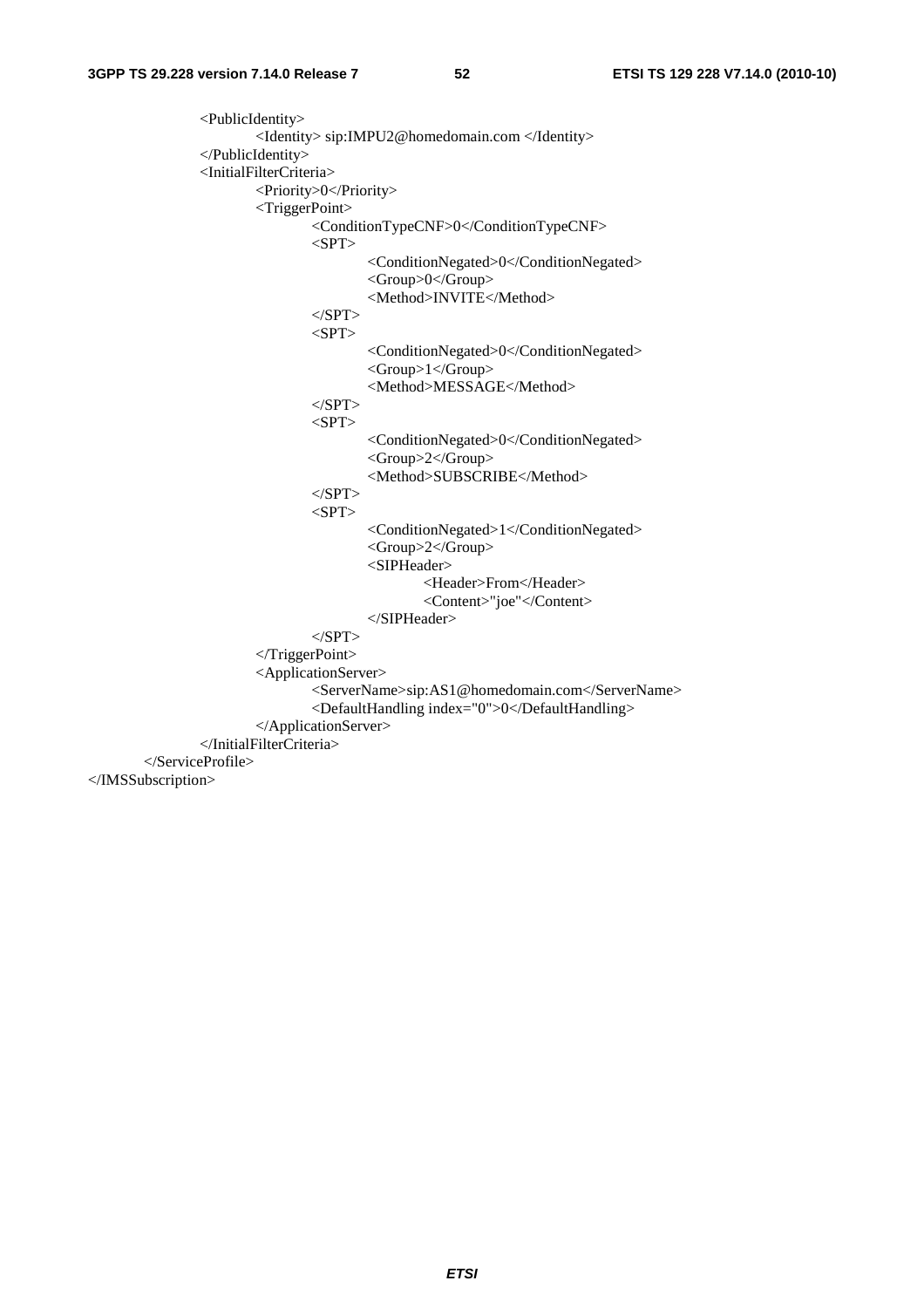```
			<PublicIdentity>
				<Identity> sip:IMPU2@homedomain.com </Identity>
			</PublicIdentity>
			<InitialFilterCriteria>
				<Priority>0</Priority>
				<TriggerPoint>
					<ConditionTypeCNF>0</ConditionTypeCNF>
					<SPT>
						<ConditionNegated>0</ConditionNegated>
						<Group>0</Group>
						<Method>INVITE</Method>
					</SPT>
					<SPT>
						<ConditionNegated>0</ConditionNegated>
						<Group>1</Group>
						<Method>MESSAGE</Method>
					</SPT>
					<SPT>
						<ConditionNegated>0</ConditionNegated>
						<Group>2</Group>
						<Method>SUBSCRIBE</Method>
					</SPT>
					<SPT>
						<ConditionNegated>1</ConditionNegated>
						<Group>2</Group>
						<SIPHeader>
							<Header>From</Header>
							<Content>"joe"</Content>
						</SIPHeader>
					</SPT>
				</TriggerPoint>
				<ApplicationServer>
					<ServerName>sip:AS1@homedomain.com</ServerName>
					<DefaultHandling index="0">0</DefaultHandling>
				</ApplicationServer>
			</InitialFilterCriteria>
		</ServiceProfile>
</IMSSubscription>
```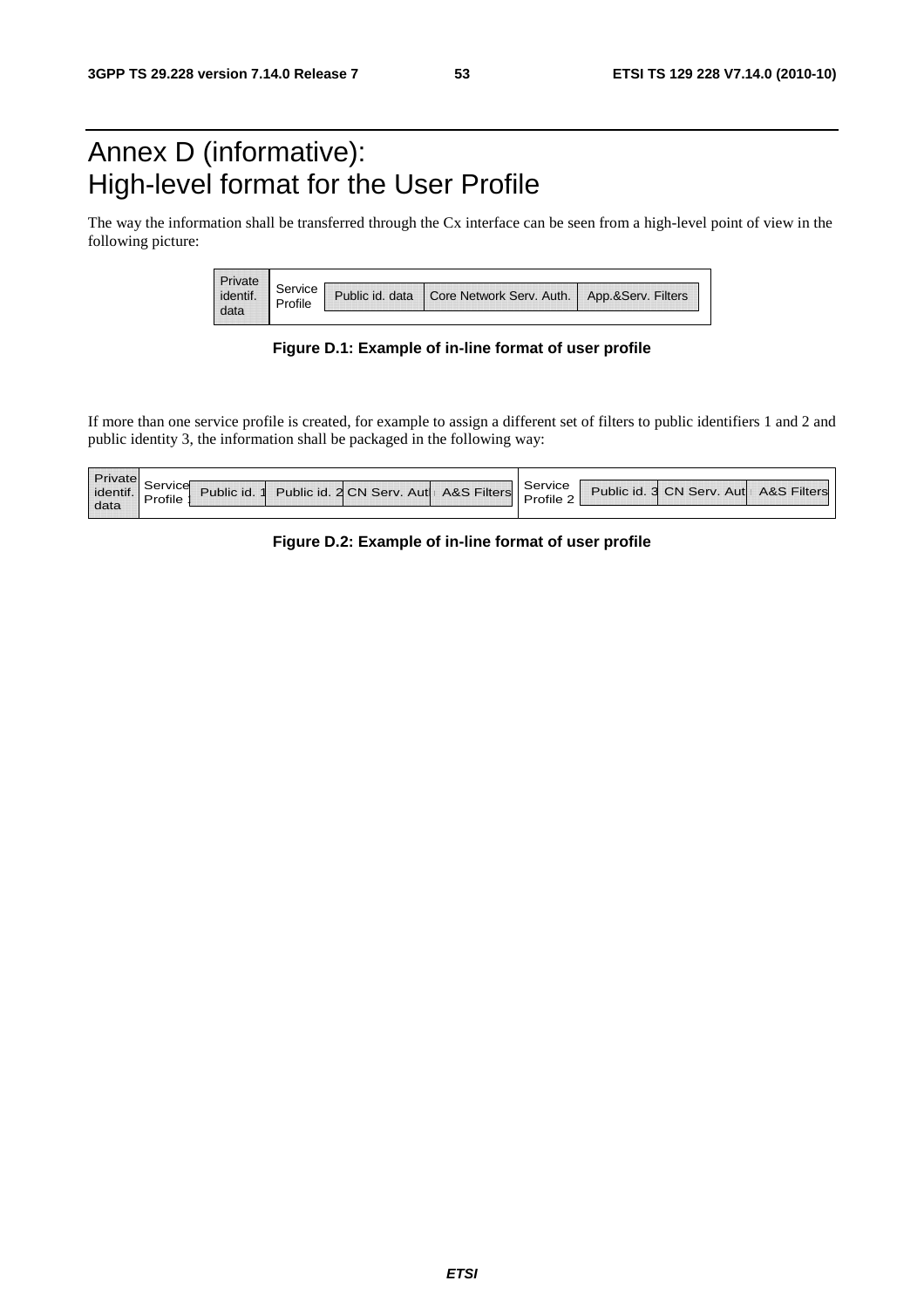# Annex D (informative): High-level format for the User Profile

The way the information shall be transferred through the Cx interface can be seen from a high-level point of view in the following picture:

Private identif. data
Service Profile
Public id. data
Core Network Serv. Auth.
App.&Serv. Filters

**Figure D.1: Example of in-line format of user profile**

If more than one service profile is created, for example to assign a different set of filters to public identifiers 1 and 2 and public identity 3, the information shall be packaged in the following way:

Private identif. data
Service Profile 1
Public id. 1
Public id. 2
CN Serv. Auth
A&S Filters
Service Profile 2
Public id. 3
CN Serv. Auth
A&S Filters

**Figure D.2: Example of in-line format of user profile**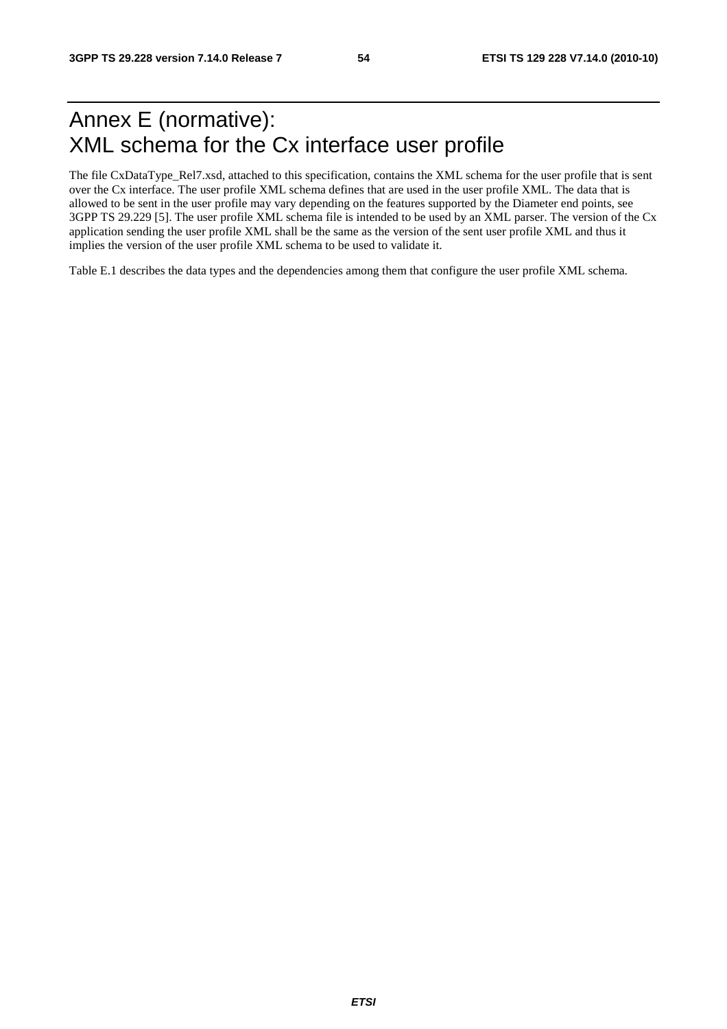# Annex E (normative): XML schema for the Cx interface user profile

The file CxDataType_Rel7.xsd, attached to this specification, contains the XML schema for the user profile that is sent over the Cx interface. The user profile XML schema defines that are used in the user profile XML. The data that is allowed to be sent in the user profile may vary depending on the features supported by the Diameter end points, see 3GPP TS 29.229 [5]. The user profile XML schema file is intended to be used by an XML parser. The version of the Cx application sending the user profile XML shall be the same as the version of the sent user profile XML and thus it implies the version of the user profile XML schema to be used to validate it.

Table E.1 describes the data types and the dependencies among them that configure the user profile XML schema.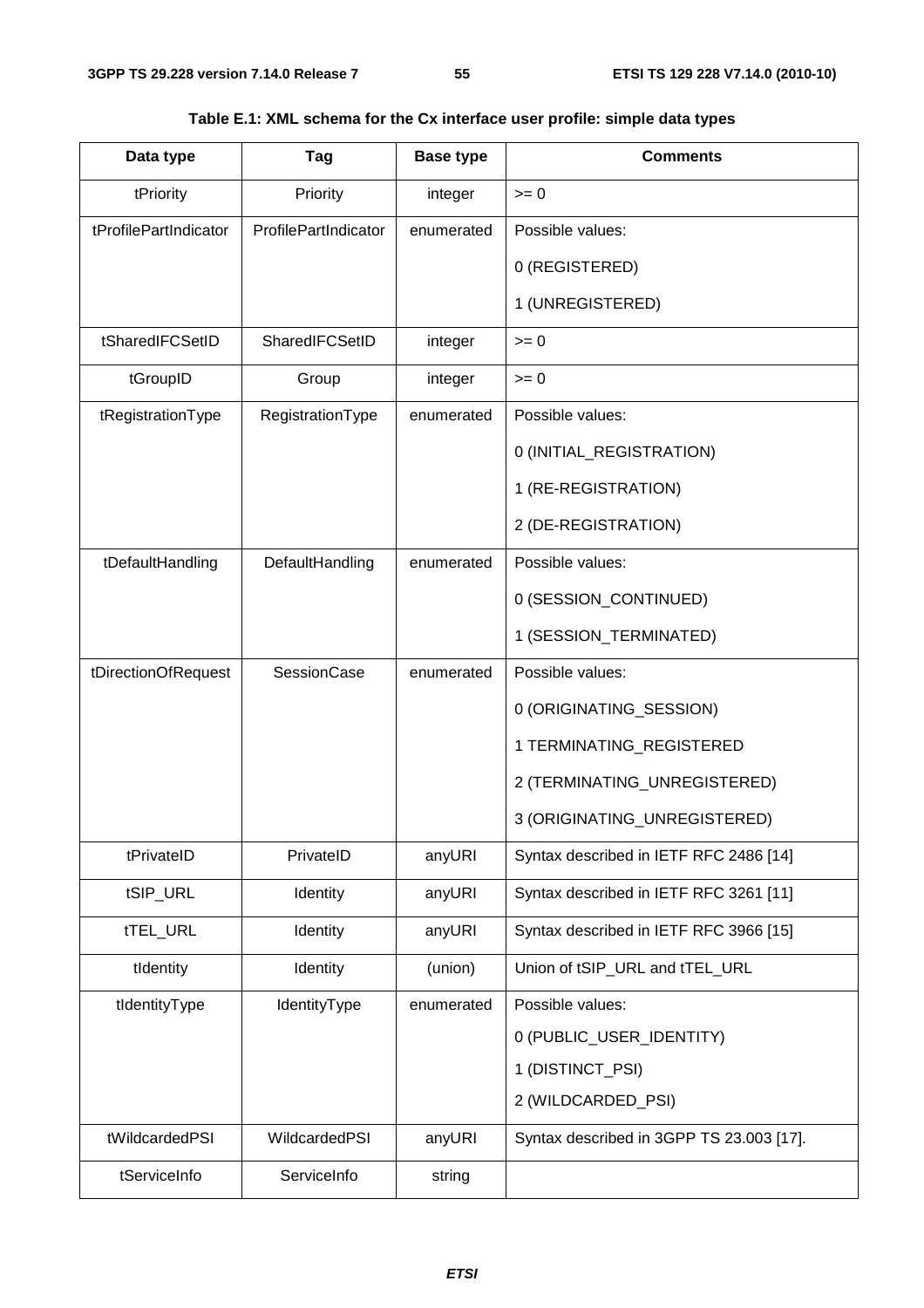**Table E.1: XML schema for the Cx interface user profile: simple data types**

| Data type | Tag | Base type | Comments |
|---|---|---|---|
| tPriority | Priority | integer | >= 0 |
| tProfilePartIndicator | ProfilePartIndicator | enumerated | Possible values:<br>0 (REGISTERED)<br>1 (UNREGISTERED) |
| tSharedIFCSetID | SharedIFCSetID | integer | >= 0 |
| tGroupID | Group | integer | >= 0 |
| tRegistrationType | RegistrationType | enumerated | Possible values:<br>0 (INITIAL_REGISTRATION)<br>1 (RE-REGISTRATION)<br>2 (DE-REGISTRATION) |
| tDefaultHandling | DefaultHandling | enumerated | Possible values:<br>0 (SESSION_CONTINUED)<br>1 (SESSION_TERMINATED) |
| tDirectionOfRequest | SessionCase | enumerated | Possible values:<br>0 (ORIGINATING_SESSION)<br>1 TERMINATING_REGISTERED<br>2 (TERMINATING_UNREGISTERED)<br>3 (ORIGINATING_UNREGISTERED) |
| tPrivateID | PrivateID | anyURI | Syntax described in IETF RFC 2486 [14] |
| tSIP_URL | Identity | anyURI | Syntax described in IETF RFC 3261 [11] |
| tTEL_URL | Identity | anyURI | Syntax described in IETF RFC 3966 [15] |
| tIdentity | Identity | (union) | Union of tSIP_URL and tTEL_URL |
| tIdentityType | IdentityType | enumerated | Possible values:<br>0 (PUBLIC_USER_IDENTITY)<br>1 (DISTINCT_PSI)<br>2 (WILDCARDED_PSI) |
| tWildcardedPSI | WildcardedPSI | anyURI | Syntax described in 3GPP TS 23.003 [17]. |
| tServiceInfo | ServiceInfo | string | |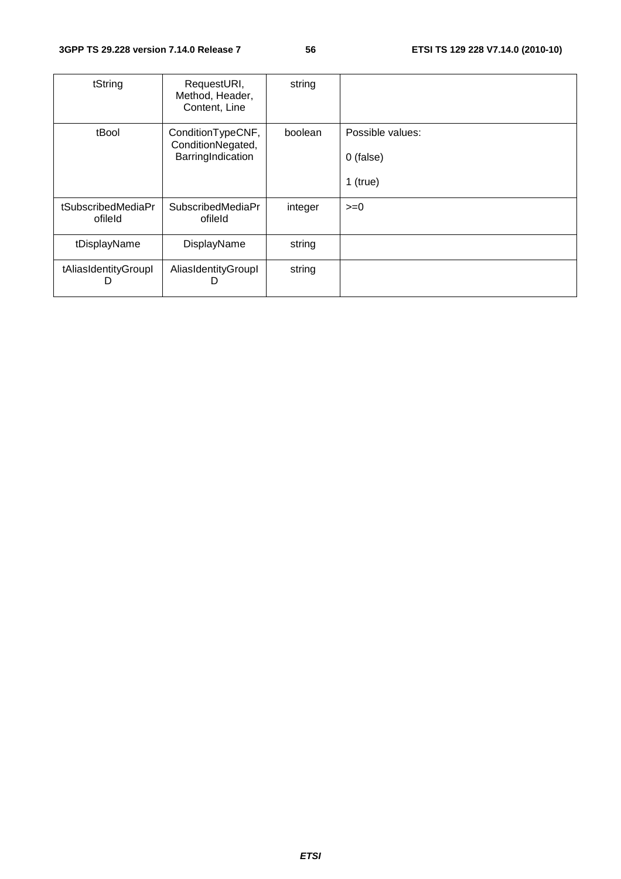| | | | |
|---|---|---|---|
| tString | RequestURI, Method, Header, Content, Line | string | |
| tBool | ConditionTypeCNF, ConditionNegated, BarringIndication | boolean | Possible values:<br><br>0 (false)<br><br>1 (true) |
| tSubscribedMediaProfileId | SubscribedMediaProfileId | integer | >=0 |
| tDisplayName | DisplayName | string | |
| tAliasIdentityGroupID | AliasIdentityGroupID | string | |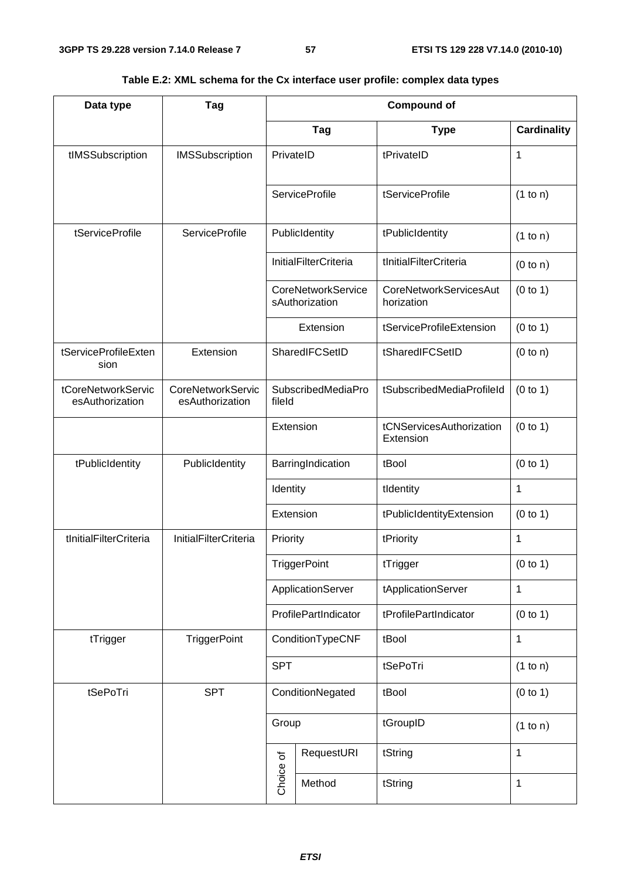**Table E.2: XML schema for the Cx interface user profile: complex data types**

| Data type | Tag | Compound of | | |
|---|---|---|---|---|
| | | Tag | Type | Cardinality |
| tIMSSubscription | IMSSubscription | PrivateID | tPrivateID | 1 |
| | | ServiceProfile | tServiceProfile | (1 to n) |
| tServiceProfile | ServiceProfile | PublicIdentity | tPublicIdentity | (1 to n) |
| | | InitialFilterCriteria | tInitialFilterCriteria | (0 to n) |
| | | CoreNetworkServicesAuthorization | CoreNetworkServicesAuthorization | (0 to 1) |
| | | Extension | tServiceProfileExtension | (0 to 1) |
| tServiceProfileExtension | Extension | SharedIFCSetID | tSharedIFCSetID | (0 to n) |
| tCoreNetworkServicesAuthorization | CoreNetworkServicesAuthorization | SubscribedMediaProfileId | tSubscribedMediaProfileId | (0 to 1) |
| | | Extension | tCNServicesAuthorizationExtension | (0 to 1) |
| tPublicIdentity | PublicIdentity | BarringIndication | tBool | (0 to 1) |
| | | Identity | tIdentity | 1 |
| | | Extension | tPublicIdentityExtension | (0 to 1) |
| tInitialFilterCriteria | InitialFilterCriteria | Priority | tPriority | 1 |
| | | TriggerPoint | tTrigger | (0 to 1) |
| | | ApplicationServer | tApplicationServer | 1 |
| | | ProfilePartIndicator | tProfilePartIndicator | (0 to 1) |
| tTrigger | TriggerPoint | ConditionTypeCNF | tBool | 1 |
| | | SPT | tSePoTri | (1 to n) |
| tSePoTri | SPT | ConditionNegated | tBool | (0 to 1) |
| | | Group | tGroupID | (1 to n) |
| | | Choice of: RequestURI | tString | 1 |
| | | Choice of: Method | tString | 1 |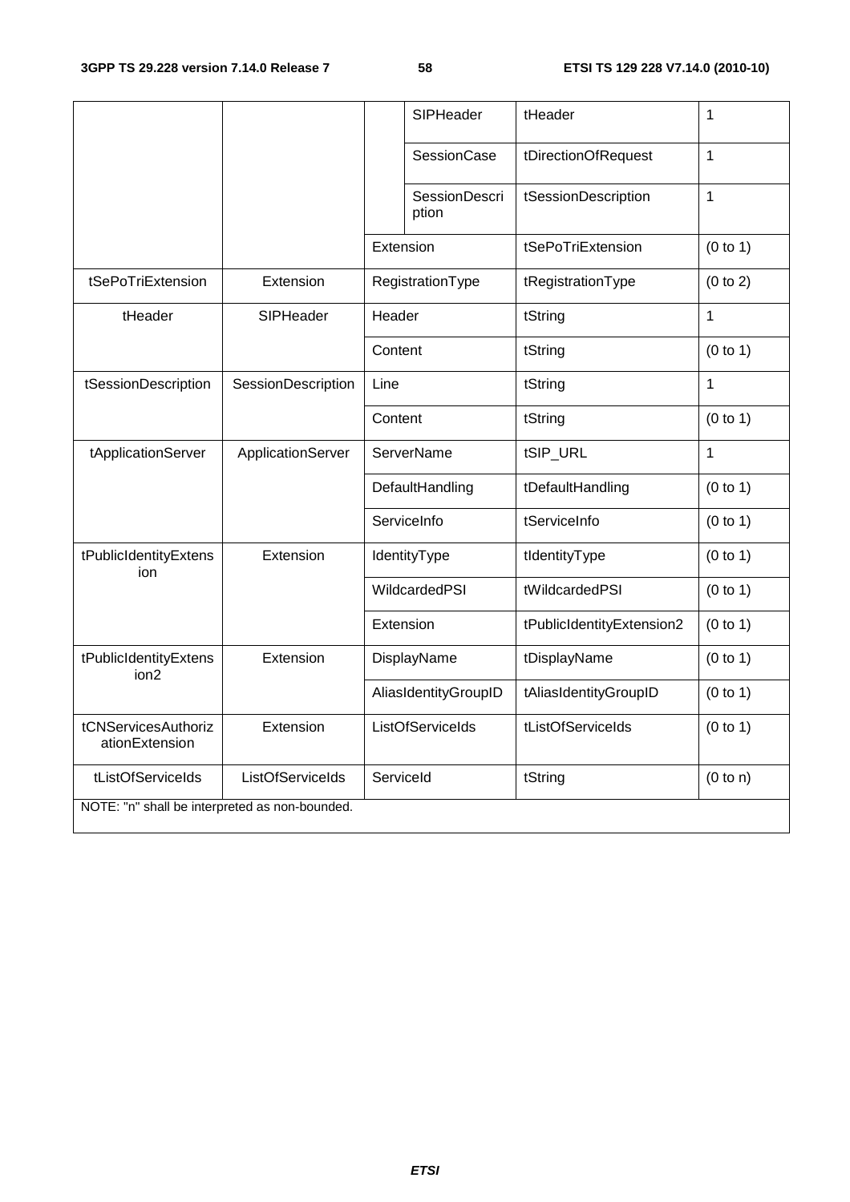| | | | | | |
|---|---|---|---|---|---|
| | | | SIPHeader | tHeader | 1 |
| | | | SessionCase | tDirectionOfRequest | 1 |
| | | | SessionDescription | tSessionDescription | 1 |
| | | Extension | | tSePoTriExtension | (0 to 1) |
| tSePoTriExtension | Extension | RegistrationType | | tRegistrationType | (0 to 2) |
| tHeader | SIPHeader | Header | | tString | 1 |
| | | Content | | tString | (0 to 1) |
| tSessionDescription | SessionDescription | Line | | tString | 1 |
| | | Content | | tString | (0 to 1) |
| tApplicationServer | ApplicationServer | ServerName | | tSIP_URL | 1 |
| | | DefaultHandling | | tDefaultHandling | (0 to 1) |
| | | ServiceInfo | | tServiceInfo | (0 to 1) |
| tPublicIdentityExtension | Extension | IdentityType | | tIdentityType | (0 to 1) |
| | | WildcardedPSI | | tWildcardedPSI | (0 to 1) |
| | | Extension | | tPublicIdentityExtension2 | (0 to 1) |
| tPublicIdentityExtension2 | Extension | DisplayName | | tDisplayName | (0 to 1) |
| | | AliasIdentityGroupID | | tAliasIdentityGroupID | (0 to 1) |
| tCNServicesAuthorizationExtension | Extension | ListOfServiceIds | | tListOfServiceIds | (0 to 1) |
| tListOfServiceIds | ListOfServiceIds | ServiceId | | tString | (0 to n) |

NOTE: "n" shall be interpreted as non-bounded.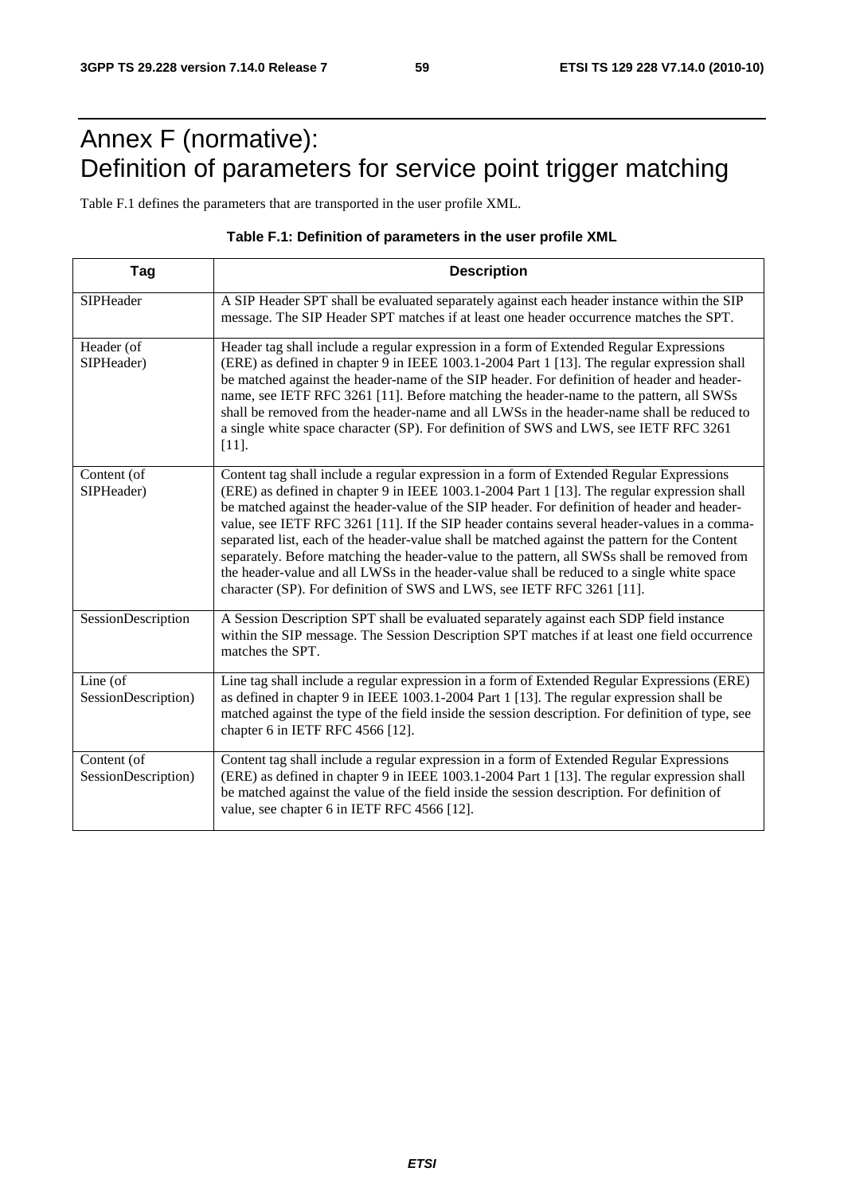# Annex F (normative): Definition of parameters for service point trigger matching

Table F.1 defines the parameters that are transported in the user profile XML.

**Table F.1: Definition of parameters in the user profile XML**

| Tag | Description |
| --- | --- |
| SIPHeader | A SIP Header SPT shall be evaluated separately against each header instance within the SIP message. The SIP Header SPT matches if at least one header occurrence matches the SPT. |
| Header (of SIPHeader) | Header tag shall include a regular expression in a form of Extended Regular Expressions (ERE) as defined in chapter 9 in IEEE 1003.1-2004 Part 1 [13]. The regular expression shall be matched against the header-name of the SIP header. For definition of header and header-name, see IETF RFC 3261 [11]. Before matching the header-name to the pattern, all SWSs shall be removed from the header-name and all LWSs in the header-name shall be reduced to a single white space character (SP). For definition of SWS and LWS, see IETF RFC 3261 [11]. |
| Content (of SIPHeader) | Content tag shall include a regular expression in a form of Extended Regular Expressions (ERE) as defined in chapter 9 in IEEE 1003.1-2004 Part 1 [13]. The regular expression shall be matched against the header-value of the SIP header. For definition of header and header-value, see IETF RFC 3261 [11]. If the SIP header contains several header-values in a comma-separated list, each of the header-value shall be matched against the pattern for the Content separately. Before matching the header-value to the pattern, all SWSs shall be removed from the header-value and all LWSs in the header-value shall be reduced to a single white space character (SP). For definition of SWS and LWS, see IETF RFC 3261 [11]. |
| SessionDescription | A Session Description SPT shall be evaluated separately against each SDP field instance within the SIP message. The Session Description SPT matches if at least one field occurrence matches the SPT. |
| Line (of SessionDescription) | Line tag shall include a regular expression in a form of Extended Regular Expressions (ERE) as defined in chapter 9 in IEEE 1003.1-2004 Part 1 [13]. The regular expression shall be matched against the type of the field inside the session description. For definition of type, see chapter 6 in IETF RFC 4566 [12]. |
| Content (of SessionDescription) | Content tag shall include a regular expression in a form of Extended Regular Expressions (ERE) as defined in chapter 9 in IEEE 1003.1-2004 Part 1 [13]. The regular expression shall be matched against the value of the field inside the session description. For definition of value, see chapter 6 in IETF RFC 4566 [12]. |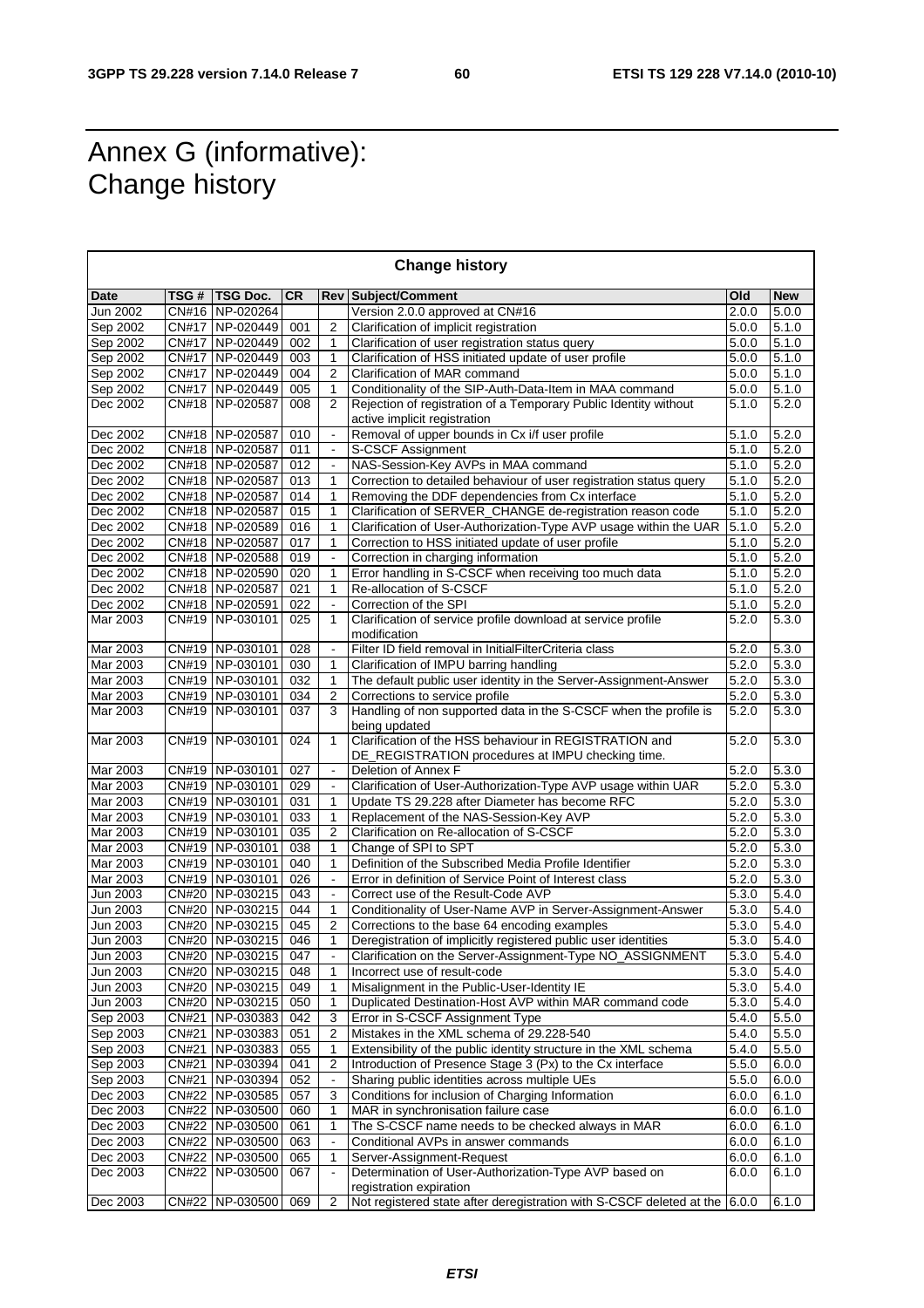# Annex G (informative): Change history

| Change history | | | | | | | |
|---|---|---|---|---|---|---|---|
| **Date** | **TSG #** | **TSG Doc.** | **CR** | **Rev** | **Subject/Comment** | **Old** | **New** |
| Jun 2002 | CN#16 | NP-020264 | | | Version 2.0.0 approved at CN#16 | 2.0.0 | 5.0.0 |
| Sep 2002 | CN#17 | NP-020449 | 001 | 2 | Clarification of implicit registration | 5.0.0 | 5.1.0 |
| Sep 2002 | CN#17 | NP-020449 | 002 | 1 | Clarification of user registration status query | 5.0.0 | 5.1.0 |
| Sep 2002 | CN#17 | NP-020449 | 003 | 1 | Clarification of HSS initiated update of user profile | 5.0.0 | 5.1.0 |
| Sep 2002 | CN#17 | NP-020449 | 004 | 2 | Clarification of MAR command | 5.0.0 | 5.1.0 |
| Sep 2002 | CN#17 | NP-020449 | 005 | 1 | Conditionality of the SIP-Auth-Data-Item in MAA command | 5.0.0 | 5.1.0 |
| Dec 2002 | CN#18 | NP-020587 | 008 | 2 | Rejection of registration of a Temporary Public Identity without active implicit registration | 5.1.0 | 5.2.0 |
| Dec 2002 | CN#18 | NP-020587 | 010 | - | Removal of upper bounds in Cx i/f user profile | 5.1.0 | 5.2.0 |
| Dec 2002 | CN#18 | NP-020587 | 011 | - | S-CSCF Assignment | 5.1.0 | 5.2.0 |
| Dec 2002 | CN#18 | NP-020587 | 012 | - | NAS-Session-Key AVPs in MAA command | 5.1.0 | 5.2.0 |
| Dec 2002 | CN#18 | NP-020587 | 013 | 1 | Correction to detailed behaviour of user registration status query | 5.1.0 | 5.2.0 |
| Dec 2002 | CN#18 | NP-020587 | 014 | 1 | Removing the DDF dependencies from Cx interface | 5.1.0 | 5.2.0 |
| Dec 2002 | CN#18 | NP-020587 | 015 | 1 | Clarification of SERVER_CHANGE de-registration reason code | 5.1.0 | 5.2.0 |
| Dec 2002 | CN#18 | NP-020589 | 016 | 1 | Clarification of User-Authorization-Type AVP usage within the UAR | 5.1.0 | 5.2.0 |
| Dec 2002 | CN#18 | NP-020587 | 017 | 1 | Correction to HSS initiated update of user profile | 5.1.0 | 5.2.0 |
| Dec 2002 | CN#18 | NP-020588 | 019 | - | Correction in charging information | 5.1.0 | 5.2.0 |
| Dec 2002 | CN#18 | NP-020590 | 020 | 1 | Error handling in S-CSCF when receiving too much data | 5.1.0 | 5.2.0 |
| Dec 2002 | CN#18 | NP-020587 | 021 | 1 | Re-allocation of S-CSCF | 5.1.0 | 5.2.0 |
| Dec 2002 | CN#18 | NP-020591 | 022 | - | Correction of the SPI | 5.1.0 | 5.2.0 |
| Mar 2003 | CN#19 | NP-030101 | 025 | 1 | Clarification of service profile download at service profile modification | 5.2.0 | 5.3.0 |
| Mar 2003 | CN#19 | NP-030101 | 028 | - | Filter ID field removal in InitialFilterCriteria class | 5.2.0 | 5.3.0 |
| Mar 2003 | CN#19 | NP-030101 | 030 | 1 | Clarification of IMPU barring handling | 5.2.0 | 5.3.0 |
| Mar 2003 | CN#19 | NP-030101 | 032 | 1 | The default public user identity in the Server-Assignment-Answer | 5.2.0 | 5.3.0 |
| Mar 2003 | CN#19 | NP-030101 | 034 | 2 | Corrections to service profile | 5.2.0 | 5.3.0 |
| Mar 2003 | CN#19 | NP-030101 | 037 | 3 | Handling of non supported data in the S-CSCF when the profile is being updated | 5.2.0 | 5.3.0 |
| Mar 2003 | CN#19 | NP-030101 | 024 | 1 | Clarification of the HSS behaviour in REGISTRATION and DE_REGISTRATION procedures at IMPU checking time. | 5.2.0 | 5.3.0 |
| Mar 2003 | CN#19 | NP-030101 | 027 | - | Deletion of Annex F | 5.2.0 | 5.3.0 |
| Mar 2003 | CN#19 | NP-030101 | 029 | - | Clarification of User-Authorization-Type AVP usage within UAR | 5.2.0 | 5.3.0 |
| Mar 2003 | CN#19 | NP-030101 | 031 | 1 | Update TS 29.228 after Diameter has become RFC | 5.2.0 | 5.3.0 |
| Mar 2003 | CN#19 | NP-030101 | 033 | 1 | Replacement of the NAS-Session-Key AVP | 5.2.0 | 5.3.0 |
| Mar 2003 | CN#19 | NP-030101 | 035 | 2 | Clarification on Re-allocation of S-CSCF | 5.2.0 | 5.3.0 |
| Mar 2003 | CN#19 | NP-030101 | 038 | 1 | Change of SPI to SPT | 5.2.0 | 5.3.0 |
| Mar 2003 | CN#19 | NP-030101 | 040 | 1 | Definition of the Subscribed Media Profile Identifier | 5.2.0 | 5.3.0 |
| Mar 2003 | CN#19 | NP-030101 | 026 | - | Error in definition of Service Point of Interest class | 5.2.0 | 5.3.0 |
| Jun 2003 | CN#20 | NP-030215 | 043 | - | Correct use of the Result-Code AVP | 5.3.0 | 5.4.0 |
| Jun 2003 | CN#20 | NP-030215 | 044 | 1 | Conditionality of User-Name AVP in Server-Assignment-Answer | 5.3.0 | 5.4.0 |
| Jun 2003 | CN#20 | NP-030215 | 045 | 2 | Corrections to the base 64 encoding examples | 5.3.0 | 5.4.0 |
| Jun 2003 | CN#20 | NP-030215 | 046 | 1 | Deregistration of implicitly registered public user identities | 5.3.0 | 5.4.0 |
| Jun 2003 | CN#20 | NP-030215 | 047 | - | Clarification on the Server-Assignment-Type NO_ASSIGNMENT | 5.3.0 | 5.4.0 |
| Jun 2003 | CN#20 | NP-030215 | 048 | 1 | Incorrect use of result-code | 5.3.0 | 5.4.0 |
| Jun 2003 | CN#20 | NP-030215 | 049 | 1 | Misalignment in the Public-User-Identity IE | 5.3.0 | 5.4.0 |
| Jun 2003 | CN#20 | NP-030215 | 050 | 1 | Duplicated Destination-Host AVP within MAR command code | 5.3.0 | 5.4.0 |
| Sep 2003 | CN#21 | NP-030383 | 042 | 3 | Error in S-CSCF Assignment Type | 5.4.0 | 5.5.0 |
| Sep 2003 | CN#21 | NP-030383 | 051 | 2 | Mistakes in the XML schema of 29.228-540 | 5.4.0 | 5.5.0 |
| Sep 2003 | CN#21 | NP-030383 | 055 | 1 | Extensibility of the public identity structure in the XML schema | 5.4.0 | 5.5.0 |
| Sep 2003 | CN#21 | NP-030394 | 041 | 2 | Introduction of Presence Stage 3 (Px) to the Cx interface | 5.5.0 | 6.0.0 |
| Sep 2003 | CN#21 | NP-030394 | 052 | - | Sharing public identities across multiple UEs | 5.5.0 | 6.0.0 |
| Dec 2003 | CN#22 | NP-030585 | 057 | 3 | Conditions for inclusion of Charging Information | 6.0.0 | 6.1.0 |
| Dec 2003 | CN#22 | NP-030500 | 060 | 1 | MAR in synchronisation failure case | 6.0.0 | 6.1.0 |
| Dec 2003 | CN#22 | NP-030500 | 061 | 1 | The S-CSCF name needs to be checked always in MAR | 6.0.0 | 6.1.0 |
| Dec 2003 | CN#22 | NP-030500 | 063 | - | Conditional AVPs in answer commands | 6.0.0 | 6.1.0 |
| Dec 2003 | CN#22 | NP-030500 | 065 | 1 | Server-Assignment-Request | 6.0.0 | 6.1.0 |
| Dec 2003 | CN#22 | NP-030500 | 067 | - | Determination of User-Authorization-Type AVP based on registration expiration | 6.0.0 | 6.1.0 |
| Dec 2003 | CN#22 | NP-030500 | 069 | 2 | Not registered state after deregistration with S-CSCF deleted at the | 6.0.0 | 6.1.0 |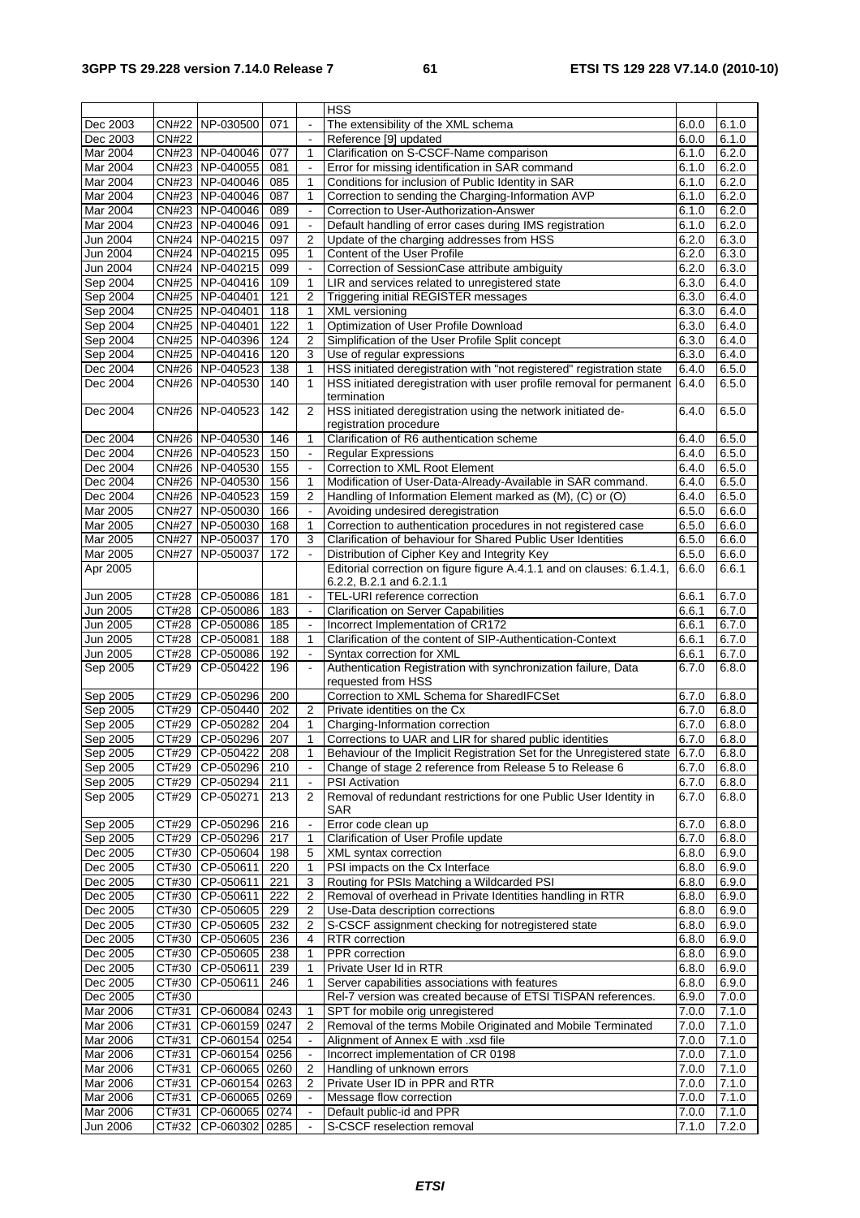| | | | | | | | |
|---|---|---|---|---|---|---|---|
| | | | | | HSS | | |
| Dec 2003 | CN#22 | NP-030500 | 071 | - | The extensibility of the XML schema | 6.0.0 | 6.1.0 |
| Dec 2003 | CN#22 | | | - | Reference [9] updated | 6.0.0 | 6.1.0 |
| Mar 2004 | CN#23 | NP-040046 | 077 | 1 | Clarification on S-CSCF-Name comparison | 6.1.0 | 6.2.0 |
| Mar 2004 | CN#23 | NP-040055 | 081 | - | Error for missing identification in SAR command | 6.1.0 | 6.2.0 |
| Mar 2004 | CN#23 | NP-040046 | 085 | 1 | Conditions for inclusion of Public Identity in SAR | 6.1.0 | 6.2.0 |
| Mar 2004 | CN#23 | NP-040046 | 087 | 1 | Correction to sending the Charging-Information AVP | 6.1.0 | 6.2.0 |
| Mar 2004 | CN#23 | NP-040046 | 089 | - | Correction to User-Authorization-Answer | 6.1.0 | 6.2.0 |
| Mar 2004 | CN#23 | NP-040046 | 091 | - | Default handling of error cases during IMS registration | 6.1.0 | 6.2.0 |
| Jun 2004 | CN#24 | NP-040215 | 097 | 2 | Update of the charging addresses from HSS | 6.2.0 | 6.3.0 |
| Jun 2004 | CN#24 | NP-040215 | 095 | 1 | Content of the User Profile | 6.2.0 | 6.3.0 |
| Jun 2004 | CN#24 | NP-040215 | 099 | - | Correction of SessionCase attribute ambiguity | 6.2.0 | 6.3.0 |
| Sep 2004 | CN#25 | NP-040416 | 109 | 1 | LIR and services related to unregistered state | 6.3.0 | 6.4.0 |
| Sep 2004 | CN#25 | NP-040401 | 121 | 2 | Triggering initial REGISTER messages | 6.3.0 | 6.4.0 |
| Sep 2004 | CN#25 | NP-040401 | 118 | 1 | XML versioning | 6.3.0 | 6.4.0 |
| Sep 2004 | CN#25 | NP-040401 | 122 | 1 | Optimization of User Profile Download | 6.3.0 | 6.4.0 |
| Sep 2004 | CN#25 | NP-040396 | 124 | 2 | Simplification of the User Profile Split concept | 6.3.0 | 6.4.0 |
| Sep 2004 | CN#25 | NP-040416 | 120 | 3 | Use of regular expressions | 6.3.0 | 6.4.0 |
| Dec 2004 | CN#26 | NP-040523 | 138 | 1 | HSS initiated deregistration with "not registered" registration state | 6.4.0 | 6.5.0 |
| Dec 2004 | CN#26 | NP-040530 | 140 | 1 | HSS initiated deregistration with user profile removal for permanent termination | 6.4.0 | 6.5.0 |
| Dec 2004 | CN#26 | NP-040523 | 142 | 2 | HSS initiated deregistration using the network initiated de-registration procedure | 6.4.0 | 6.5.0 |
| Dec 2004 | CN#26 | NP-040530 | 146 | 1 | Clarification of R6 authentication scheme | 6.4.0 | 6.5.0 |
| Dec 2004 | CN#26 | NP-040523 | 150 | - | Regular Expressions | 6.4.0 | 6.5.0 |
| Dec 2004 | CN#26 | NP-040530 | 155 | - | Correction to XML Root Element | 6.4.0 | 6.5.0 |
| Dec 2004 | CN#26 | NP-040530 | 156 | 1 | Modification of User-Data-Already-Available in SAR command. | 6.4.0 | 6.5.0 |
| Dec 2004 | CN#26 | NP-040523 | 159 | 2 | Handling of Information Element marked as (M), (C) or (O) | 6.4.0 | 6.5.0 |
| Mar 2005 | CN#27 | NP-050030 | 166 | - | Avoiding undesired deregistration | 6.5.0 | 6.6.0 |
| Mar 2005 | CN#27 | NP-050030 | 168 | 1 | Correction to authentication procedures in not registered case | 6.5.0 | 6.6.0 |
| Mar 2005 | CN#27 | NP-050037 | 170 | 3 | Clarification of behaviour for Shared Public User Identities | 6.5.0 | 6.6.0 |
| Mar 2005 | CN#27 | NP-050037 | 172 | - | Distribution of Cipher Key and Integrity Key | 6.5.0 | 6.6.0 |
| Apr 2005 | | | | | Editorial correction on figure figure A.4.1.1 and on clauses: 6.1.4.1, 6.2.2, B.2.1 and 6.2.1.1 | 6.6.0 | 6.6.1 |
| Jun 2005 | CT#28 | CP-050086 | 181 | - | TEL-URI reference correction | 6.6.1 | 6.7.0 |
| Jun 2005 | CT#28 | CP-050086 | 183 | - | Clarification on Server Capabilities | 6.6.1 | 6.7.0 |
| Jun 2005 | CT#28 | CP-050086 | 185 | - | Incorrect Implementation of CR172 | 6.6.1 | 6.7.0 |
| Jun 2005 | CT#28 | CP-050081 | 188 | 1 | Clarification of the content of SIP-Authentication-Context | 6.6.1 | 6.7.0 |
| Jun 2005 | CT#28 | CP-050086 | 192 | - | Syntax correction for XML | 6.6.1 | 6.7.0 |
| Sep 2005 | CT#29 | CP-050422 | 196 | - | Authentication Registration with synchronization failure, Data requested from HSS | 6.7.0 | 6.8.0 |
| Sep 2005 | CT#29 | CP-050296 | 200 | | Correction to XML Schema for SharedIFCSet | 6.7.0 | 6.8.0 |
| Sep 2005 | CT#29 | CP-050440 | 202 | 2 | Private identities on the Cx | 6.7.0 | 6.8.0 |
| Sep 2005 | CT#29 | CP-050282 | 204 | 1 | Charging-Information correction | 6.7.0 | 6.8.0 |
| Sep 2005 | CT#29 | CP-050296 | 207 | 1 | Corrections to UAR and LIR for shared public identities | 6.7.0 | 6.8.0 |
| Sep 2005 | CT#29 | CP-050422 | 208 | 1 | Behaviour of the Implicit Registration Set for the Unregistered state | 6.7.0 | 6.8.0 |
| Sep 2005 | CT#29 | CP-050296 | 210 | - | Change of stage 2 reference from Release 5 to Release 6 | 6.7.0 | 6.8.0 |
| Sep 2005 | CT#29 | CP-050294 | 211 | - | PSI Activation | 6.7.0 | 6.8.0 |
| Sep 2005 | CT#29 | CP-050271 | 213 | 2 | Removal of redundant restrictions for one Public User Identity in SAR | 6.7.0 | 6.8.0 |
| Sep 2005 | CT#29 | CP-050296 | 216 | - | Error code clean up | 6.7.0 | 6.8.0 |
| Sep 2005 | CT#29 | CP-050296 | 217 | 1 | Clarification of User Profile update | 6.7.0 | 6.8.0 |
| Dec 2005 | CT#30 | CP-050604 | 198 | 5 | XML syntax correction | 6.8.0 | 6.9.0 |
| Dec 2005 | CT#30 | CP-050611 | 220 | 1 | PSI impacts on the Cx Interface | 6.8.0 | 6.9.0 |
| Dec 2005 | CT#30 | CP-050611 | 221 | 3 | Routing for PSIs Matching a Wildcarded PSI | 6.8.0 | 6.9.0 |
| Dec 2005 | CT#30 | CP-050611 | 222 | 2 | Removal of overhead in Private Identities handling in RTR | 6.8.0 | 6.9.0 |
| Dec 2005 | CT#30 | CP-050605 | 229 | 2 | Use-Data description corrections | 6.8.0 | 6.9.0 |
| Dec 2005 | CT#30 | CP-050605 | 232 | 2 | S-CSCF assignment checking for notregistered state | 6.8.0 | 6.9.0 |
| Dec 2005 | CT#30 | CP-050605 | 236 | 4 | RTR correction | 6.8.0 | 6.9.0 |
| Dec 2005 | CT#30 | CP-050605 | 238 | 1 | PPR correction | 6.8.0 | 6.9.0 |
| Dec 2005 | CT#30 | CP-050611 | 239 | 1 | Private User Id in RTR | 6.8.0 | 6.9.0 |
| Dec 2005 | CT#30 | CP-050611 | 246 | 1 | Server capabilities associations with features | 6.8.0 | 6.9.0 |
| Dec 2005 | CT#30 | | | | Rel-7 version was created because of ETSI TISPAN references. | 6.9.0 | 7.0.0 |
| Mar 2006 | CT#31 | CP-060084 | 0243 | 1 | SPT for mobile orig unregistered | 7.0.0 | 7.1.0 |
| Mar 2006 | CT#31 | CP-060159 | 0247 | 2 | Removal of the terms Mobile Originated and Mobile Terminated | 7.0.0 | 7.1.0 |
| Mar 2006 | CT#31 | CP-060154 | 0254 | - | Alignment of Annex E with .xsd file | 7.0.0 | 7.1.0 |
| Mar 2006 | CT#31 | CP-060154 | 0256 | - | Incorrect implementation of CR 0198 | 7.0.0 | 7.1.0 |
| Mar 2006 | CT#31 | CP-060065 | 0260 | 2 | Handling of unknown errors | 7.0.0 | 7.1.0 |
| Mar 2006 | CT#31 | CP-060154 | 0263 | 2 | Private User ID in PPR and RTR | 7.0.0 | 7.1.0 |
| Mar 2006 | CT#31 | CP-060065 | 0269 | - | Message flow correction | 7.0.0 | 7.1.0 |
| Mar 2006 | CT#31 | CP-060065 | 0274 | - | Default public-id and PPR | 7.0.0 | 7.1.0 |
| Jun 2006 | CT#32 | CP-060302 | 0285 | - | S-CSCF reselection removal | 7.1.0 | 7.2.0 |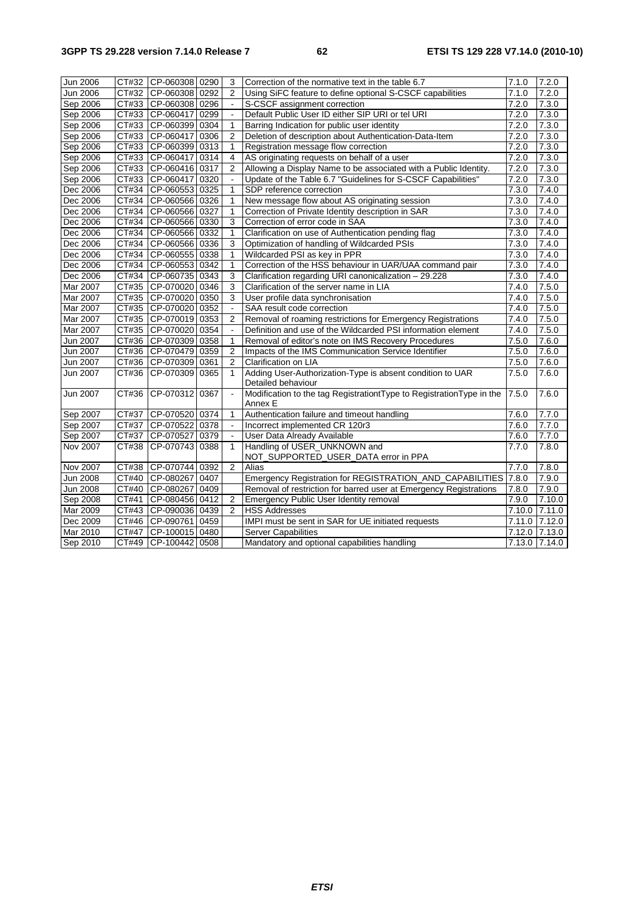| | | | | | | | |
|---|---|---|---|---|---|---|---|
| Jun 2006 | CT#32 | CP-060308 | 0290 | 3 | Correction of the normative text in the table 6.7 | 7.1.0 | 7.2.0 |
| Jun 2006 | CT#32 | CP-060308 | 0292 | 2 | Using SiFC feature to define optional S-CSCF capabilities | 7.1.0 | 7.2.0 |
| Sep 2006 | CT#33 | CP-060308 | 0296 | - | S-CSCF assignment correction | 7.2.0 | 7.3.0 |
| Sep 2006 | CT#33 | CP-060417 | 0299 | - | Default Public User ID either SIP URI or tel URI | 7.2.0 | 7.3.0 |
| Sep 2006 | CT#33 | CP-060399 | 0304 | 1 | Barring Indication for public user identity | 7.2.0 | 7.3.0 |
| Sep 2006 | CT#33 | CP-060417 | 0306 | 2 | Deletion of description about Authentication-Data-Item | 7.2.0 | 7.3.0 |
| Sep 2006 | CT#33 | CP-060399 | 0313 | 1 | Registration message flow correction | 7.2.0 | 7.3.0 |
| Sep 2006 | CT#33 | CP-060417 | 0314 | 4 | AS originating requests on behalf of a user | 7.2.0 | 7.3.0 |
| Sep 2006 | CT#33 | CP-060416 | 0317 | 2 | Allowing a Display Name to be associated with a Public Identity. | 7.2.0 | 7.3.0 |
| Sep 2006 | CT#33 | CP-060417 | 0320 | - | Update of the Table 6.7 "Guidelines for S-CSCF Capabilities" | 7.2.0 | 7.3.0 |
| Dec 2006 | CT#34 | CP-060553 | 0325 | 1 | SDP reference correction | 7.3.0 | 7.4.0 |
| Dec 2006 | CT#34 | CP-060566 | 0326 | 1 | New message flow about AS originating session | 7.3.0 | 7.4.0 |
| Dec 2006 | CT#34 | CP-060566 | 0327 | 1 | Correction of Private Identity description in SAR | 7.3.0 | 7.4.0 |
| Dec 2006 | CT#34 | CP-060566 | 0330 | 3 | Correction of error code in SAA | 7.3.0 | 7.4.0 |
| Dec 2006 | CT#34 | CP-060566 | 0332 | 1 | Clarification on use of Authentication pending flag | 7.3.0 | 7.4.0 |
| Dec 2006 | CT#34 | CP-060566 | 0336 | 3 | Optimization of handling of Wildcarded PSIs | 7.3.0 | 7.4.0 |
| Dec 2006 | CT#34 | CP-060555 | 0338 | 1 | Wildcarded PSI as key in PPR | 7.3.0 | 7.4.0 |
| Dec 2006 | CT#34 | CP-060553 | 0342 | 1 | Correction of the HSS behaviour in UAR/UAA command pair | 7.3.0 | 7.4.0 |
| Dec 2006 | CT#34 | CP-060735 | 0343 | 3 | Clarification regarding URI canonicalization – 29.228 | 7.3.0 | 7.4.0 |
| Mar 2007 | CT#35 | CP-070020 | 0346 | 3 | Clarification of the server name in LIA | 7.4.0 | 7.5.0 |
| Mar 2007 | CT#35 | CP-070020 | 0350 | 3 | User profile data synchronisation | 7.4.0 | 7.5.0 |
| Mar 2007 | CT#35 | CP-070020 | 0352 | - | SAA result code correction | 7.4.0 | 7.5.0 |
| Mar 2007 | CT#35 | CP-070019 | 0353 | 2 | Removal of roaming restrictions for Emergency Registrations | 7.4.0 | 7.5.0 |
| Mar 2007 | CT#35 | CP-070020 | 0354 | - | Definition and use of the Wildcarded PSI information element | 7.4.0 | 7.5.0 |
| Jun 2007 | CT#36 | CP-070309 | 0358 | 1 | Removal of editor's note on IMS Recovery Procedures | 7.5.0 | 7.6.0 |
| Jun 2007 | CT#36 | CP-070479 | 0359 | 2 | Impacts of the IMS Communication Service Identifier | 7.5.0 | 7.6.0 |
| Jun 2007 | CT#36 | CP-070309 | 0361 | 2 | Clarification on LIA | 7.5.0 | 7.6.0 |
| Jun 2007 | CT#36 | CP-070309 | 0365 | 1 | Adding User-Authorization-Type is absent condition to UAR Detailed behaviour | 7.5.0 | 7.6.0 |
| Jun 2007 | CT#36 | CP-070312 | 0367 | - | Modification to the tag RegistrationtType to RegistrationType in the Annex E | 7.5.0 | 7.6.0 |
| Sep 2007 | CT#37 | CP-070520 | 0374 | 1 | Authentication failure and timeout handling | 7.6.0 | 7.7.0 |
| Sep 2007 | CT#37 | CP-070522 | 0378 | - | Incorrect implemented CR 120r3 | 7.6.0 | 7.7.0 |
| Sep 2007 | CT#37 | CP-070527 | 0379 | - | User Data Already Available | 7.6.0 | 7.7.0 |
| Nov 2007 | CT#38 | CP-070743 | 0388 | 1 | Handling of USER_UNKNOWN and NOT_SUPPORTED_USER_DATA error in PPA | 7.7.0 | 7.8.0 |
| Nov 2007 | CT#38 | CP-070744 | 0392 | 2 | Alias | 7.7.0 | 7.8.0 |
| Jun 2008 | CT#40 | CP-080267 | 0407 | | Emergency Registration for REGISTRATION_AND_CAPABILITIES | 7.8.0 | 7.9.0 |
| Jun 2008 | CT#40 | CP-080267 | 0409 | | Removal of restriction for barred user at Emergency Registrations | 7.8.0 | 7.9.0 |
| Sep 2008 | CT#41 | CP-080456 | 0412 | 2 | Emergency Public User Identity removal | 7.9.0 | 7.10.0 |
| Mar 2009 | CT#43 | CP-090036 | 0439 | 2 | HSS Addresses | 7.10.0 | 7.11.0 |
| Dec 2009 | CT#46 | CP-090761 | 0459 | | IMPI must be sent in SAR for UE initiated requests | 7.11.0 | 7.12.0 |
| Mar 2010 | CT#47 | CP-100015 | 0480 | | Server Capabilities | 7.12.0 | 7.13.0 |
| Sep 2010 | CT#49 | CP-100442 | 0508 | | Mandatory and optional capabilities handling | 7.13.0 | 7.14.0 |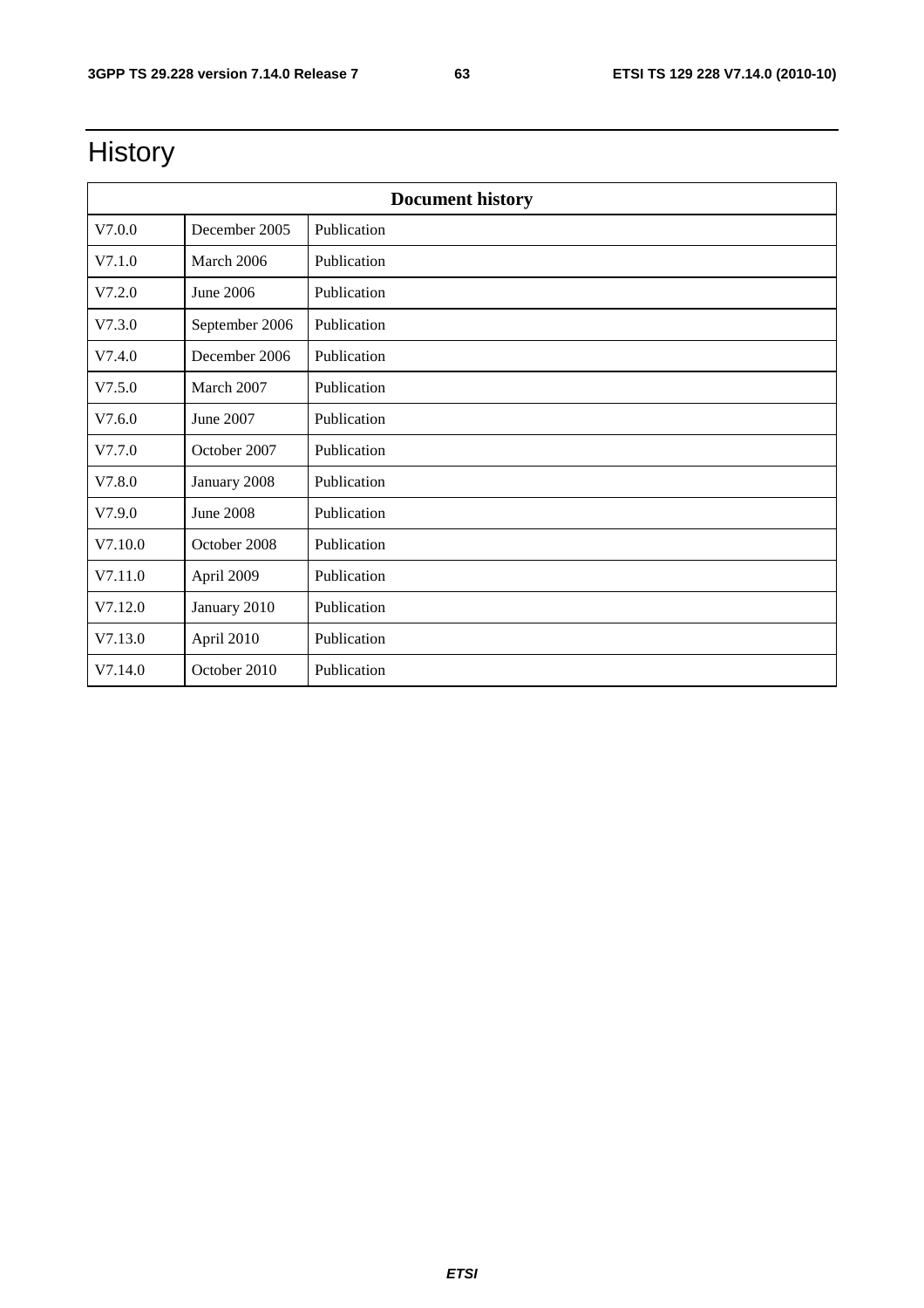# History

| Document history | | |
|---|---|---|
| V7.0.0 | December 2005 | Publication |
| V7.1.0 | March 2006 | Publication |
| V7.2.0 | June 2006 | Publication |
| V7.3.0 | September 2006 | Publication |
| V7.4.0 | December 2006 | Publication |
| V7.5.0 | March 2007 | Publication |
| V7.6.0 | June 2007 | Publication |
| V7.7.0 | October 2007 | Publication |
| V7.8.0 | January 2008 | Publication |
| V7.9.0 | June 2008 | Publication |
| V7.10.0 | October 2008 | Publication |
| V7.11.0 | April 2009 | Publication |
| V7.12.0 | January 2010 | Publication |
| V7.13.0 | April 2010 | Publication |
| V7.14.0 | October 2010 | Publication |